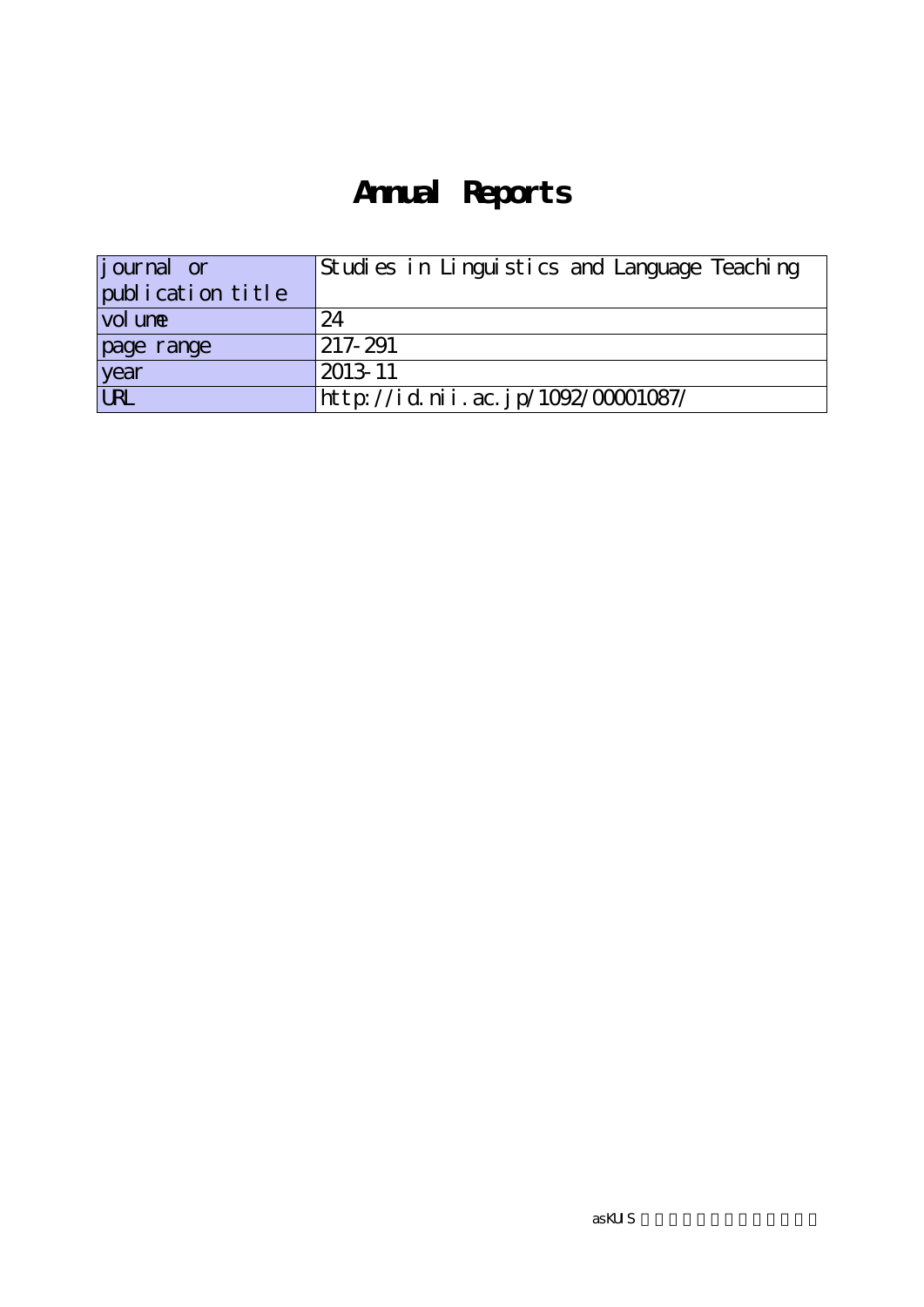# Annual Reports

| journal or publication title | Studies in Linguistics and Language Teaching |
|---|---|
| volume | 24 |
| page range | 217-291 |
| year | 2013-11 |
| URL | http://id.nii.ac.jp/1092/00001087/ |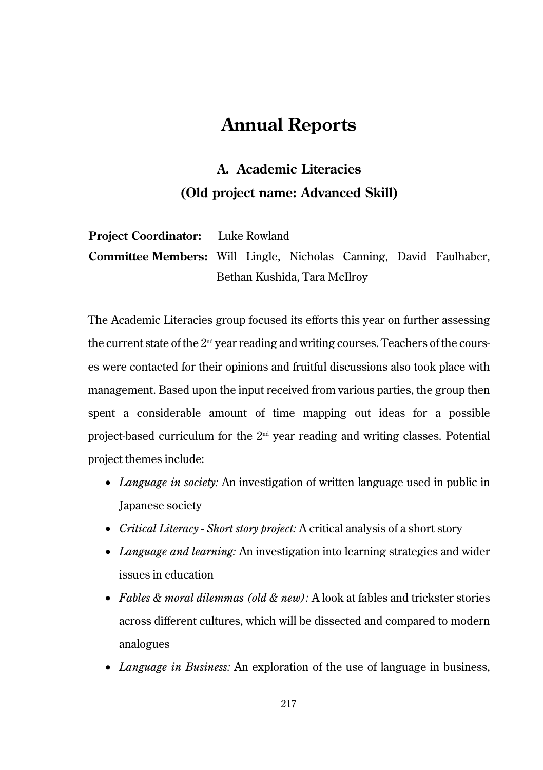# Annual Reports

## A. Academic Literacies
## (Old project name: Advanced Skill)

**Project Coordinator:** Luke Rowland

**Committee Members:** Will Lingle, Nicholas Canning, David Faulhaber, Bethan Kushida, Tara McIlroy

The Academic Literacies group focused its efforts this year on further assessing the current state of the 2nd year reading and writing courses. Teachers of the courses were contacted for their opinions and fruitful discussions also took place with management. Based upon the input received from various parties, the group then spent a considerable amount of time mapping out ideas for a possible project-based curriculum for the 2nd year reading and writing classes. Potential project themes include:

- *Language in society:* An investigation of written language used in public in Japanese society
- *Critical Literacy - Short story project:* A critical analysis of a short story
- *Language and learning:* An investigation into learning strategies and wider issues in education
- *Fables & moral dilemmas (old & new):* A look at fables and trickster stories across different cultures, which will be dissected and compared to modern analogues
- *Language in Business:* An exploration of the use of language in business,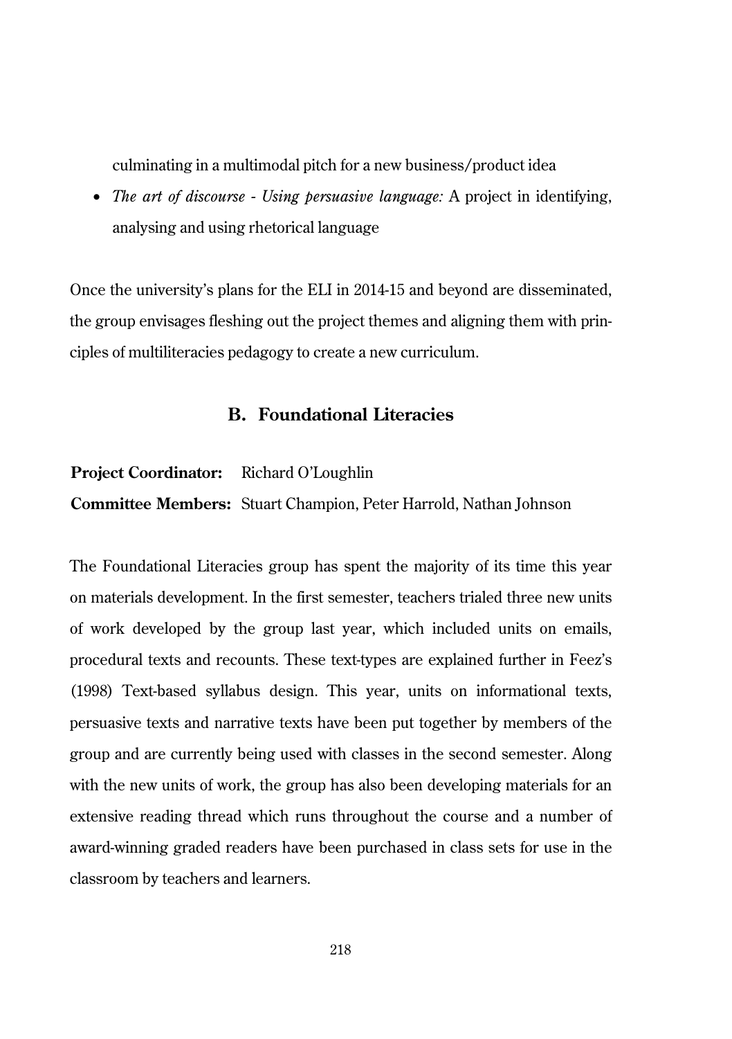culminating in a multimodal pitch for a new business/product idea

- *The art of discourse - Using persuasive language:* A project in identifying, analysing and using rhetorical language

Once the university's plans for the ELI in 2014-15 and beyond are disseminated, the group envisages fleshing out the project themes and aligning them with principles of multiliteracies pedagogy to create a new curriculum.

## B. Foundational Literacies

**Project Coordinator:** Richard O'Loughlin

**Committee Members:** Stuart Champion, Peter Harrold, Nathan Johnson

The Foundational Literacies group has spent the majority of its time this year on materials development. In the first semester, teachers trialed three new units of work developed by the group last year, which included units on emails, procedural texts and recounts. These text-types are explained further in Feez's (1998) Text-based syllabus design. This year, units on informational texts, persuasive texts and narrative texts have been put together by members of the group and are currently being used with classes in the second semester. Along with the new units of work, the group has also been developing materials for an extensive reading thread which runs throughout the course and a number of award-winning graded readers have been purchased in class sets for use in the classroom by teachers and learners.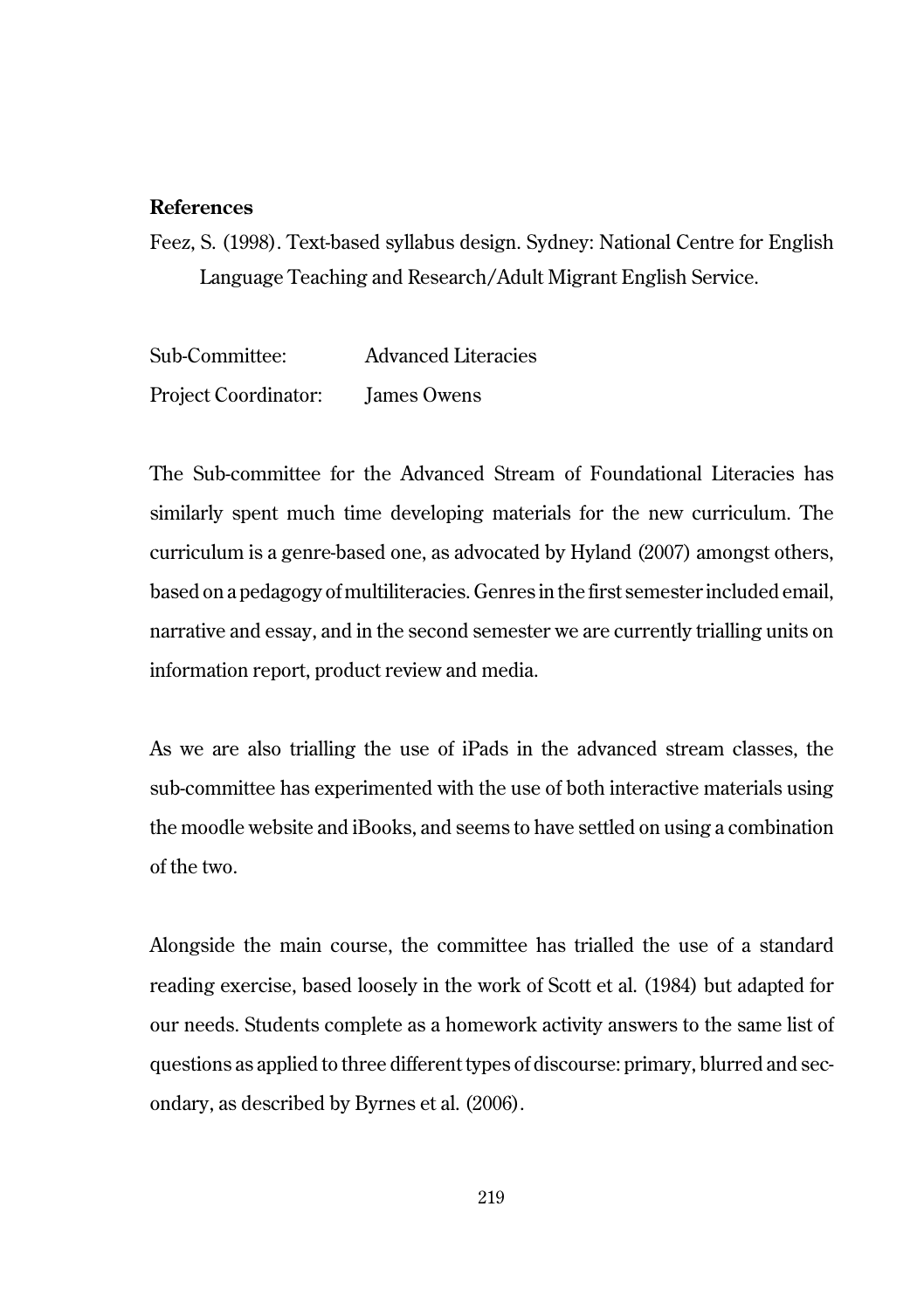**References**

Feez, S. (1998). Text-based syllabus design. Sydney: National Centre for English Language Teaching and Research/Adult Migrant English Service.

Sub-Committee: Advanced Literacies

Project Coordinator: James Owens

The Sub-committee for the Advanced Stream of Foundational Literacies has similarly spent much time developing materials for the new curriculum. The curriculum is a genre-based one, as advocated by Hyland (2007) amongst others, based on a pedagogy of multiliteracies. Genres in the first semester included email, narrative and essay, and in the second semester we are currently trialling units on information report, product review and media.

As we are also trialling the use of iPads in the advanced stream classes, the sub-committee has experimented with the use of both interactive materials using the moodle website and iBooks, and seems to have settled on using a combination of the two.

Alongside the main course, the committee has trialled the use of a standard reading exercise, based loosely in the work of Scott et al. (1984) but adapted for our needs. Students complete as a homework activity answers to the same list of questions as applied to three different types of discourse: primary, blurred and secondary, as described by Byrnes et al. (2006).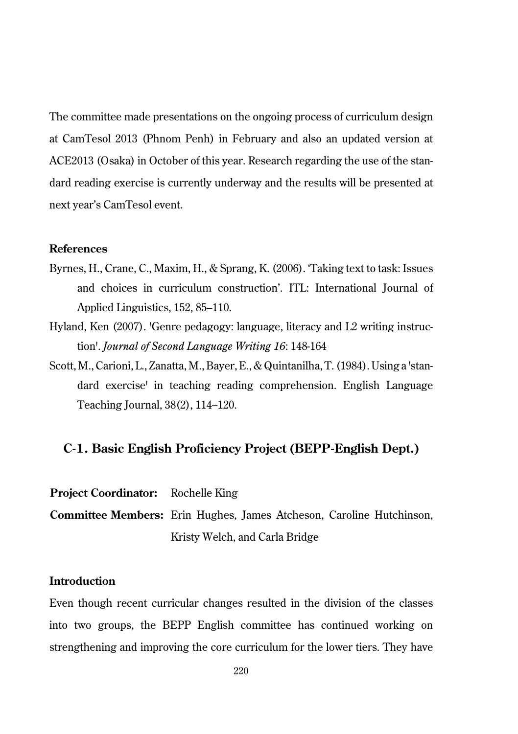The committee made presentations on the ongoing process of curriculum design at CamTesol 2013 (Phnom Penh) in February and also an updated version at ACE2013 (Osaka) in October of this year. Research regarding the use of the standard reading exercise is currently underway and the results will be presented at next year's CamTesol event.

**References**

Byrnes, H., Crane, C., Maxim, H., & Sprang, K. (2006). 'Taking text to task: Issues and choices in curriculum construction'. ITL: International Journal of Applied Linguistics, 152, 85–110.

Hyland, Ken (2007). 'Genre pedagogy: language, literacy and L2 writing instruction'. *Journal of Second Language Writing 16*: 148-164

Scott, M., Carioni, L., Zanatta, M., Bayer, E., & Quintanilha, T. (1984). Using a 'standard exercise' in teaching reading comprehension. English Language Teaching Journal, 38(2), 114–120.

## C-1. Basic English Proficiency Project (BEPP-English Dept.)

**Project Coordinator:** Rochelle King

**Committee Members:** Erin Hughes, James Atcheson, Caroline Hutchinson, Kristy Welch, and Carla Bridge

**Introduction**

Even though recent curricular changes resulted in the division of the classes into two groups, the BEPP English committee has continued working on strengthening and improving the core curriculum for the lower tiers. They have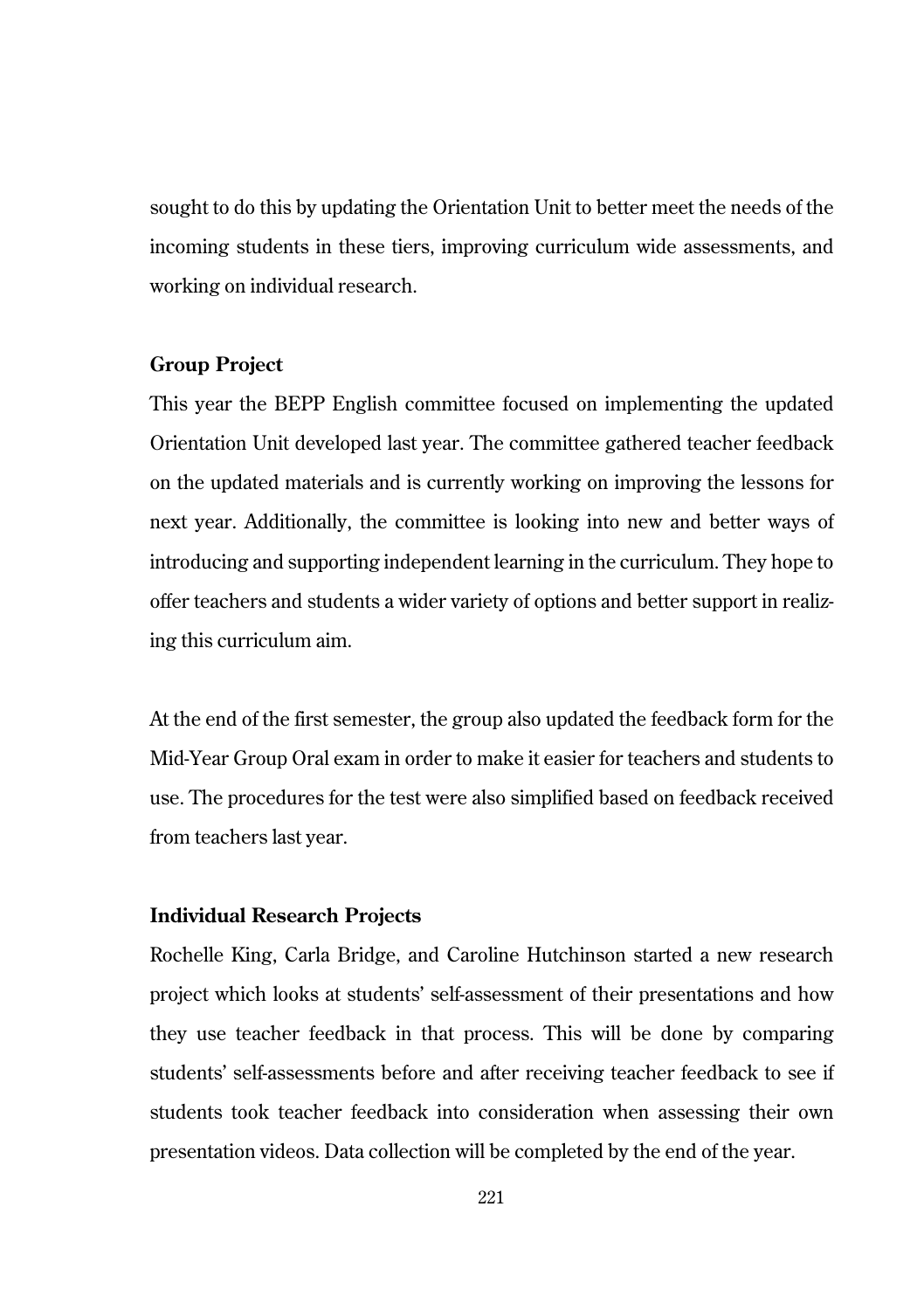sought to do this by updating the Orientation Unit to better meet the needs of the incoming students in these tiers, improving curriculum wide assessments, and working on individual research.

**Group Project**

This year the BEPP English committee focused on implementing the updated Orientation Unit developed last year. The committee gathered teacher feedback on the updated materials and is currently working on improving the lessons for next year. Additionally, the committee is looking into new and better ways of introducing and supporting independent learning in the curriculum. They hope to offer teachers and students a wider variety of options and better support in realizing this curriculum aim.

At the end of the first semester, the group also updated the feedback form for the Mid-Year Group Oral exam in order to make it easier for teachers and students to use. The procedures for the test were also simplified based on feedback received from teachers last year.

**Individual Research Projects**

Rochelle King, Carla Bridge, and Caroline Hutchinson started a new research project which looks at students' self-assessment of their presentations and how they use teacher feedback in that process. This will be done by comparing students' self-assessments before and after receiving teacher feedback to see if students took teacher feedback into consideration when assessing their own presentation videos. Data collection will be completed by the end of the year.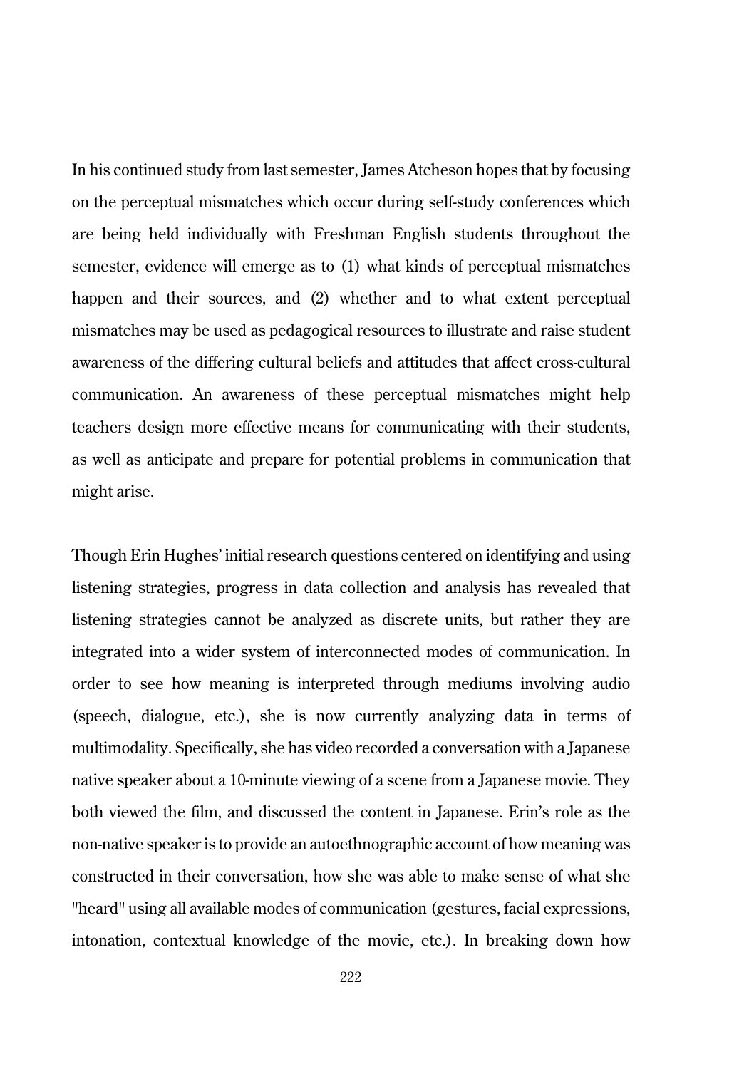In his continued study from last semester, James Atcheson hopes that by focusing on the perceptual mismatches which occur during self-study conferences which are being held individually with Freshman English students throughout the semester, evidence will emerge as to (1) what kinds of perceptual mismatches happen and their sources, and (2) whether and to what extent perceptual mismatches may be used as pedagogical resources to illustrate and raise student awareness of the differing cultural beliefs and attitudes that affect cross-cultural communication. An awareness of these perceptual mismatches might help teachers design more effective means for communicating with their students, as well as anticipate and prepare for potential problems in communication that might arise.

Though Erin Hughes' initial research questions centered on identifying and using listening strategies, progress in data collection and analysis has revealed that listening strategies cannot be analyzed as discrete units, but rather they are integrated into a wider system of interconnected modes of communication. In order to see how meaning is interpreted through mediums involving audio (speech, dialogue, etc.), she is now currently analyzing data in terms of multimodality. Specifically, she has video recorded a conversation with a Japanese native speaker about a 10-minute viewing of a scene from a Japanese movie. They both viewed the film, and discussed the content in Japanese. Erin's role as the non-native speaker is to provide an autoethnographic account of how meaning was constructed in their conversation, how she was able to make sense of what she "heard" using all available modes of communication (gestures, facial expressions, intonation, contextual knowledge of the movie, etc.). In breaking down how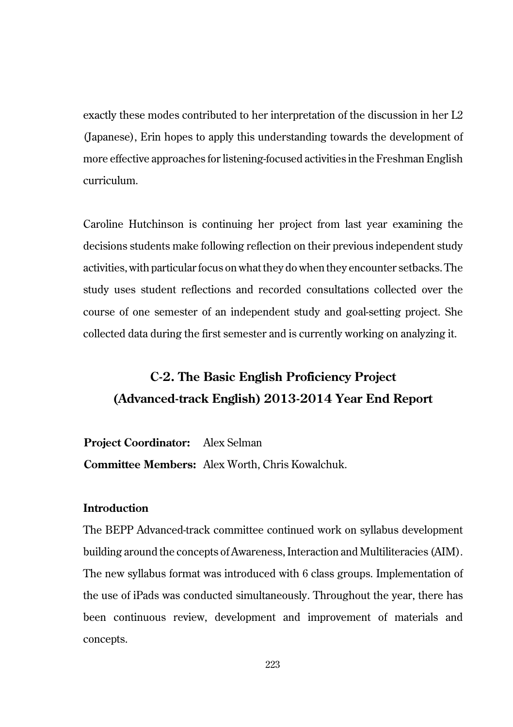exactly these modes contributed to her interpretation of the discussion in her L2 (Japanese), Erin hopes to apply this understanding towards the development of more effective approaches for listening-focused activities in the Freshman English curriculum.

Caroline Hutchinson is continuing her project from last year examining the decisions students make following reflection on their previous independent study activities, with particular focus on what they do when they encounter setbacks. The study uses student reflections and recorded consultations collected over the course of one semester of an independent study and goal-setting project. She collected data during the first semester and is currently working on analyzing it.

## C-2. The Basic English Proficiency Project (Advanced-track English) 2013-2014 Year End Report

**Project Coordinator:** Alex Selman

**Committee Members:** Alex Worth, Chris Kowalchuk.

### Introduction

The BEPP Advanced-track committee continued work on syllabus development building around the concepts of Awareness, Interaction and Multiliteracies (AIM). The new syllabus format was introduced with 6 class groups. Implementation of the use of iPads was conducted simultaneously. Throughout the year, there has been continuous review, development and improvement of materials and concepts.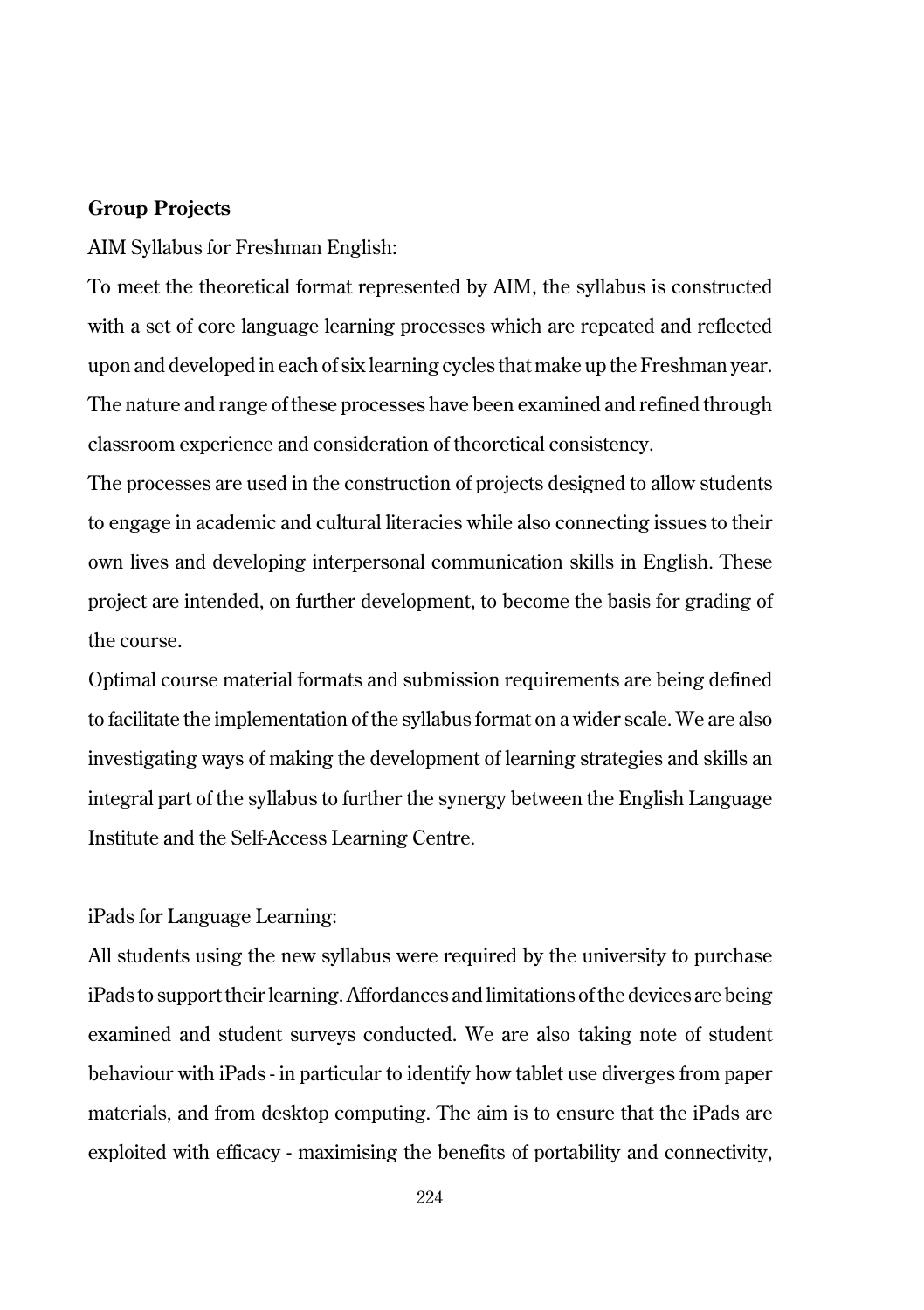**Group Projects**

AIM Syllabus for Freshman English:

To meet the theoretical format represented by AIM, the syllabus is constructed with a set of core language learning processes which are repeated and reflected upon and developed in each of six learning cycles that make up the Freshman year. The nature and range of these processes have been examined and refined through classroom experience and consideration of theoretical consistency.

The processes are used in the construction of projects designed to allow students to engage in academic and cultural literacies while also connecting issues to their own lives and developing interpersonal communication skills in English. These project are intended, on further development, to become the basis for grading of the course.

Optimal course material formats and submission requirements are being defined to facilitate the implementation of the syllabus format on a wider scale. We are also investigating ways of making the development of learning strategies and skills an integral part of the syllabus to further the synergy between the English Language Institute and the Self-Access Learning Centre.

iPads for Language Learning:

All students using the new syllabus were required by the university to purchase iPads to support their learning. Affordances and limitations of the devices are being examined and student surveys conducted. We are also taking note of student behaviour with iPads - in particular to identify how tablet use diverges from paper materials, and from desktop computing. The aim is to ensure that the iPads are exploited with efficacy - maximising the benefits of portability and connectivity,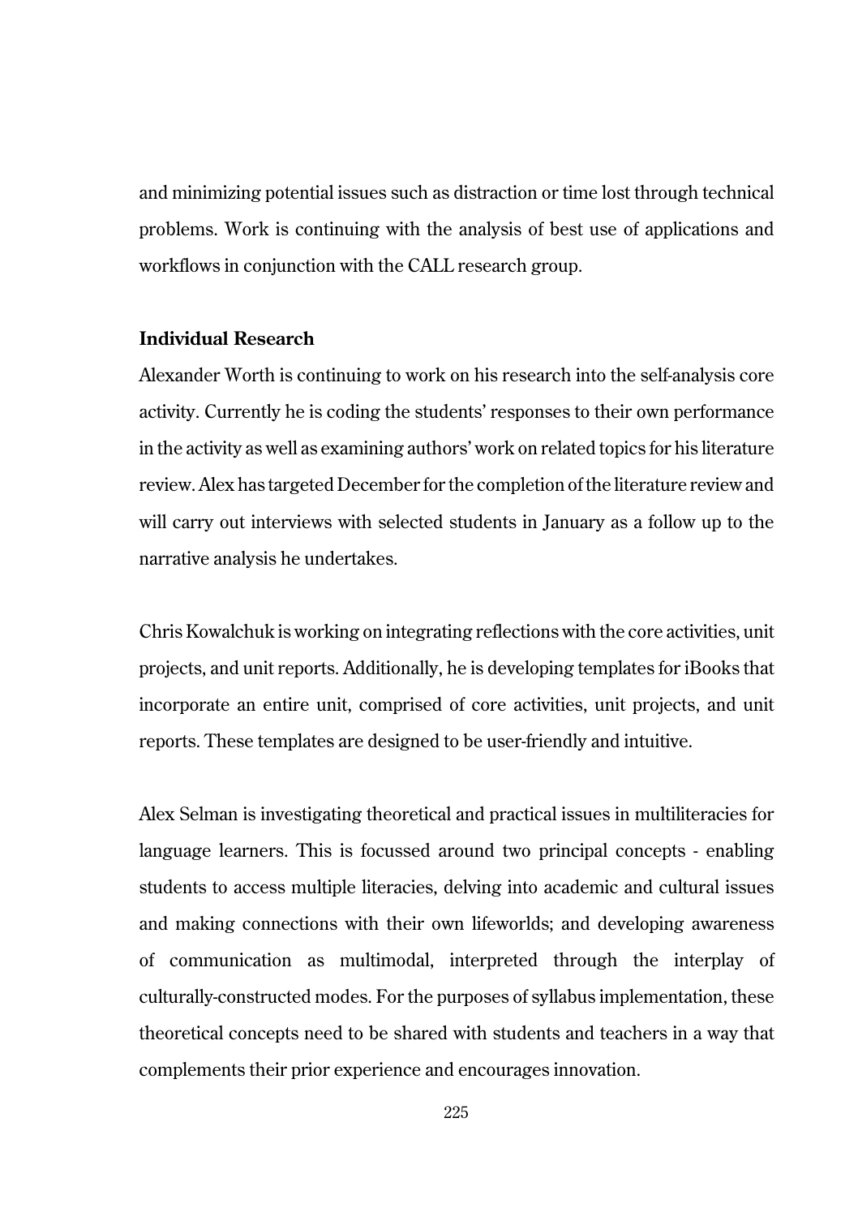and minimizing potential issues such as distraction or time lost through technical problems. Work is continuing with the analysis of best use of applications and workflows in conjunction with the CALL research group.

### Individual Research

Alexander Worth is continuing to work on his research into the self-analysis core activity. Currently he is coding the students' responses to their own performance in the activity as well as examining authors' work on related topics for his literature review. Alex has targeted December for the completion of the literature review and will carry out interviews with selected students in January as a follow up to the narrative analysis he undertakes.

Chris Kowalchuk is working on integrating reflections with the core activities, unit projects, and unit reports. Additionally, he is developing templates for iBooks that incorporate an entire unit, comprised of core activities, unit projects, and unit reports. These templates are designed to be user-friendly and intuitive.

Alex Selman is investigating theoretical and practical issues in multiliteracies for language learners. This is focussed around two principal concepts - enabling students to access multiple literacies, delving into academic and cultural issues and making connections with their own lifeworlds; and developing awareness of communication as multimodal, interpreted through the interplay of culturally-constructed modes. For the purposes of syllabus implementation, these theoretical concepts need to be shared with students and teachers in a way that complements their prior experience and encourages innovation.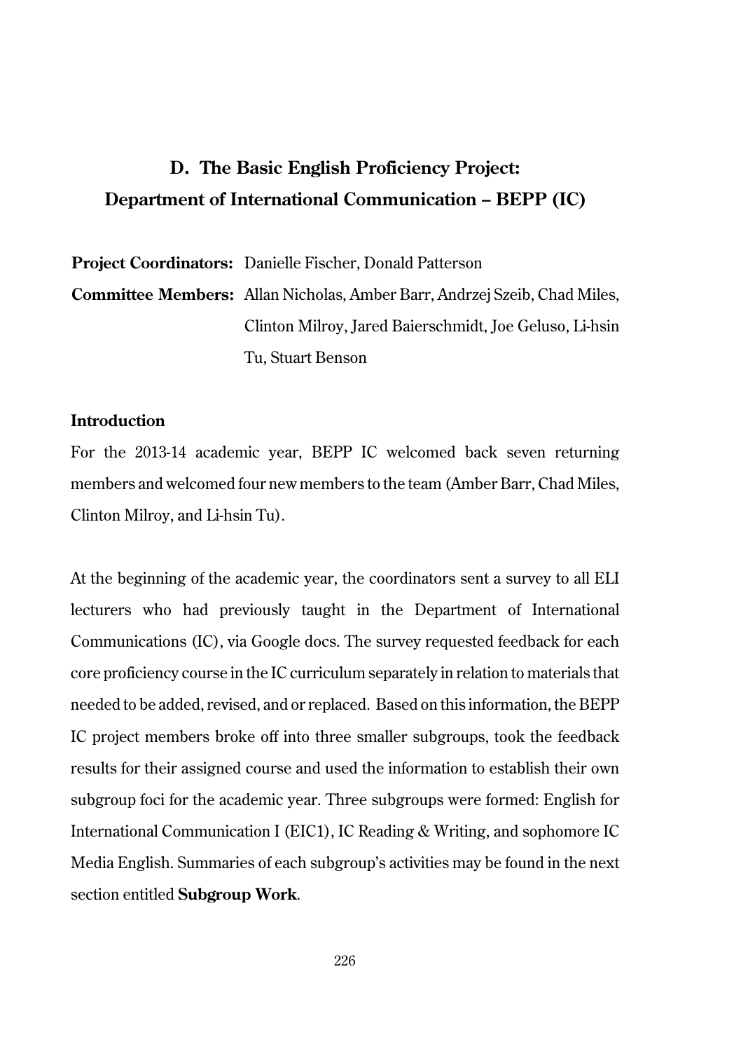## D. The Basic English Proficiency Project: Department of International Communication – BEPP (IC)

**Project Coordinators:** Danielle Fischer, Donald Patterson

**Committee Members:** Allan Nicholas, Amber Barr, Andrzej Szeib, Chad Miles, Clinton Milroy, Jared Baierschmidt, Joe Geluso, Li-hsin Tu, Stuart Benson

### Introduction

For the 2013-14 academic year, BEPP IC welcomed back seven returning members and welcomed four new members to the team (Amber Barr, Chad Miles, Clinton Milroy, and Li-hsin Tu).

At the beginning of the academic year, the coordinators sent a survey to all ELI lecturers who had previously taught in the Department of International Communications (IC), via Google docs. The survey requested feedback for each core proficiency course in the IC curriculum separately in relation to materials that needed to be added, revised, and or replaced. Based on this information, the BEPP IC project members broke off into three smaller subgroups, took the feedback results for their assigned course and used the information to establish their own subgroup foci for the academic year. Three subgroups were formed: English for International Communication I (EIC1), IC Reading & Writing, and sophomore IC Media English. Summaries of each subgroup's activities may be found in the next section entitled **Subgroup Work**.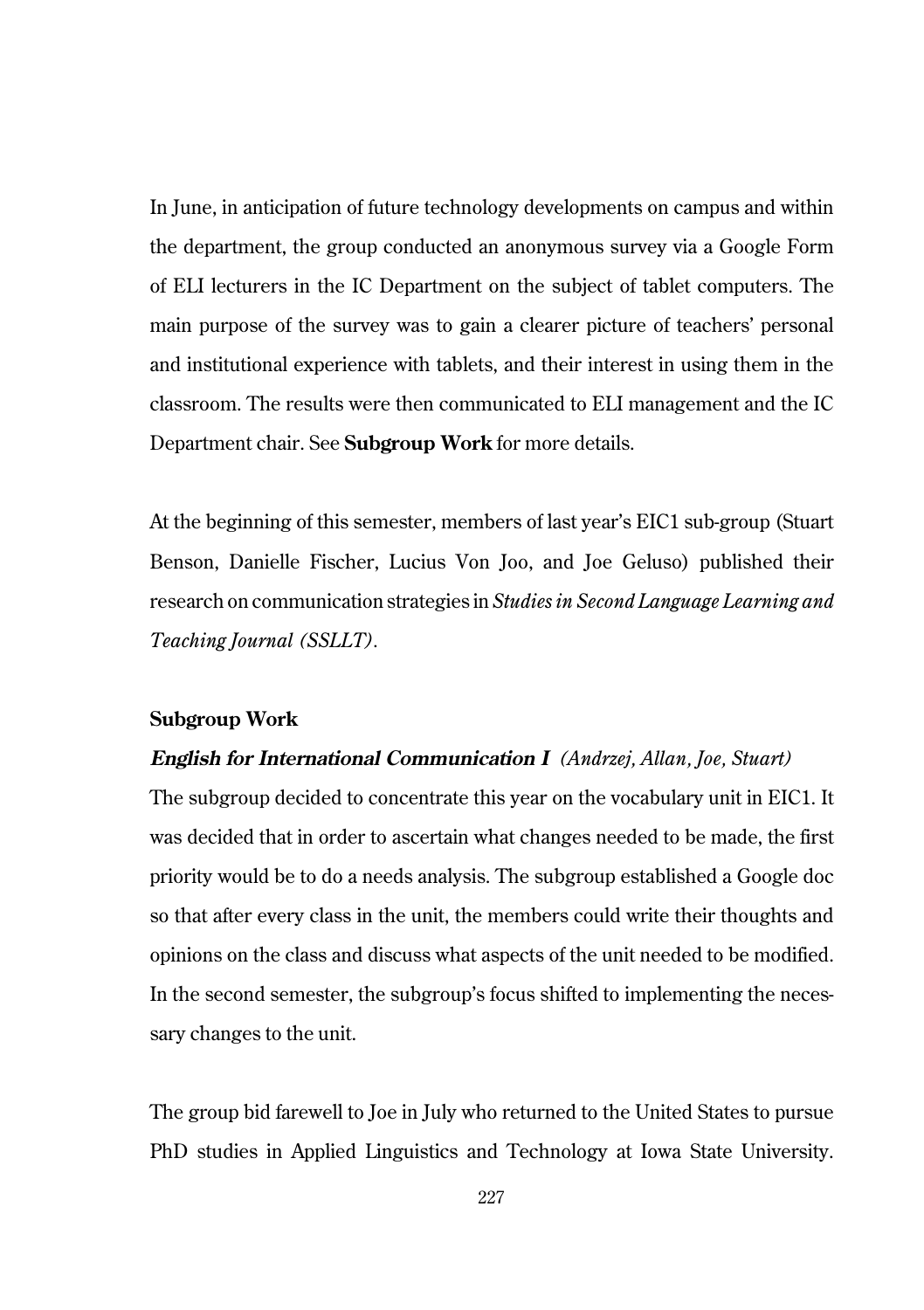In June, in anticipation of future technology developments on campus and within the department, the group conducted an anonymous survey via a Google Form of ELI lecturers in the IC Department on the subject of tablet computers. The main purpose of the survey was to gain a clearer picture of teachers' personal and institutional experience with tablets, and their interest in using them in the classroom. The results were then communicated to ELI management and the IC Department chair. See **Subgroup Work** for more details.

At the beginning of this semester, members of last year's EIC1 sub-group (Stuart Benson, Danielle Fischer, Lucius Von Joo, and Joe Geluso) published their research on communication strategies in *Studies in Second Language Learning and Teaching Journal (SSLLT)*.

### Subgroup Work

***English for International Communication I*** *(Andrzej, Allan, Joe, Stuart)*

The subgroup decided to concentrate this year on the vocabulary unit in EIC1. It was decided that in order to ascertain what changes needed to be made, the first priority would be to do a needs analysis. The subgroup established a Google doc so that after every class in the unit, the members could write their thoughts and opinions on the class and discuss what aspects of the unit needed to be modified. In the second semester, the subgroup's focus shifted to implementing the necessary changes to the unit.

The group bid farewell to Joe in July who returned to the United States to pursue PhD studies in Applied Linguistics and Technology at Iowa State University.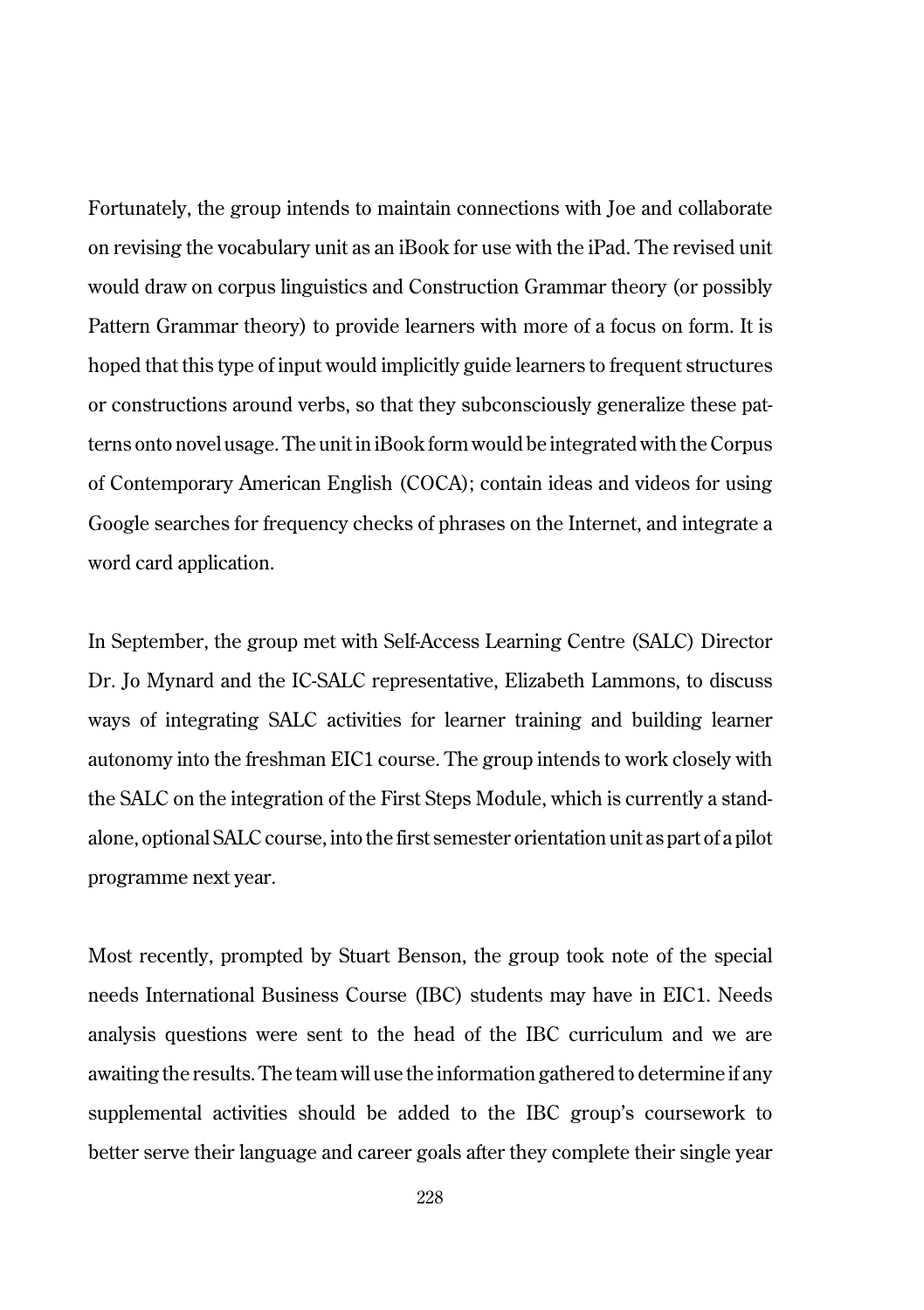Fortunately, the group intends to maintain connections with Joe and collaborate on revising the vocabulary unit as an iBook for use with the iPad. The revised unit would draw on corpus linguistics and Construction Grammar theory (or possibly Pattern Grammar theory) to provide learners with more of a focus on form. It is hoped that this type of input would implicitly guide learners to frequent structures or constructions around verbs, so that they subconsciously generalize these patterns onto novel usage. The unit in iBook form would be integrated with the Corpus of Contemporary American English (COCA); contain ideas and videos for using Google searches for frequency checks of phrases on the Internet, and integrate a word card application.

In September, the group met with Self-Access Learning Centre (SALC) Director Dr. Jo Mynard and the IC-SALC representative, Elizabeth Lammons, to discuss ways of integrating SALC activities for learner training and building learner autonomy into the freshman EIC1 course. The group intends to work closely with the SALC on the integration of the First Steps Module, which is currently a stand-alone, optional SALC course, into the first semester orientation unit as part of a pilot programme next year.

Most recently, prompted by Stuart Benson, the group took note of the special needs International Business Course (IBC) students may have in EIC1. Needs analysis questions were sent to the head of the IBC curriculum and we are awaiting the results. The team will use the information gathered to determine if any supplemental activities should be added to the IBC group's coursework to better serve their language and career goals after they complete their single year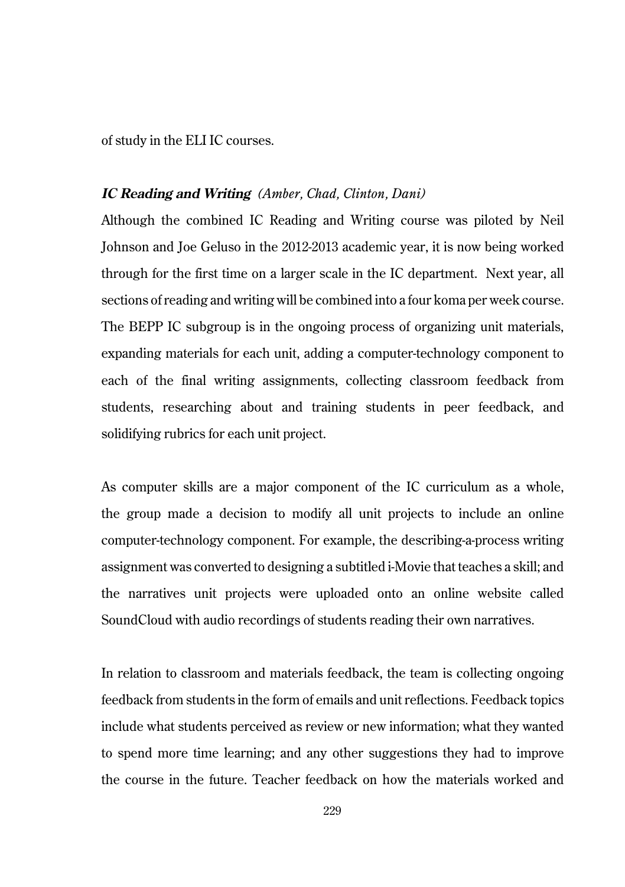of study in the ELI IC courses.

***IC Reading and Writing*** *(Amber, Chad, Clinton, Dani)*

Although the combined IC Reading and Writing course was piloted by Neil Johnson and Joe Geluso in the 2012-2013 academic year, it is now being worked through for the first time on a larger scale in the IC department. Next year, all sections of reading and writing will be combined into a four koma per week course. The BEPP IC subgroup is in the ongoing process of organizing unit materials, expanding materials for each unit, adding a computer-technology component to each of the final writing assignments, collecting classroom feedback from students, researching about and training students in peer feedback, and solidifying rubrics for each unit project.

As computer skills are a major component of the IC curriculum as a whole, the group made a decision to modify all unit projects to include an online computer-technology component. For example, the describing-a-process writing assignment was converted to designing a subtitled i-Movie that teaches a skill; and the narratives unit projects were uploaded onto an online website called SoundCloud with audio recordings of students reading their own narratives.

In relation to classroom and materials feedback, the team is collecting ongoing feedback from students in the form of emails and unit reflections. Feedback topics include what students perceived as review or new information; what they wanted to spend more time learning; and any other suggestions they had to improve the course in the future. Teacher feedback on how the materials worked and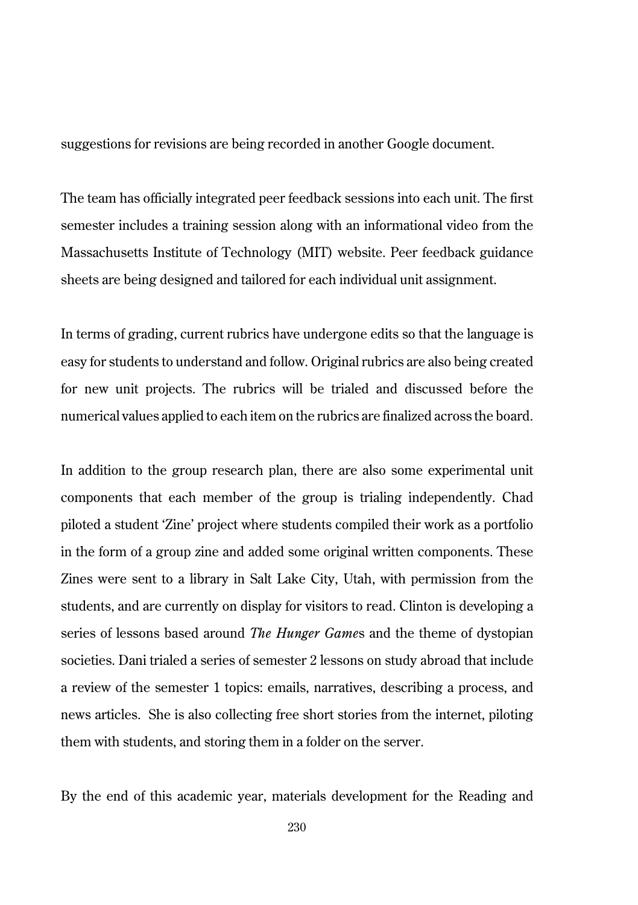suggestions for revisions are being recorded in another Google document.

The team has officially integrated peer feedback sessions into each unit. The first semester includes a training session along with an informational video from the Massachusetts Institute of Technology (MIT) website. Peer feedback guidance sheets are being designed and tailored for each individual unit assignment.

In terms of grading, current rubrics have undergone edits so that the language is easy for students to understand and follow. Original rubrics are also being created for new unit projects. The rubrics will be trialed and discussed before the numerical values applied to each item on the rubrics are finalized across the board.

In addition to the group research plan, there are also some experimental unit components that each member of the group is trialing independently. Chad piloted a student 'Zine' project where students compiled their work as a portfolio in the form of a group zine and added some original written components. These Zines were sent to a library in Salt Lake City, Utah, with permission from the students, and are currently on display for visitors to read. Clinton is developing a series of lessons based around *The Hunger Game*s and the theme of dystopian societies. Dani trialed a series of semester 2 lessons on study abroad that include a review of the semester 1 topics: emails, narratives, describing a process, and news articles. She is also collecting free short stories from the internet, piloting them with students, and storing them in a folder on the server.

By the end of this academic year, materials development for the Reading and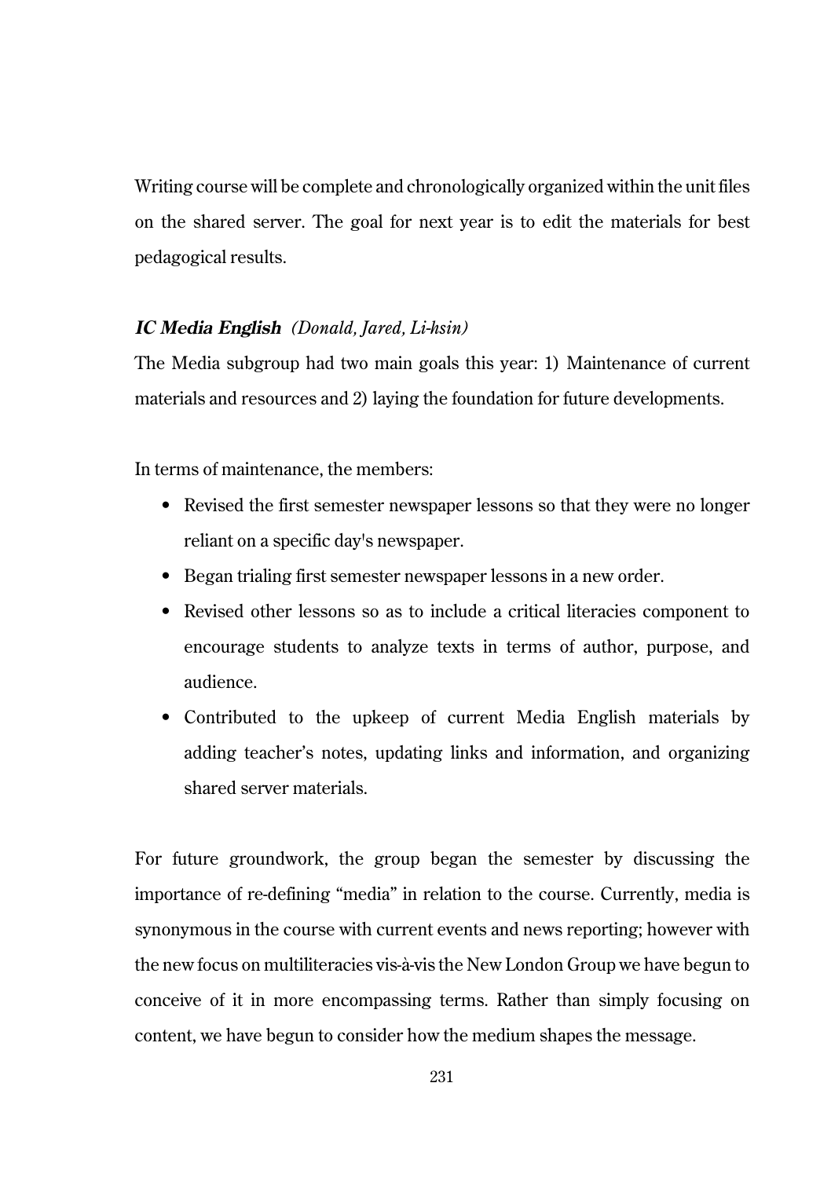Writing course will be complete and chronologically organized within the unit files on the shared server. The goal for next year is to edit the materials for best pedagogical results.

***IC Media English*** *(Donald, Jared, Li-hsin)*

The Media subgroup had two main goals this year: 1) Maintenance of current materials and resources and 2) laying the foundation for future developments.

In terms of maintenance, the members:

- Revised the first semester newspaper lessons so that they were no longer reliant on a specific day's newspaper.
- Began trialing first semester newspaper lessons in a new order.
- Revised other lessons so as to include a critical literacies component to encourage students to analyze texts in terms of author, purpose, and audience.
- Contributed to the upkeep of current Media English materials by adding teacher's notes, updating links and information, and organizing shared server materials.

For future groundwork, the group began the semester by discussing the importance of re-defining "media" in relation to the course. Currently, media is synonymous in the course with current events and news reporting; however with the new focus on multiliteracies vis-à-vis the New London Group we have begun to conceive of it in more encompassing terms. Rather than simply focusing on content, we have begun to consider how the medium shapes the message.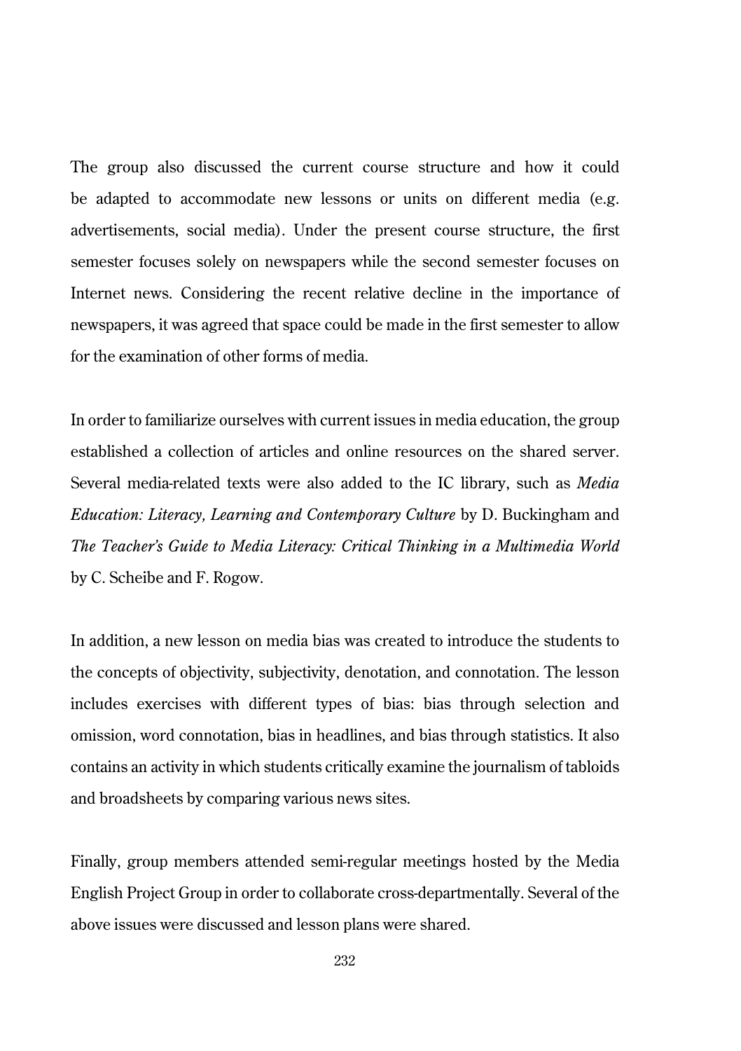The group also discussed the current course structure and how it could be adapted to accommodate new lessons or units on different media (e.g. advertisements, social media). Under the present course structure, the first semester focuses solely on newspapers while the second semester focuses on Internet news. Considering the recent relative decline in the importance of newspapers, it was agreed that space could be made in the first semester to allow for the examination of other forms of media.

In order to familiarize ourselves with current issues in media education, the group established a collection of articles and online resources on the shared server. Several media-related texts were also added to the IC library, such as *Media Education: Literacy, Learning and Contemporary Culture* by D. Buckingham and *The Teacher's Guide to Media Literacy: Critical Thinking in a Multimedia World* by C. Scheibe and F. Rogow.

In addition, a new lesson on media bias was created to introduce the students to the concepts of objectivity, subjectivity, denotation, and connotation. The lesson includes exercises with different types of bias: bias through selection and omission, word connotation, bias in headlines, and bias through statistics. It also contains an activity in which students critically examine the journalism of tabloids and broadsheets by comparing various news sites.

Finally, group members attended semi-regular meetings hosted by the Media English Project Group in order to collaborate cross-departmentally. Several of the above issues were discussed and lesson plans were shared.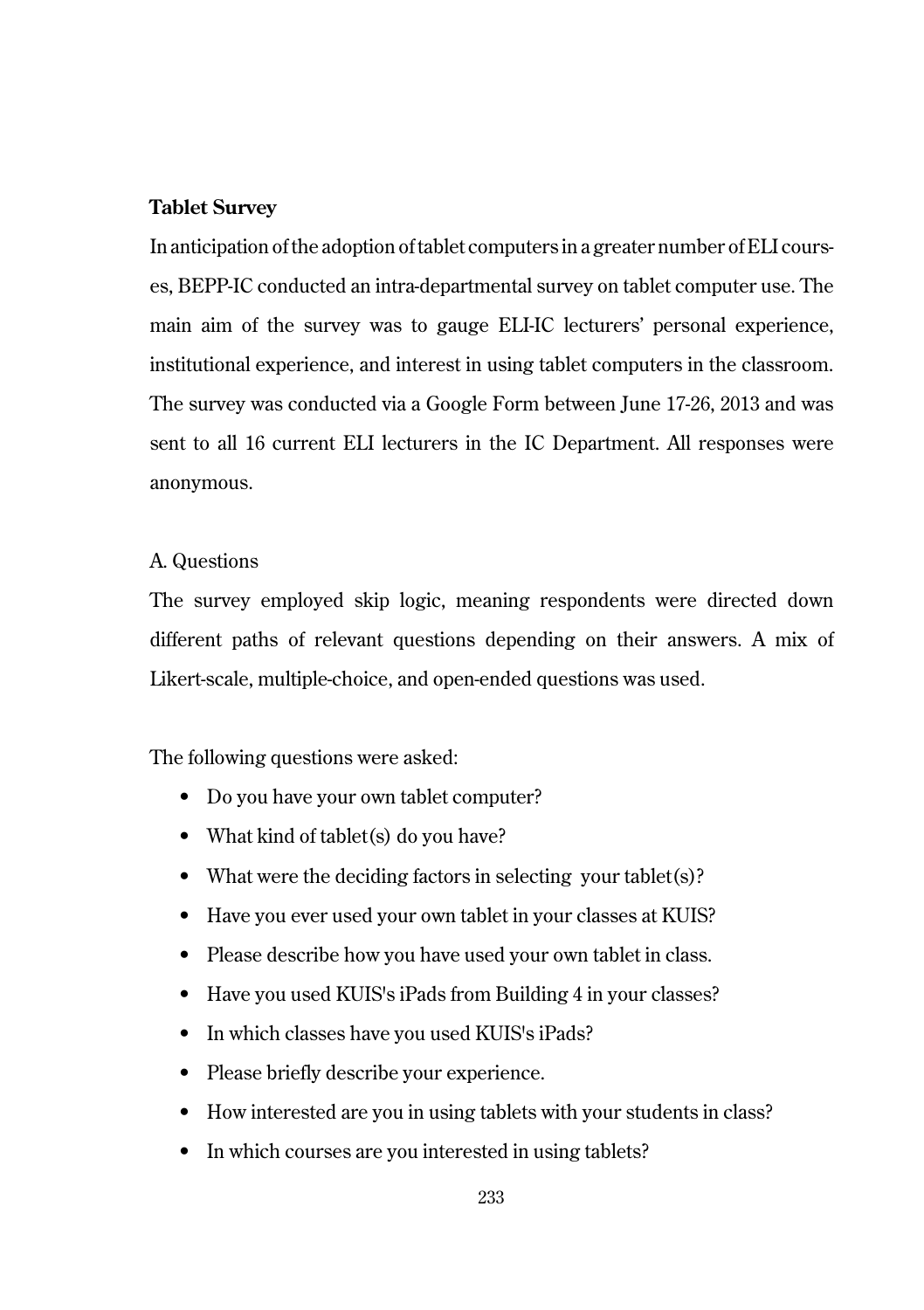**Tablet Survey**

In anticipation of the adoption of tablet computers in a greater number of ELI courses, BEPP-IC conducted an intra-departmental survey on tablet computer use. The main aim of the survey was to gauge ELI-IC lecturers' personal experience, institutional experience, and interest in using tablet computers in the classroom. The survey was conducted via a Google Form between June 17-26, 2013 and was sent to all 16 current ELI lecturers in the IC Department. All responses were anonymous.

A. Questions

The survey employed skip logic, meaning respondents were directed down different paths of relevant questions depending on their answers. A mix of Likert-scale, multiple-choice, and open-ended questions was used.

The following questions were asked:

- Do you have your own tablet computer?
- What kind of tablet(s) do you have?
- What were the deciding factors in selecting your tablet(s)?
- Have you ever used your own tablet in your classes at KUIS?
- Please describe how you have used your own tablet in class.
- Have you used KUIS's iPads from Building 4 in your classes?
- In which classes have you used KUIS's iPads?
- Please briefly describe your experience.
- How interested are you in using tablets with your students in class?
- In which courses are you interested in using tablets?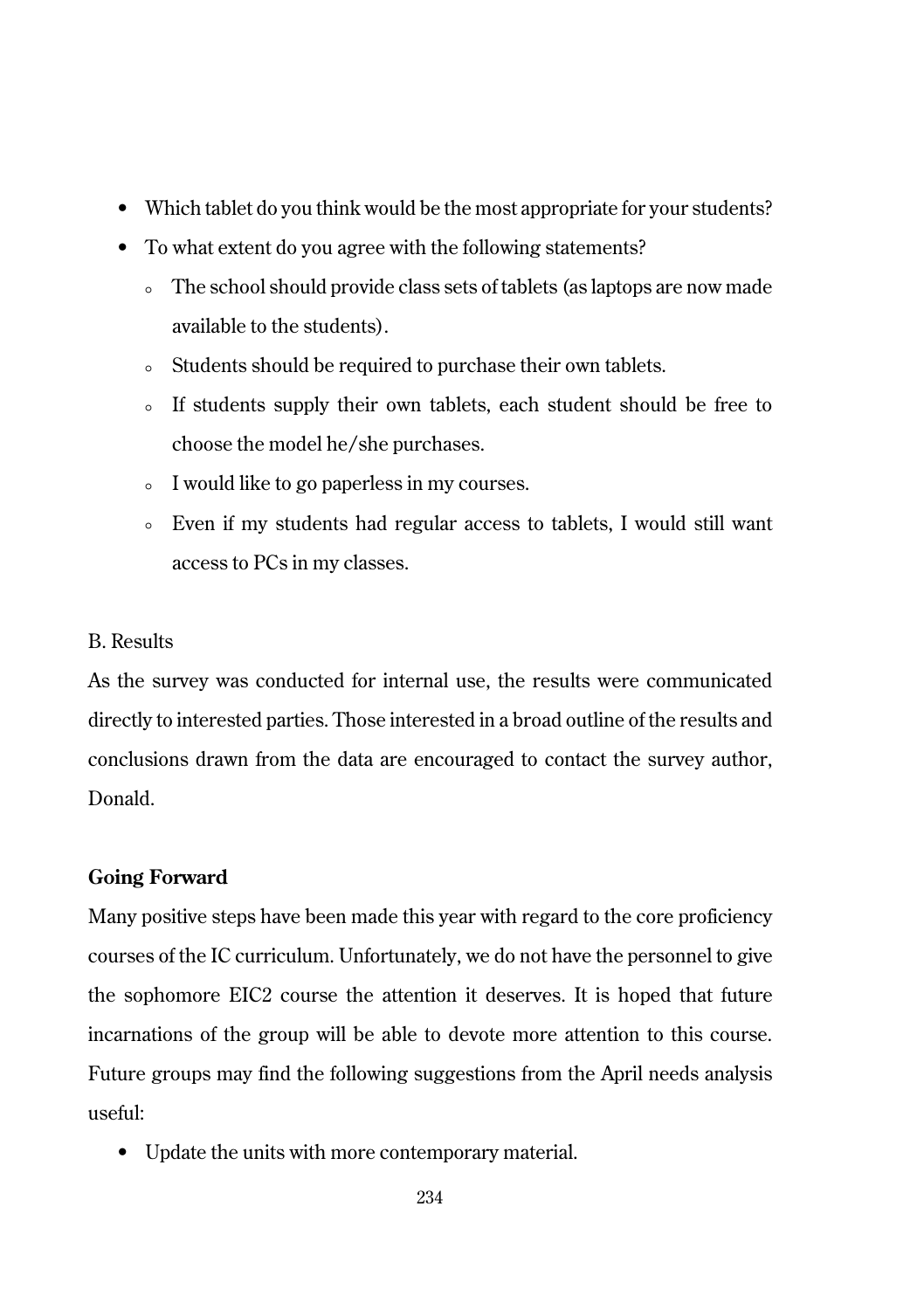- Which tablet do you think would be the most appropriate for your students?
- To what extent do you agree with the following statements?
  - The school should provide class sets of tablets (as laptops are now made available to the students).
  - Students should be required to purchase their own tablets.
  - If students supply their own tablets, each student should be free to choose the model he/she purchases.
  - I would like to go paperless in my courses.
  - Even if my students had regular access to tablets, I would still want access to PCs in my classes.

B. Results

As the survey was conducted for internal use, the results were communicated directly to interested parties. Those interested in a broad outline of the results and conclusions drawn from the data are encouraged to contact the survey author, Donald.

**Going Forward**

Many positive steps have been made this year with regard to the core proficiency courses of the IC curriculum. Unfortunately, we do not have the personnel to give the sophomore EIC2 course the attention it deserves. It is hoped that future incarnations of the group will be able to devote more attention to this course. Future groups may find the following suggestions from the April needs analysis useful:

- Update the units with more contemporary material.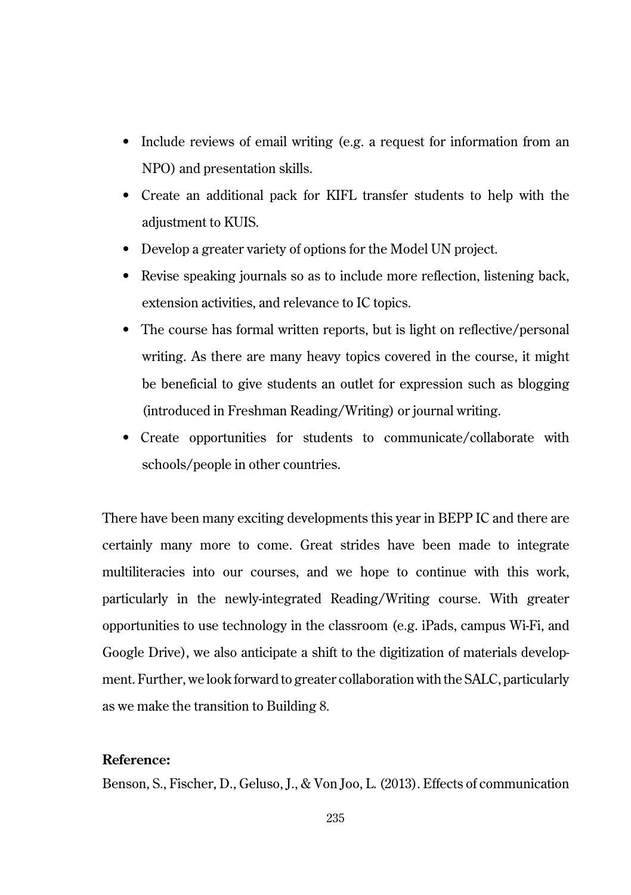- Include reviews of email writing (e.g. a request for information from an NPO) and presentation skills.
- Create an additional pack for KIFL transfer students to help with the adjustment to KUIS.
- Develop a greater variety of options for the Model UN project.
- Revise speaking journals so as to include more reflection, listening back, extension activities, and relevance to IC topics.
- The course has formal written reports, but is light on reflective/personal writing. As there are many heavy topics covered in the course, it might be beneficial to give students an outlet for expression such as blogging (introduced in Freshman Reading/Writing) or journal writing.
- Create opportunities for students to communicate/collaborate with schools/people in other countries.

There have been many exciting developments this year in BEPP IC and there are certainly many more to come. Great strides have been made to integrate multiliteracies into our courses, and we hope to continue with this work, particularly in the newly-integrated Reading/Writing course. With greater opportunities to use technology in the classroom (e.g. iPads, campus Wi-Fi, and Google Drive), we also anticipate a shift to the digitization of materials development. Further, we look forward to greater collaboration with the SALC, particularly as we make the transition to Building 8.

**Reference:**

Benson, S., Fischer, D., Geluso, J., & Von Joo, L. (2013). Effects of communication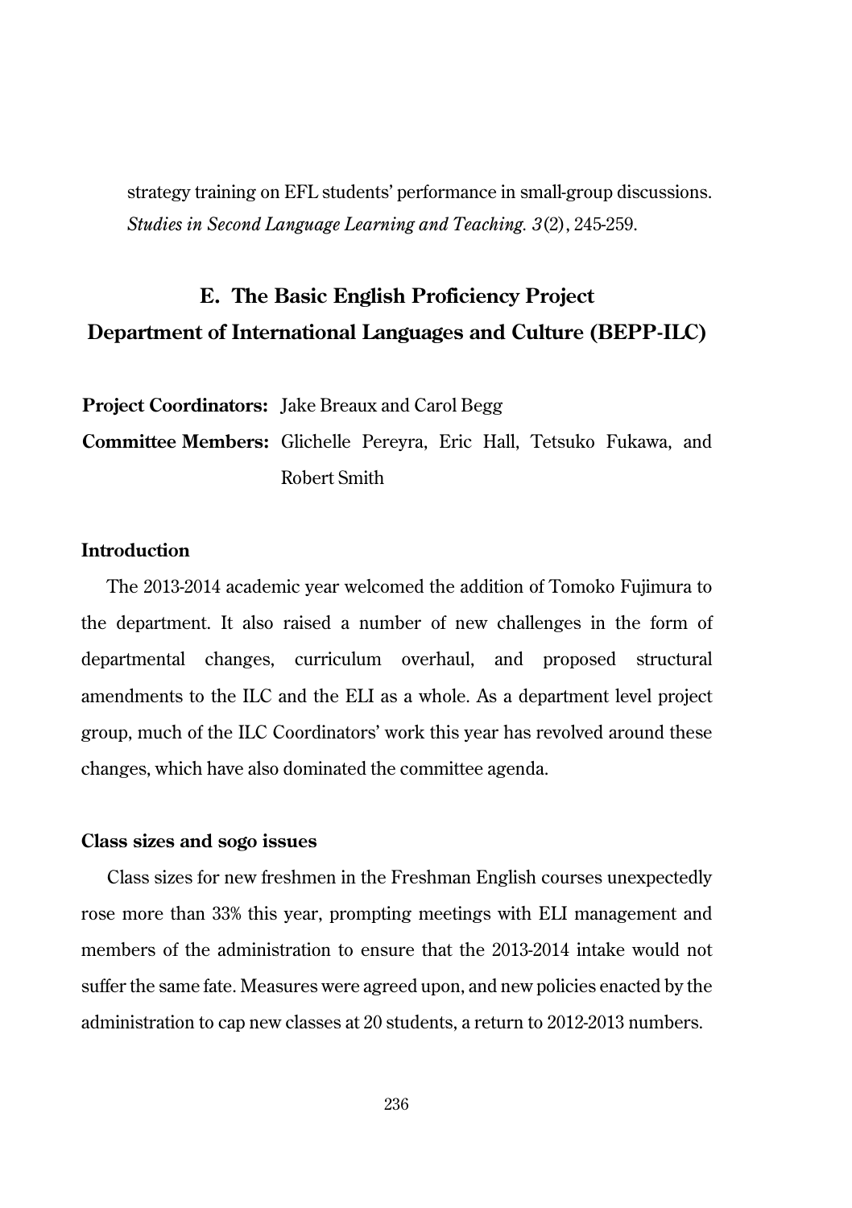strategy training on EFL students' performance in small-group discussions. *Studies in Second Language Learning and Teaching. 3*(2), 245-259.

## E. The Basic English Proficiency Project Department of International Languages and Culture (BEPP-ILC)

**Project Coordinators:** Jake Breaux and Carol Begg

**Committee Members:** Glichelle Pereyra, Eric Hall, Tetsuko Fukawa, and Robert Smith

### Introduction

The 2013-2014 academic year welcomed the addition of Tomoko Fujimura to the department. It also raised a number of new challenges in the form of departmental changes, curriculum overhaul, and proposed structural amendments to the ILC and the ELI as a whole. As a department level project group, much of the ILC Coordinators' work this year has revolved around these changes, which have also dominated the committee agenda.

### Class sizes and sogo issues

Class sizes for new freshmen in the Freshman English courses unexpectedly rose more than 33% this year, prompting meetings with ELI management and members of the administration to ensure that the 2013-2014 intake would not suffer the same fate. Measures were agreed upon, and new policies enacted by the administration to cap new classes at 20 students, a return to 2012-2013 numbers.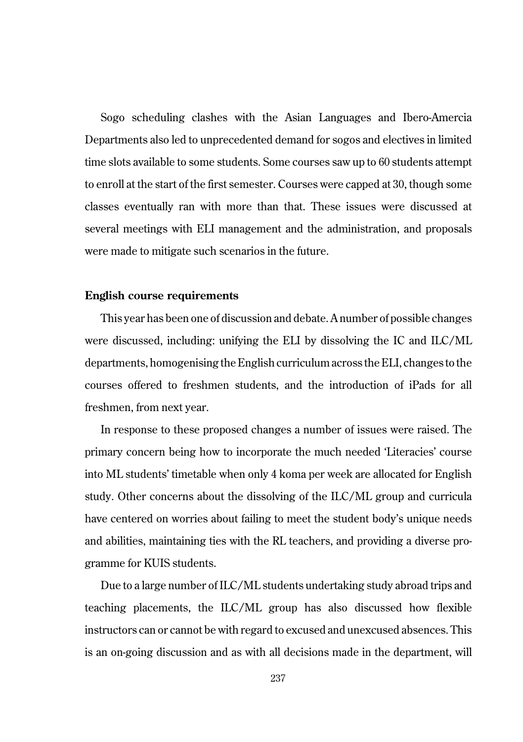Sogo scheduling clashes with the Asian Languages and Ibero-Amercia Departments also led to unprecedented demand for sogos and electives in limited time slots available to some students. Some courses saw up to 60 students attempt to enroll at the start of the first semester. Courses were capped at 30, though some classes eventually ran with more than that. These issues were discussed at several meetings with ELI management and the administration, and proposals were made to mitigate such scenarios in the future.

**English course requirements**

This year has been one of discussion and debate. A number of possible changes were discussed, including: unifying the ELI by dissolving the IC and ILC/ML departments, homogenising the English curriculum across the ELI, changes to the courses offered to freshmen students, and the introduction of iPads for all freshmen, from next year.

In response to these proposed changes a number of issues were raised. The primary concern being how to incorporate the much needed 'Literacies' course into ML students' timetable when only 4 koma per week are allocated for English study. Other concerns about the dissolving of the ILC/ML group and curricula have centered on worries about failing to meet the student body's unique needs and abilities, maintaining ties with the RL teachers, and providing a diverse programme for KUIS students.

Due to a large number of ILC/ML students undertaking study abroad trips and teaching placements, the ILC/ML group has also discussed how flexible instructors can or cannot be with regard to excused and unexcused absences. This is an on-going discussion and as with all decisions made in the department, will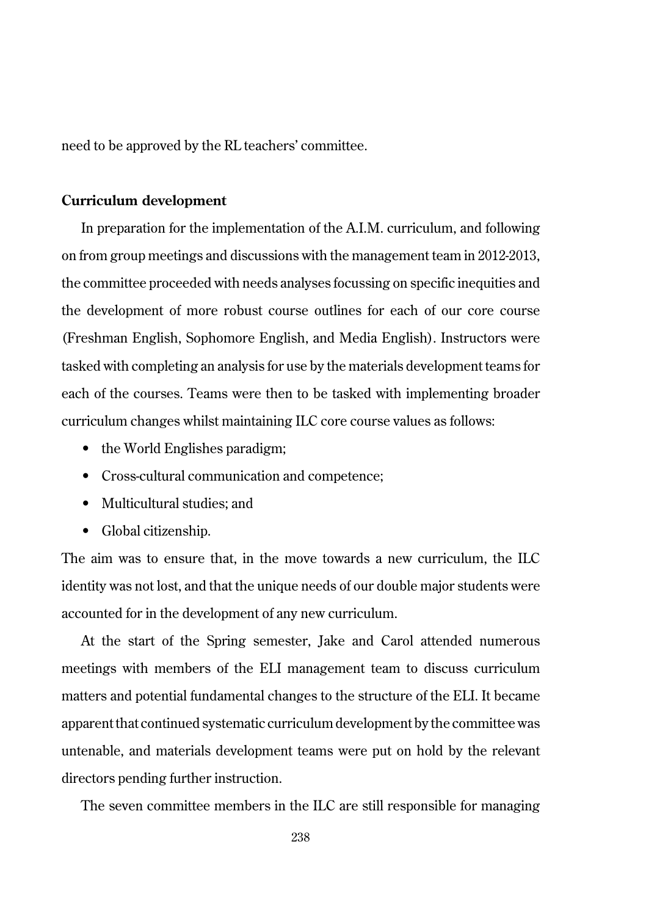need to be approved by the RL teachers' committee.

**Curriculum development**

In preparation for the implementation of the A.I.M. curriculum, and following on from group meetings and discussions with the management team in 2012-2013, the committee proceeded with needs analyses focussing on specific inequities and the development of more robust course outlines for each of our core course (Freshman English, Sophomore English, and Media English). Instructors were tasked with completing an analysis for use by the materials development teams for each of the courses. Teams were then to be tasked with implementing broader curriculum changes whilst maintaining ILC core course values as follows:

- the World Englishes paradigm;
- Cross-cultural communication and competence;
- Multicultural studies; and
- Global citizenship.

The aim was to ensure that, in the move towards a new curriculum, the ILC identity was not lost, and that the unique needs of our double major students were accounted for in the development of any new curriculum.

At the start of the Spring semester, Jake and Carol attended numerous meetings with members of the ELI management team to discuss curriculum matters and potential fundamental changes to the structure of the ELI. It became apparent that continued systematic curriculum development by the committee was untenable, and materials development teams were put on hold by the relevant directors pending further instruction.

The seven committee members in the ILC are still responsible for managing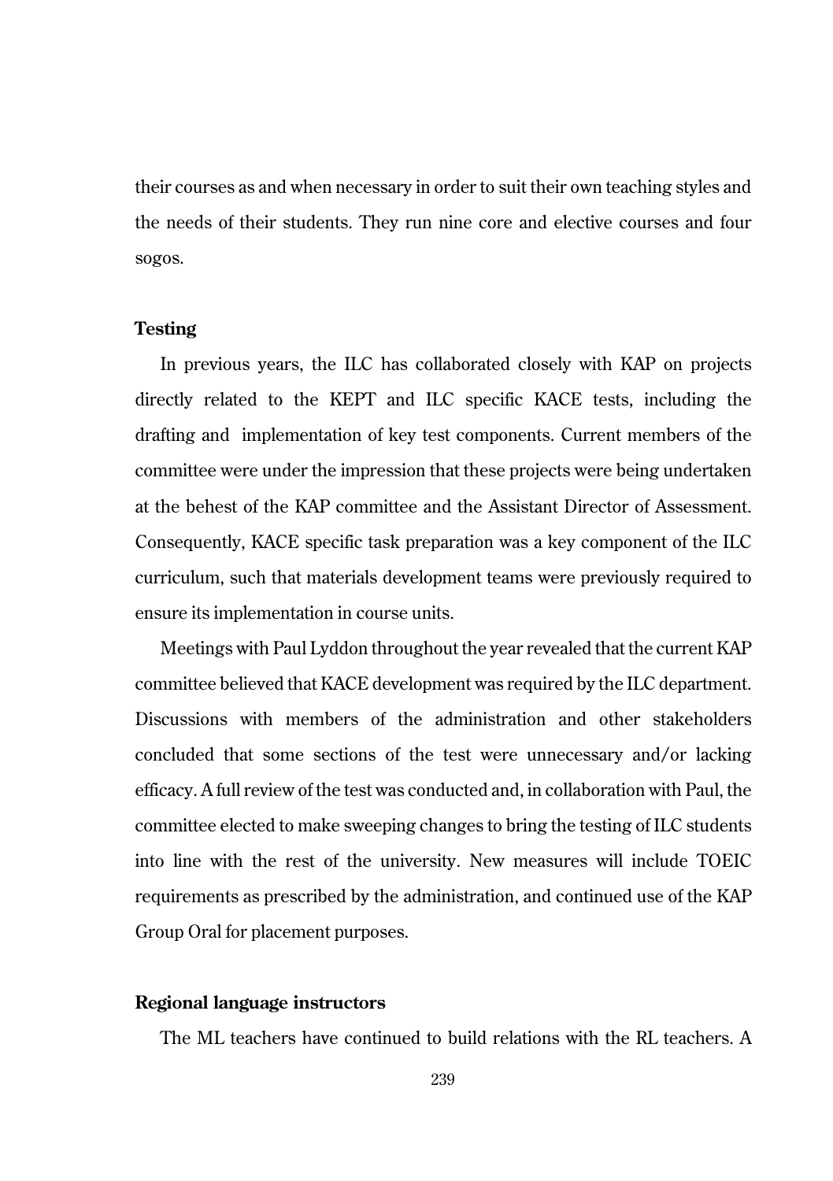their courses as and when necessary in order to suit their own teaching styles and the needs of their students. They run nine core and elective courses and four sogos.

### Testing

In previous years, the ILC has collaborated closely with KAP on projects directly related to the KEPT and ILC specific KACE tests, including the drafting and implementation of key test components. Current members of the committee were under the impression that these projects were being undertaken at the behest of the KAP committee and the Assistant Director of Assessment. Consequently, KACE specific task preparation was a key component of the ILC curriculum, such that materials development teams were previously required to ensure its implementation in course units.

Meetings with Paul Lyddon throughout the year revealed that the current KAP committee believed that KACE development was required by the ILC department. Discussions with members of the administration and other stakeholders concluded that some sections of the test were unnecessary and/or lacking efficacy. A full review of the test was conducted and, in collaboration with Paul, the committee elected to make sweeping changes to bring the testing of ILC students into line with the rest of the university. New measures will include TOEIC requirements as prescribed by the administration, and continued use of the KAP Group Oral for placement purposes.

### Regional language instructors

The ML teachers have continued to build relations with the RL teachers. A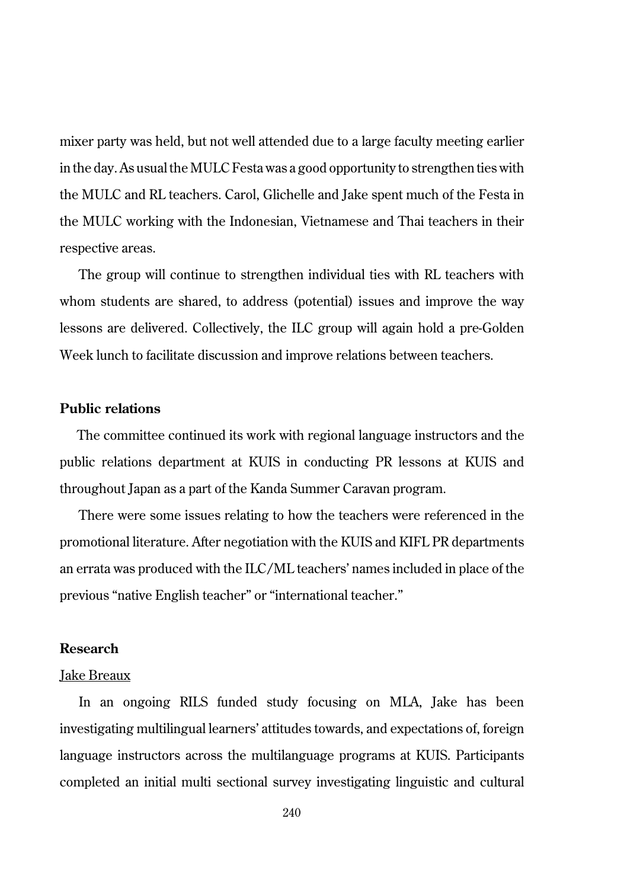mixer party was held, but not well attended due to a large faculty meeting earlier in the day. As usual the MULC Festa was a good opportunity to strengthen ties with the MULC and RL teachers. Carol, Glichelle and Jake spent much of the Festa in the MULC working with the Indonesian, Vietnamese and Thai teachers in their respective areas.

The group will continue to strengthen individual ties with RL teachers with whom students are shared, to address (potential) issues and improve the way lessons are delivered. Collectively, the ILC group will again hold a pre-Golden Week lunch to facilitate discussion and improve relations between teachers.

**Public relations**

The committee continued its work with regional language instructors and the public relations department at KUIS in conducting PR lessons at KUIS and throughout Japan as a part of the Kanda Summer Caravan program.

There were some issues relating to how the teachers were referenced in the promotional literature. After negotiation with the KUIS and KIFL PR departments an errata was produced with the ILC/ML teachers' names included in place of the previous "native English teacher" or "international teacher."

**Research**

<u>Jake Breaux</u>

In an ongoing RILS funded study focusing on MLA, Jake has been investigating multilingual learners' attitudes towards, and expectations of, foreign language instructors across the multilanguage programs at KUIS. Participants completed an initial multi sectional survey investigating linguistic and cultural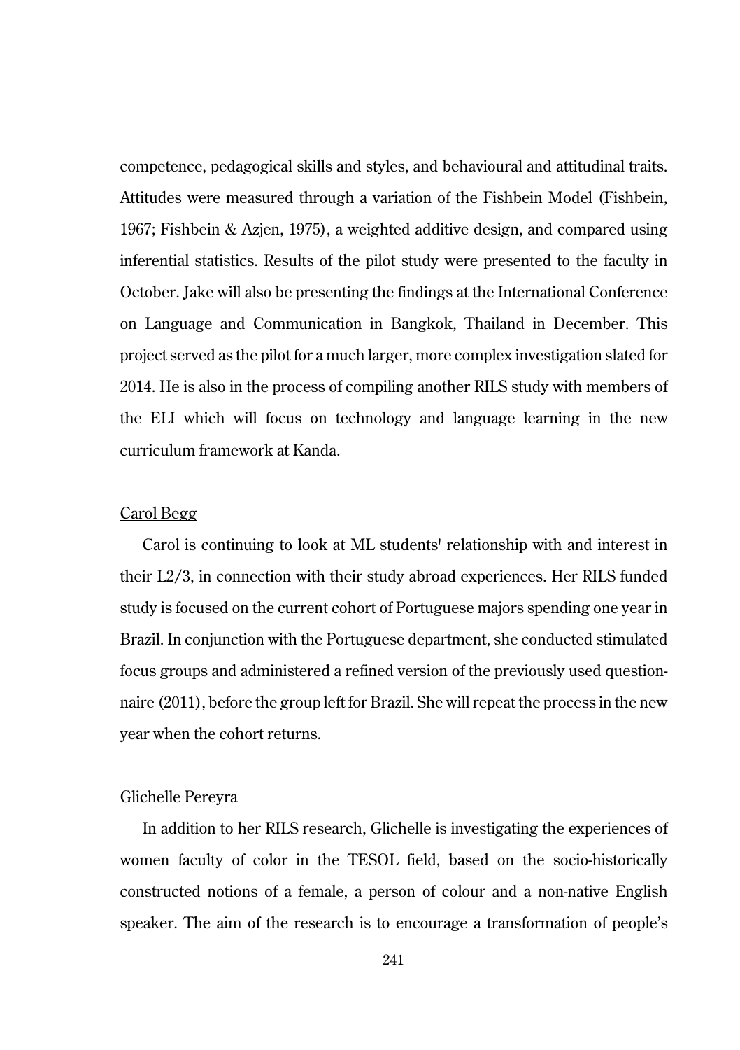competence, pedagogical skills and styles, and behavioural and attitudinal traits. Attitudes were measured through a variation of the Fishbein Model (Fishbein, 1967; Fishbein & Azjen, 1975), a weighted additive design, and compared using inferential statistics. Results of the pilot study were presented to the faculty in October. Jake will also be presenting the findings at the International Conference on Language and Communication in Bangkok, Thailand in December. This project served as the pilot for a much larger, more complex investigation slated for 2014. He is also in the process of compiling another RILS study with members of the ELI which will focus on technology and language learning in the new curriculum framework at Kanda.

<u>Carol Begg</u>

Carol is continuing to look at ML students' relationship with and interest in their L2/3, in connection with their study abroad experiences. Her RILS funded study is focused on the current cohort of Portuguese majors spending one year in Brazil. In conjunction with the Portuguese department, she conducted stimulated focus groups and administered a refined version of the previously used questionnaire (2011), before the group left for Brazil. She will repeat the process in the new year when the cohort returns.

<u>Glichelle Pereyra</u>

In addition to her RILS research, Glichelle is investigating the experiences of women faculty of color in the TESOL field, based on the socio-historically constructed notions of a female, a person of colour and a non-native English speaker. The aim of the research is to encourage a transformation of people's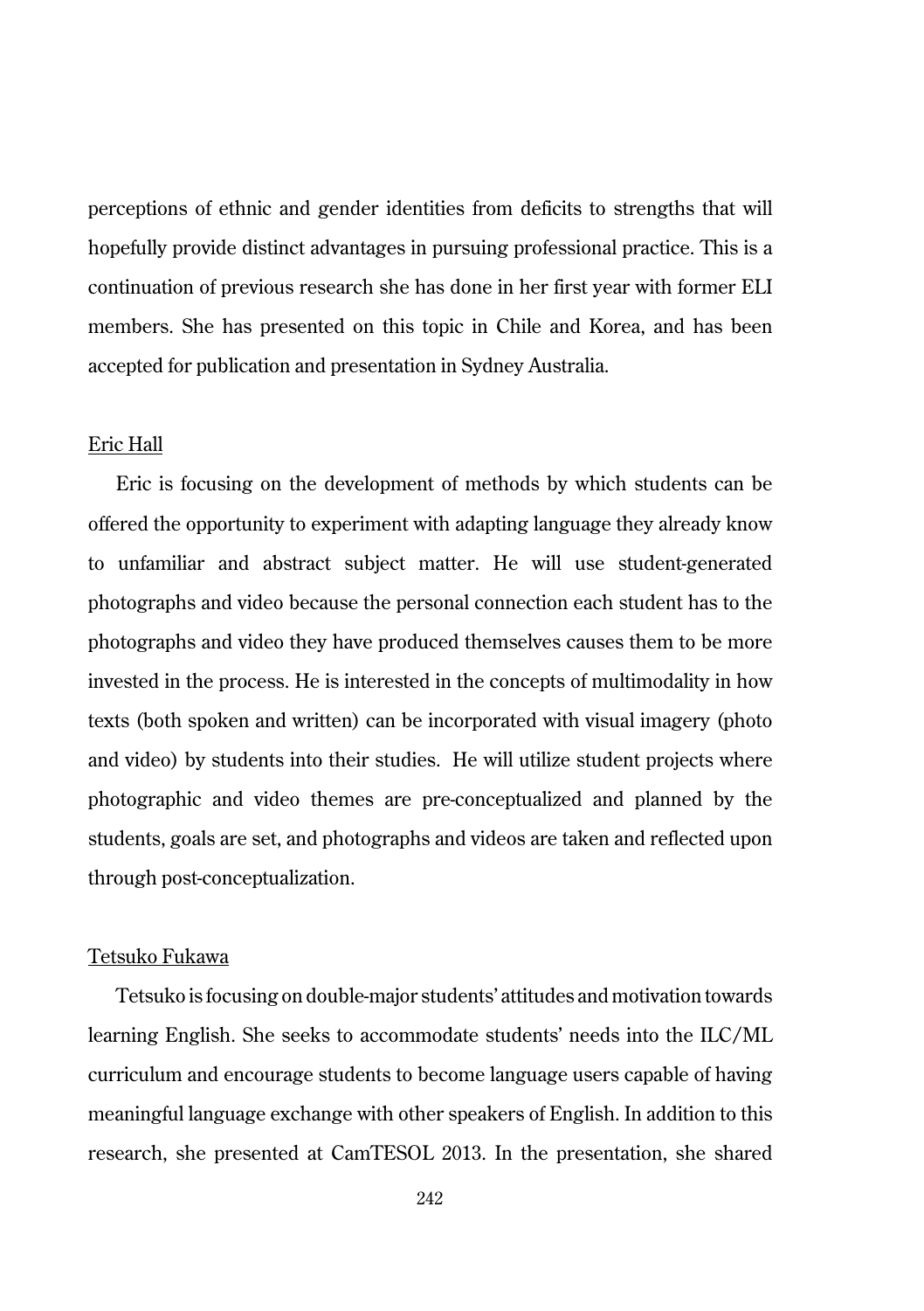perceptions of ethnic and gender identities from deficits to strengths that will hopefully provide distinct advantages in pursuing professional practice. This is a continuation of previous research she has done in her first year with former ELI members. She has presented on this topic in Chile and Korea, and has been accepted for publication and presentation in Sydney Australia.

<u>Eric Hall</u>

Eric is focusing on the development of methods by which students can be offered the opportunity to experiment with adapting language they already know to unfamiliar and abstract subject matter. He will use student-generated photographs and video because the personal connection each student has to the photographs and video they have produced themselves causes them to be more invested in the process. He is interested in the concepts of multimodality in how texts (both spoken and written) can be incorporated with visual imagery (photo and video) by students into their studies. He will utilize student projects where photographic and video themes are pre-conceptualized and planned by the students, goals are set, and photographs and videos are taken and reflected upon through post-conceptualization.

<u>Tetsuko Fukawa</u>

Tetsuko is focusing on double-major students' attitudes and motivation towards learning English. She seeks to accommodate students' needs into the ILC/ML curriculum and encourage students to become language users capable of having meaningful language exchange with other speakers of English. In addition to this research, she presented at CamTESOL 2013. In the presentation, she shared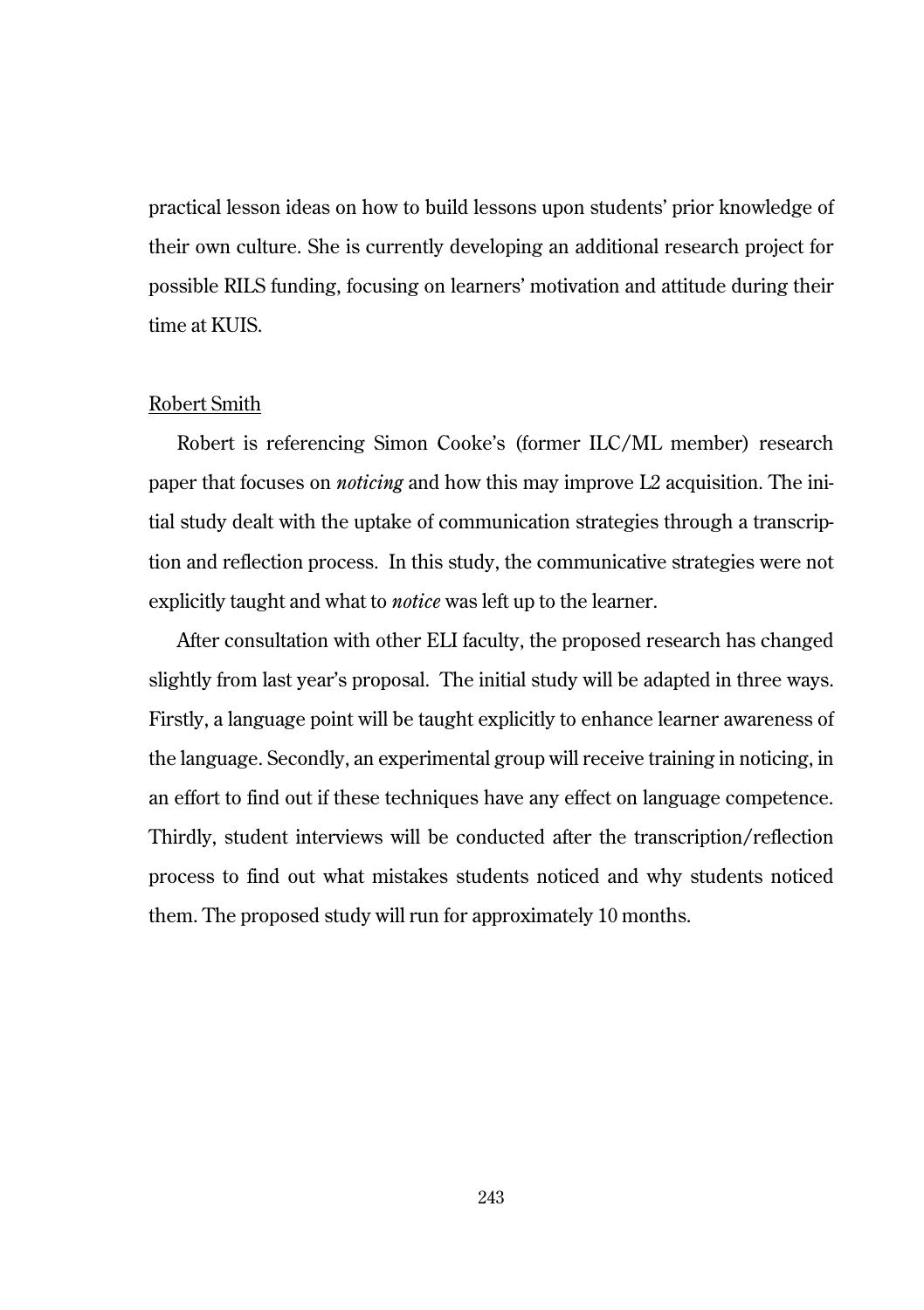practical lesson ideas on how to build lessons upon students' prior knowledge of their own culture. She is currently developing an additional research project for possible RILS funding, focusing on learners' motivation and attitude during their time at KUIS.

<u>Robert Smith</u>

Robert is referencing Simon Cooke's (former ILC/ML member) research paper that focuses on *noticing* and how this may improve L2 acquisition. The initial study dealt with the uptake of communication strategies through a transcription and reflection process. In this study, the communicative strategies were not explicitly taught and what to *notice* was left up to the learner.

After consultation with other ELI faculty, the proposed research has changed slightly from last year's proposal. The initial study will be adapted in three ways. Firstly, a language point will be taught explicitly to enhance learner awareness of the language. Secondly, an experimental group will receive training in noticing, in an effort to find out if these techniques have any effect on language competence. Thirdly, student interviews will be conducted after the transcription/reflection process to find out what mistakes students noticed and why students noticed them. The proposed study will run for approximately 10 months.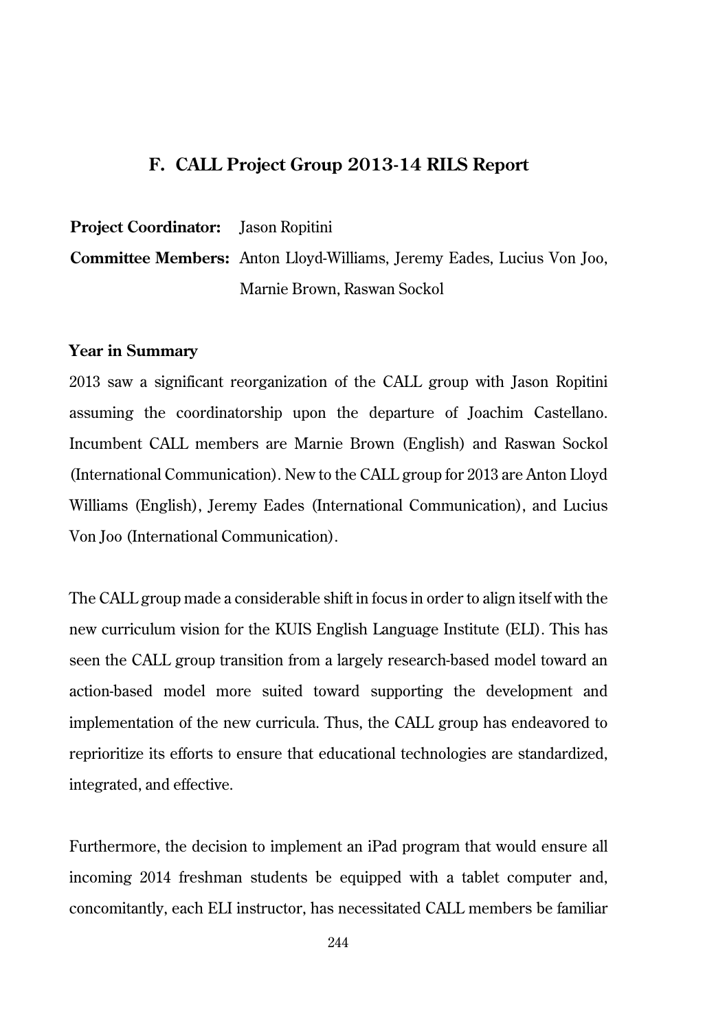## F. CALL Project Group 2013-14 RILS Report

**Project Coordinator:** Jason Ropitini

**Committee Members:** Anton Lloyd-Williams, Jeremy Eades, Lucius Von Joo, Marnie Brown, Raswan Sockol

**Year in Summary**

2013 saw a significant reorganization of the CALL group with Jason Ropitini assuming the coordinatorship upon the departure of Joachim Castellano. Incumbent CALL members are Marnie Brown (English) and Raswan Sockol (International Communication). New to the CALL group for 2013 are Anton Lloyd Williams (English), Jeremy Eades (International Communication), and Lucius Von Joo (International Communication).

The CALL group made a considerable shift in focus in order to align itself with the new curriculum vision for the KUIS English Language Institute (ELI). This has seen the CALL group transition from a largely research-based model toward an action-based model more suited toward supporting the development and implementation of the new curricula. Thus, the CALL group has endeavored to reprioritize its efforts to ensure that educational technologies are standardized, integrated, and effective.

Furthermore, the decision to implement an iPad program that would ensure all incoming 2014 freshman students be equipped with a tablet computer and, concomitantly, each ELI instructor, has necessitated CALL members be familiar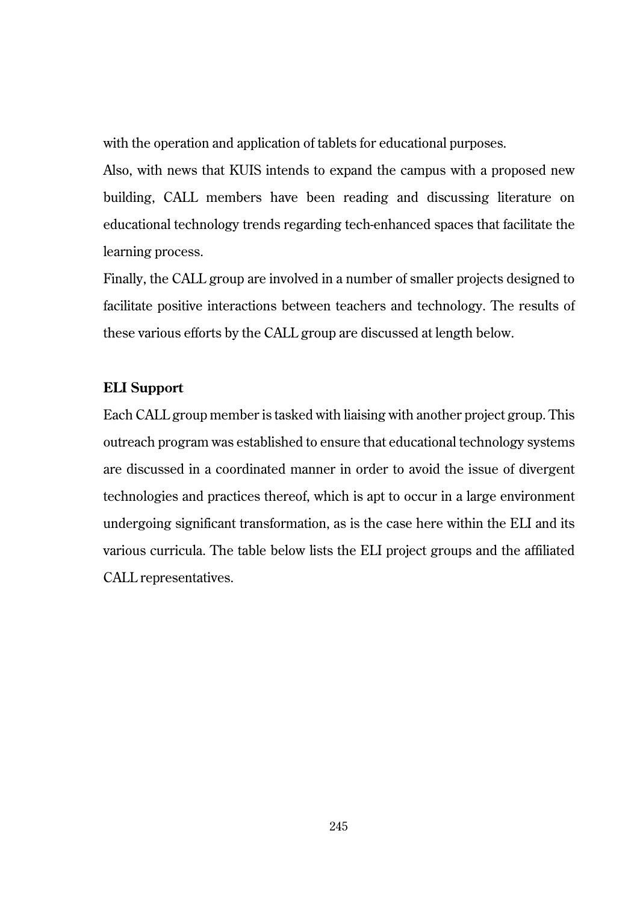with the operation and application of tablets for educational purposes.

Also, with news that KUIS intends to expand the campus with a proposed new building, CALL members have been reading and discussing literature on educational technology trends regarding tech-enhanced spaces that facilitate the learning process.

Finally, the CALL group are involved in a number of smaller projects designed to facilitate positive interactions between teachers and technology. The results of these various efforts by the CALL group are discussed at length below.

**ELI Support**

Each CALL group member is tasked with liaising with another project group. This outreach program was established to ensure that educational technology systems are discussed in a coordinated manner in order to avoid the issue of divergent technologies and practices thereof, which is apt to occur in a large environment undergoing significant transformation, as is the case here within the ELI and its various curricula. The table below lists the ELI project groups and the affiliated CALL representatives.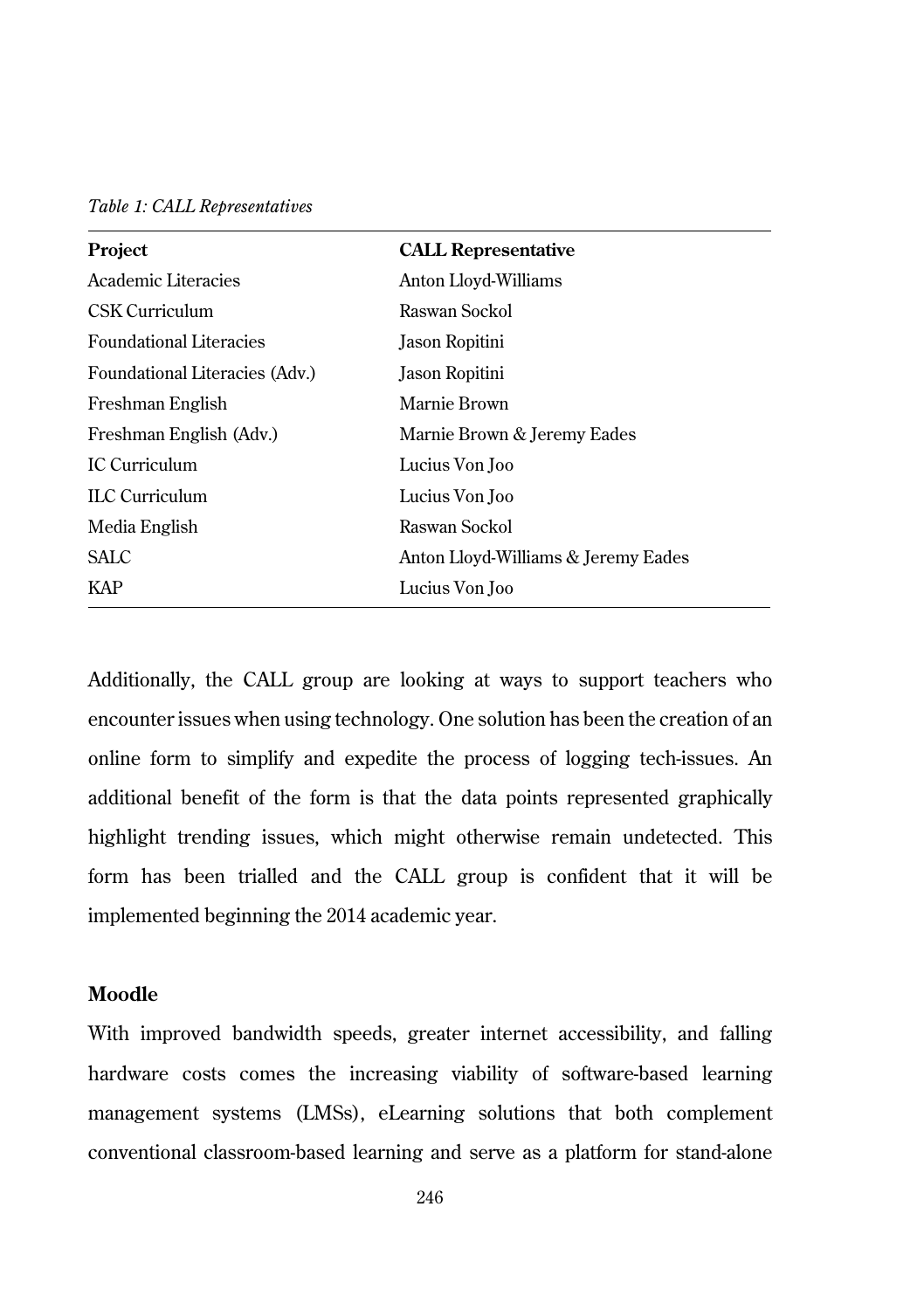*Table 1: CALL Representatives*

| Project | CALL Representative |
|---|---|
| Academic Literacies | Anton Lloyd-Williams |
| CSK Curriculum | Raswan Sockol |
| Foundational Literacies | Jason Ropitini |
| Foundational Literacies (Adv.) | Jason Ropitini |
| Freshman English | Marnie Brown |
| Freshman English (Adv.) | Marnie Brown & Jeremy Eades |
| IC Curriculum | Lucius Von Joo |
| ILC Curriculum | Lucius Von Joo |
| Media English | Raswan Sockol |
| SALC | Anton Lloyd-Williams & Jeremy Eades |
| KAP | Lucius Von Joo |

Additionally, the CALL group are looking at ways to support teachers who encounter issues when using technology. One solution has been the creation of an online form to simplify and expedite the process of logging tech-issues. An additional benefit of the form is that the data points represented graphically highlight trending issues, which might otherwise remain undetected. This form has been trialled and the CALL group is confident that it will be implemented beginning the 2014 academic year.

### Moodle

With improved bandwidth speeds, greater internet accessibility, and falling hardware costs comes the increasing viability of software-based learning management systems (LMSs), eLearning solutions that both complement conventional classroom-based learning and serve as a platform for stand-alone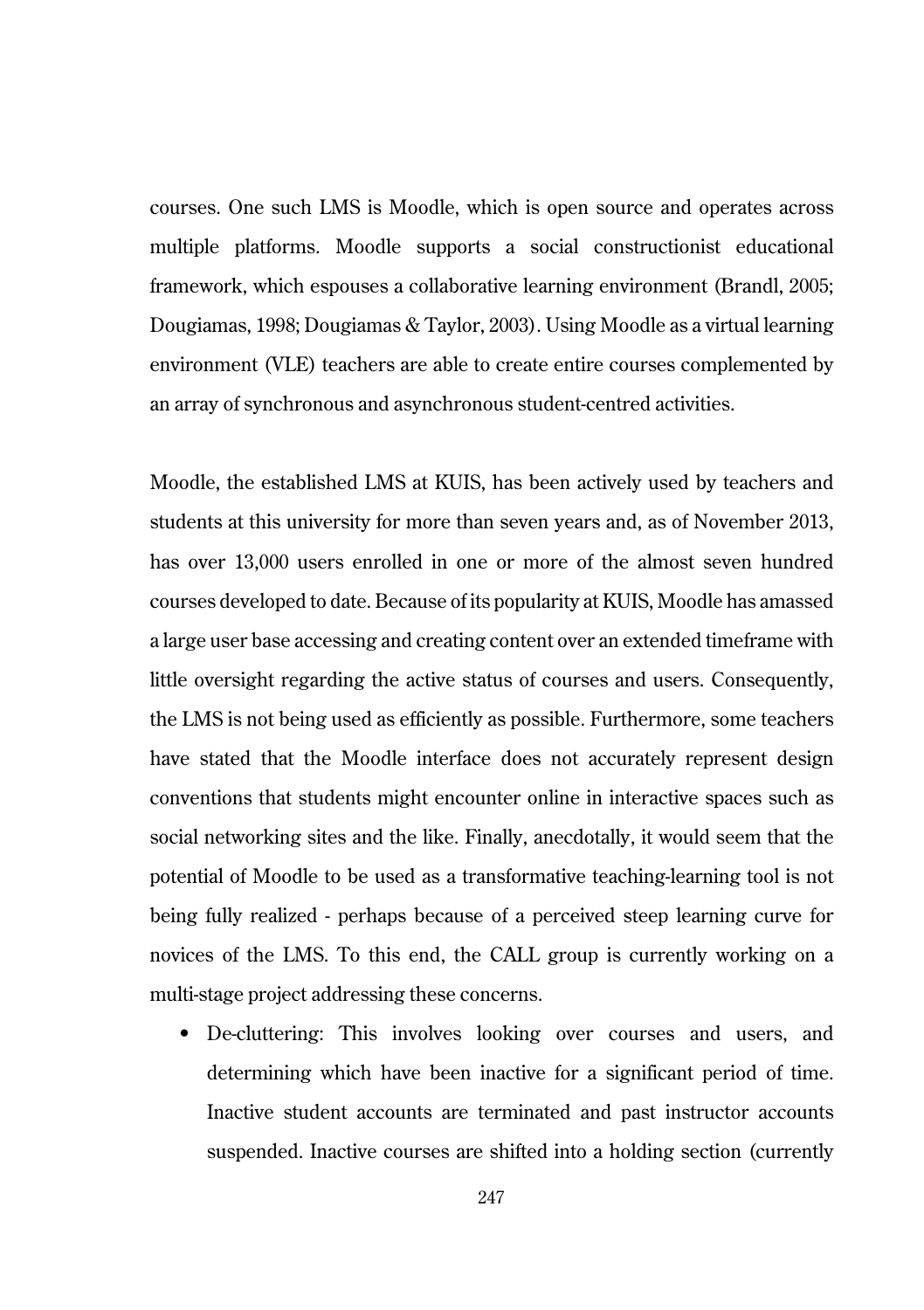courses. One such LMS is Moodle, which is open source and operates across multiple platforms. Moodle supports a social constructionist educational framework, which espouses a collaborative learning environment (Brandl, 2005; Dougiamas, 1998; Dougiamas & Taylor, 2003). Using Moodle as a virtual learning environment (VLE) teachers are able to create entire courses complemented by an array of synchronous and asynchronous student-centred activities.

Moodle, the established LMS at KUIS, has been actively used by teachers and students at this university for more than seven years and, as of November 2013, has over 13,000 users enrolled in one or more of the almost seven hundred courses developed to date. Because of its popularity at KUIS, Moodle has amassed a large user base accessing and creating content over an extended timeframe with little oversight regarding the active status of courses and users. Consequently, the LMS is not being used as efficiently as possible. Furthermore, some teachers have stated that the Moodle interface does not accurately represent design conventions that students might encounter online in interactive spaces such as social networking sites and the like. Finally, anecdotally, it would seem that the potential of Moodle to be used as a transformative teaching-learning tool is not being fully realized - perhaps because of a perceived steep learning curve for novices of the LMS. To this end, the CALL group is currently working on a multi-stage project addressing these concerns.

- De-cluttering: This involves looking over courses and users, and determining which have been inactive for a significant period of time. Inactive student accounts are terminated and past instructor accounts suspended. Inactive courses are shifted into a holding section (currently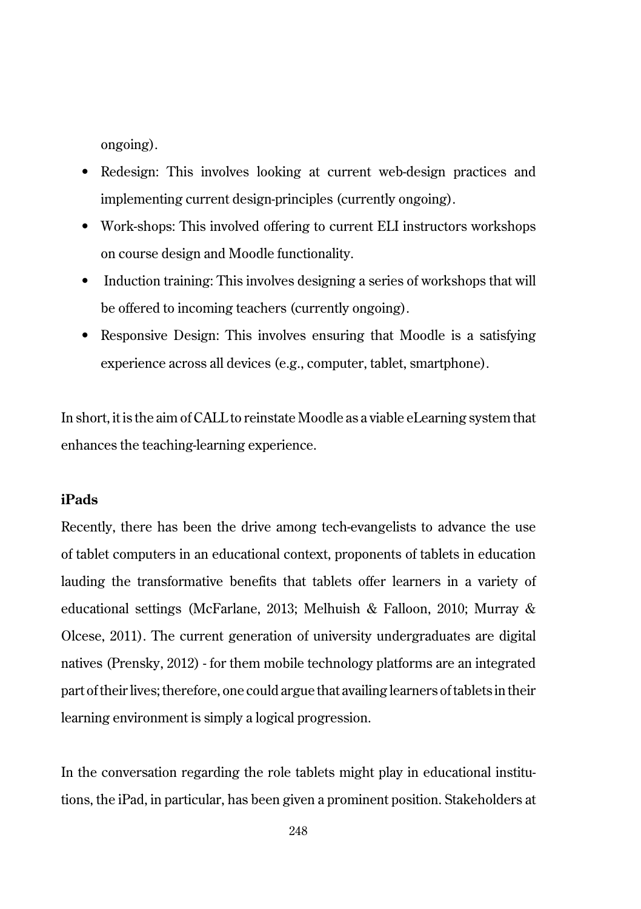ongoing).

- Redesign: This involves looking at current web-design practices and implementing current design-principles (currently ongoing).
- Work-shops: This involved offering to current ELI instructors workshops on course design and Moodle functionality.
- Induction training: This involves designing a series of workshops that will be offered to incoming teachers (currently ongoing).
- Responsive Design: This involves ensuring that Moodle is a satisfying experience across all devices (e.g., computer, tablet, smartphone).

In short, it is the aim of CALL to reinstate Moodle as a viable eLearning system that enhances the teaching-learning experience.

**iPads**

Recently, there has been the drive among tech-evangelists to advance the use of tablet computers in an educational context, proponents of tablets in education lauding the transformative benefits that tablets offer learners in a variety of educational settings (McFarlane, 2013; Melhuish & Falloon, 2010; Murray & Olcese, 2011). The current generation of university undergraduates are digital natives (Prensky, 2012) - for them mobile technology platforms are an integrated part of their lives; therefore, one could argue that availing learners of tablets in their learning environment is simply a logical progression.

In the conversation regarding the role tablets might play in educational institutions, the iPad, in particular, has been given a prominent position. Stakeholders at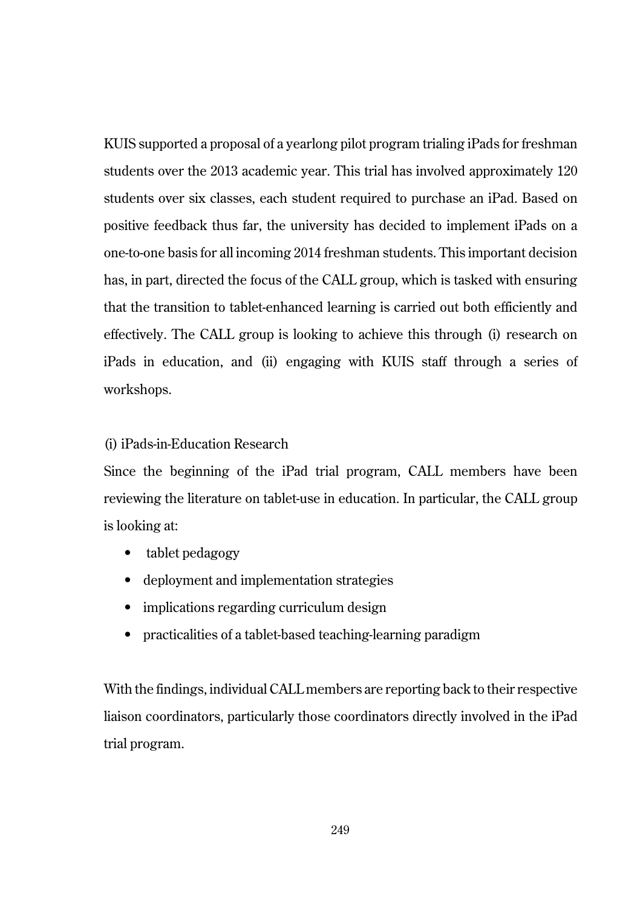KUIS supported a proposal of a yearlong pilot program trialing iPads for freshman students over the 2013 academic year. This trial has involved approximately 120 students over six classes, each student required to purchase an iPad. Based on positive feedback thus far, the university has decided to implement iPads on a one-to-one basis for all incoming 2014 freshman students. This important decision has, in part, directed the focus of the CALL group, which is tasked with ensuring that the transition to tablet-enhanced learning is carried out both efficiently and effectively. The CALL group is looking to achieve this through (i) research on iPads in education, and (ii) engaging with KUIS staff through a series of workshops.

(i) iPads-in-Education Research

Since the beginning of the iPad trial program, CALL members have been reviewing the literature on tablet-use in education. In particular, the CALL group is looking at:

- tablet pedagogy
- deployment and implementation strategies
- implications regarding curriculum design
- practicalities of a tablet-based teaching-learning paradigm

With the findings, individual CALL members are reporting back to their respective liaison coordinators, particularly those coordinators directly involved in the iPad trial program.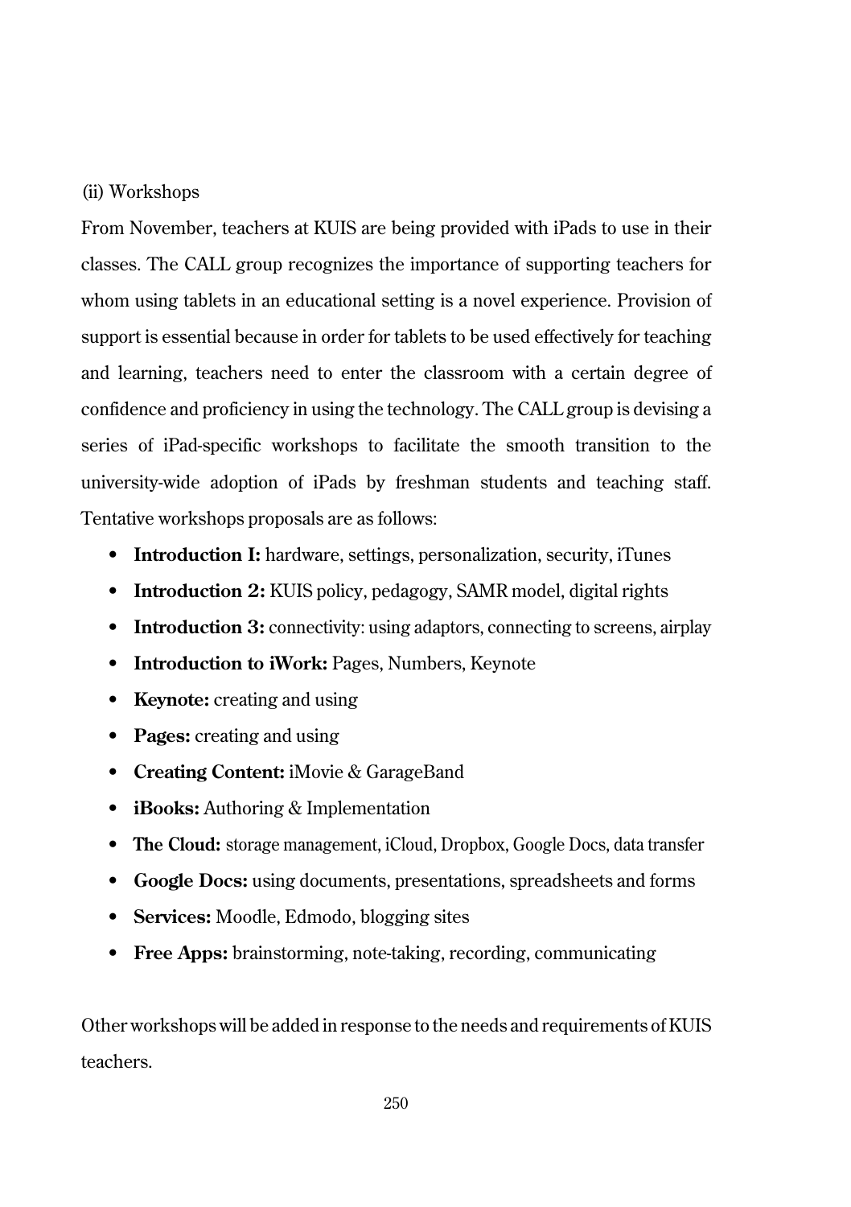(ii) Workshops

From November, teachers at KUIS are being provided with iPads to use in their classes. The CALL group recognizes the importance of supporting teachers for whom using tablets in an educational setting is a novel experience. Provision of support is essential because in order for tablets to be used effectively for teaching and learning, teachers need to enter the classroom with a certain degree of confidence and proficiency in using the technology. The CALL group is devising a series of iPad-specific workshops to facilitate the smooth transition to the university-wide adoption of iPads by freshman students and teaching staff. Tentative workshops proposals are as follows:

- **Introduction I:** hardware, settings, personalization, security, iTunes
- **Introduction 2:** KUIS policy, pedagogy, SAMR model, digital rights
- **Introduction 3:** connectivity: using adaptors, connecting to screens, airplay
- **Introduction to iWork:** Pages, Numbers, Keynote
- **Keynote:** creating and using
- **Pages:** creating and using
- **Creating Content:** iMovie & GarageBand
- **iBooks:** Authoring & Implementation
- **The Cloud:** storage management, iCloud, Dropbox, Google Docs, data transfer
- **Google Docs:** using documents, presentations, spreadsheets and forms
- **Services:** Moodle, Edmodo, blogging sites
- **Free Apps:** brainstorming, note-taking, recording, communicating

Other workshops will be added in response to the needs and requirements of KUIS teachers.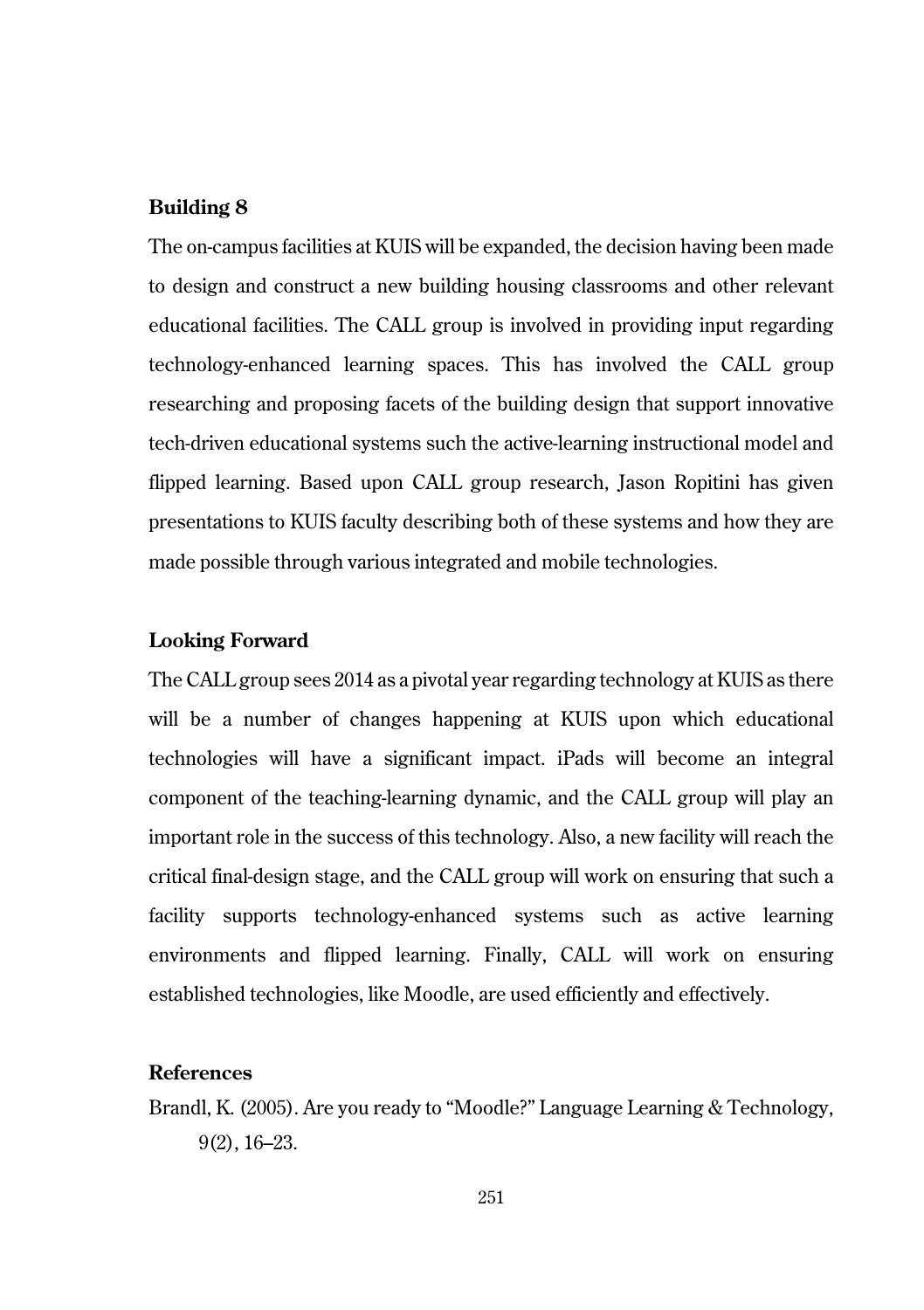### Building 8

The on-campus facilities at KUIS will be expanded, the decision having been made to design and construct a new building housing classrooms and other relevant educational facilities. The CALL group is involved in providing input regarding technology-enhanced learning spaces. This has involved the CALL group researching and proposing facets of the building design that support innovative tech-driven educational systems such the active-learning instructional model and flipped learning. Based upon CALL group research, Jason Ropitini has given presentations to KUIS faculty describing both of these systems and how they are made possible through various integrated and mobile technologies.

### Looking Forward

The CALL group sees 2014 as a pivotal year regarding technology at KUIS as there will be a number of changes happening at KUIS upon which educational technologies will have a significant impact. iPads will become an integral component of the teaching-learning dynamic, and the CALL group will play an important role in the success of this technology. Also, a new facility will reach the critical final-design stage, and the CALL group will work on ensuring that such a facility supports technology-enhanced systems such as active learning environments and flipped learning. Finally, CALL will work on ensuring established technologies, like Moodle, are used efficiently and effectively.

### References

Brandl, K. (2005). Are you ready to "Moodle?" Language Learning & Technology, 9(2), 16–23.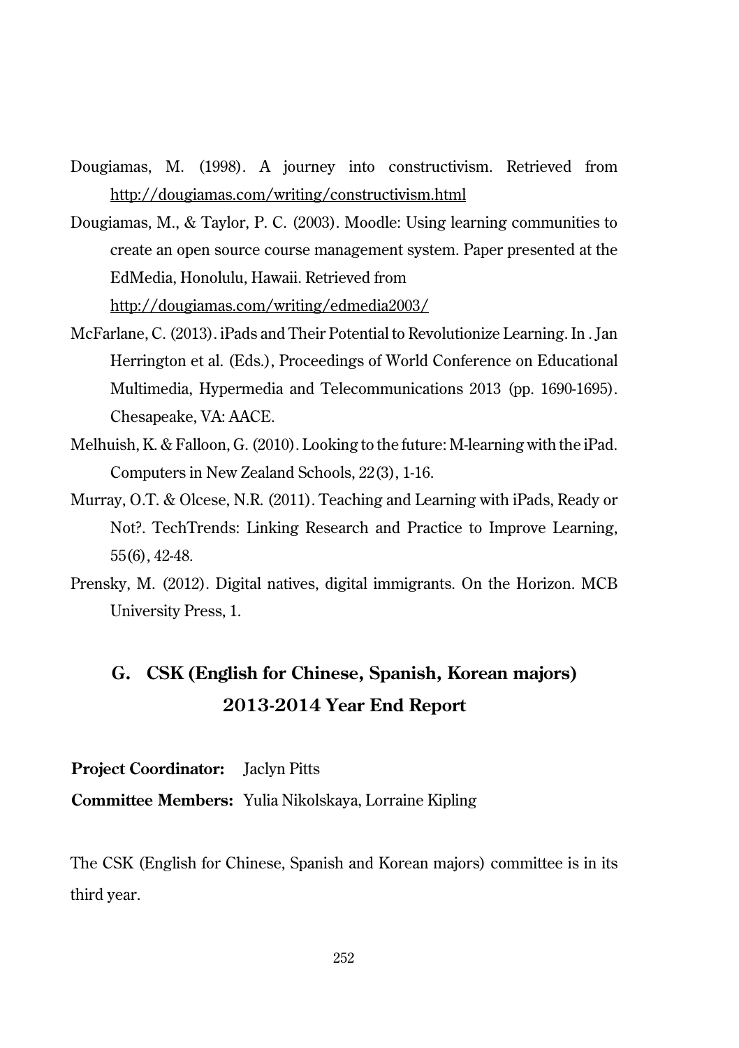Dougiamas, M. (1998). A journey into constructivism. Retrieved from http://dougiamas.com/writing/constructivism.html

Dougiamas, M., & Taylor, P. C. (2003). Moodle: Using learning communities to create an open source course management system. Paper presented at the EdMedia, Honolulu, Hawaii. Retrieved from http://dougiamas.com/writing/edmedia2003/

McFarlane, C. (2013). iPads and Their Potential to Revolutionize Learning. In . Jan Herrington et al. (Eds.), Proceedings of World Conference on Educational Multimedia, Hypermedia and Telecommunications 2013 (pp. 1690-1695). Chesapeake, VA: AACE.

Melhuish, K. & Falloon, G. (2010). Looking to the future: M-learning with the iPad. Computers in New Zealand Schools, 22(3), 1-16.

Murray, O.T. & Olcese, N.R. (2011). Teaching and Learning with iPads, Ready or Not?. TechTrends: Linking Research and Practice to Improve Learning, 55(6), 42-48.

Prensky, M. (2012). Digital natives, digital immigrants. On the Horizon. MCB University Press, 1.

## G. CSK (English for Chinese, Spanish, Korean majors) 2013-2014 Year End Report

**Project Coordinator:** Jaclyn Pitts

**Committee Members:** Yulia Nikolskaya, Lorraine Kipling

The CSK (English for Chinese, Spanish and Korean majors) committee is in its third year.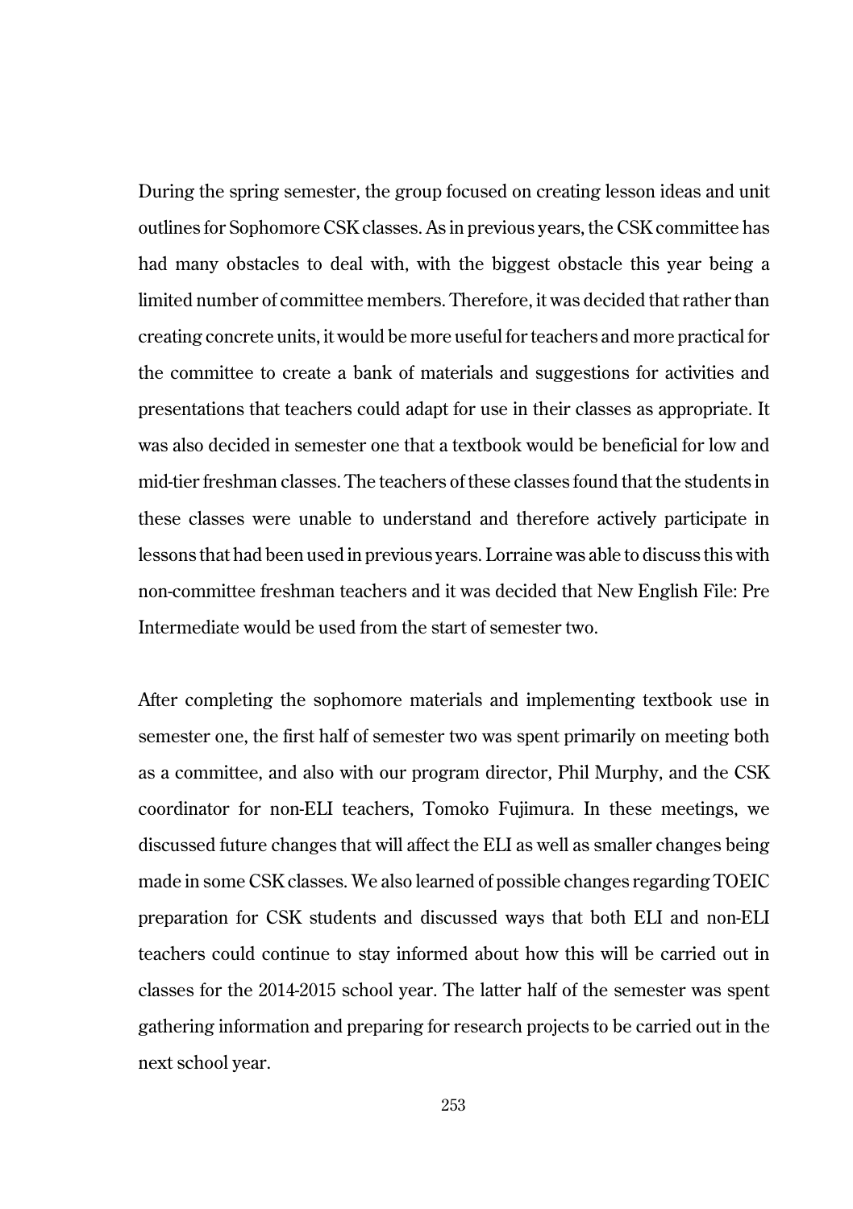During the spring semester, the group focused on creating lesson ideas and unit outlines for Sophomore CSK classes. As in previous years, the CSK committee has had many obstacles to deal with, with the biggest obstacle this year being a limited number of committee members. Therefore, it was decided that rather than creating concrete units, it would be more useful for teachers and more practical for the committee to create a bank of materials and suggestions for activities and presentations that teachers could adapt for use in their classes as appropriate. It was also decided in semester one that a textbook would be beneficial for low and mid-tier freshman classes. The teachers of these classes found that the students in these classes were unable to understand and therefore actively participate in lessons that had been used in previous years. Lorraine was able to discuss this with non-committee freshman teachers and it was decided that New English File: Pre Intermediate would be used from the start of semester two.

After completing the sophomore materials and implementing textbook use in semester one, the first half of semester two was spent primarily on meeting both as a committee, and also with our program director, Phil Murphy, and the CSK coordinator for non-ELI teachers, Tomoko Fujimura. In these meetings, we discussed future changes that will affect the ELI as well as smaller changes being made in some CSK classes. We also learned of possible changes regarding TOEIC preparation for CSK students and discussed ways that both ELI and non-ELI teachers could continue to stay informed about how this will be carried out in classes for the 2014-2015 school year. The latter half of the semester was spent gathering information and preparing for research projects to be carried out in the next school year.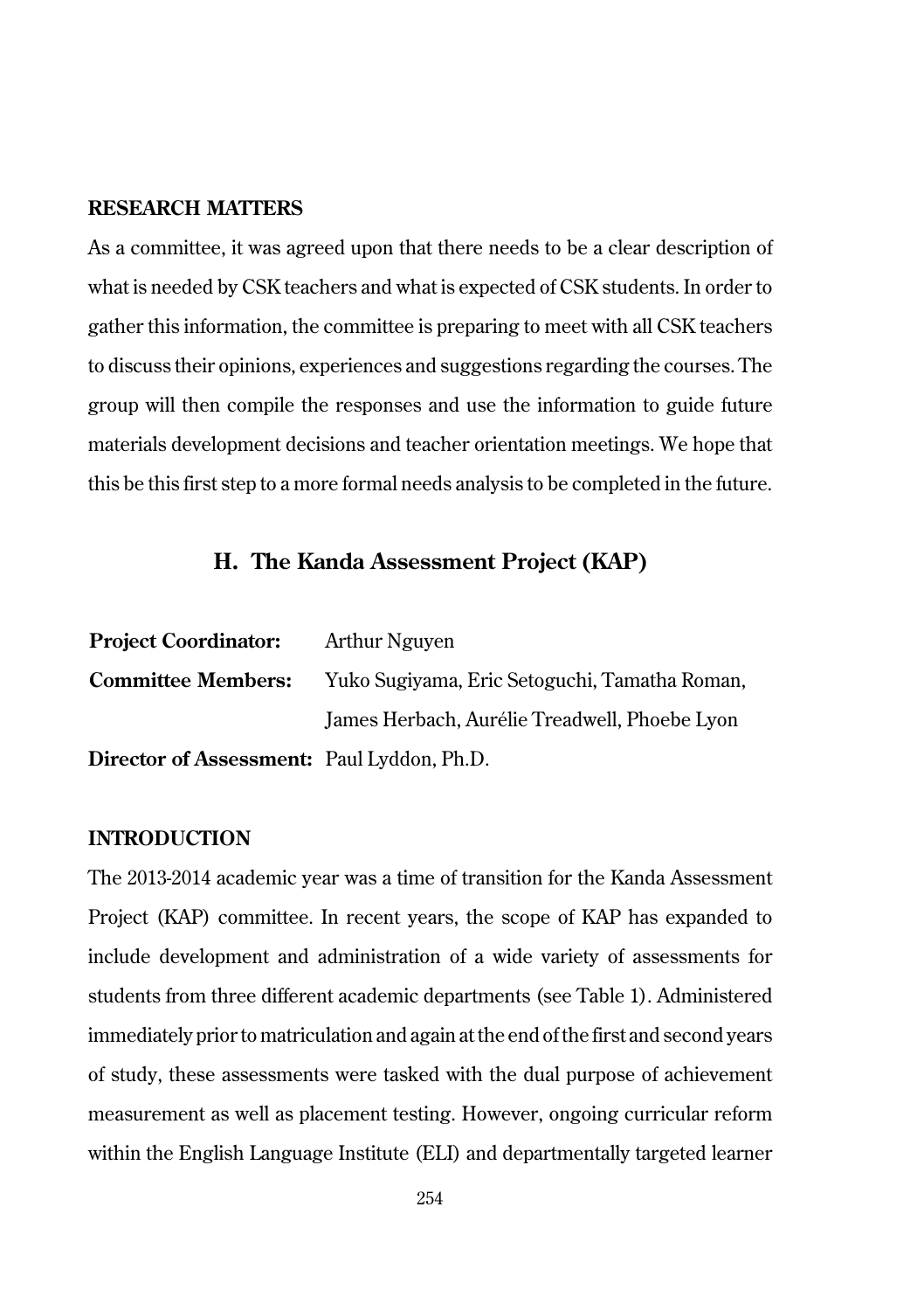**RESEARCH MATTERS**

As a committee, it was agreed upon that there needs to be a clear description of what is needed by CSK teachers and what is expected of CSK students. In order to gather this information, the committee is preparing to meet with all CSK teachers to discuss their opinions, experiences and suggestions regarding the courses. The group will then compile the responses and use the information to guide future materials development decisions and teacher orientation meetings. We hope that this be this first step to a more formal needs analysis to be completed in the future.

## H. The Kanda Assessment Project (KAP)

**Project Coordinator:** Arthur Nguyen

**Committee Members:** Yuko Sugiyama, Eric Setoguchi, Tamatha Roman, James Herbach, Aurélie Treadwell, Phoebe Lyon

**Director of Assessment:** Paul Lyddon, Ph.D.

**INTRODUCTION**

The 2013-2014 academic year was a time of transition for the Kanda Assessment Project (KAP) committee. In recent years, the scope of KAP has expanded to include development and administration of a wide variety of assessments for students from three different academic departments (see Table 1). Administered immediately prior to matriculation and again at the end of the first and second years of study, these assessments were tasked with the dual purpose of achievement measurement as well as placement testing. However, ongoing curricular reform within the English Language Institute (ELI) and departmentally targeted learner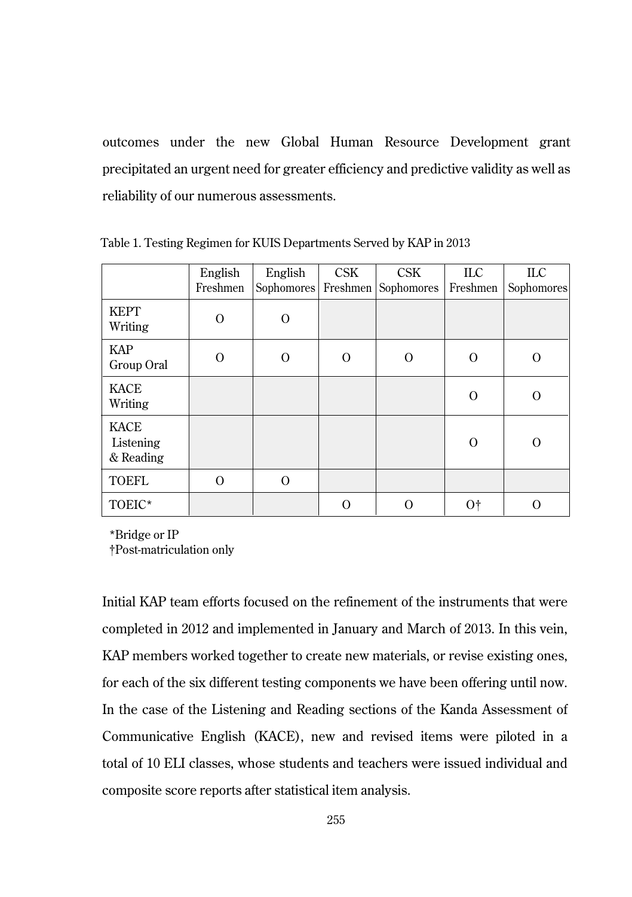outcomes under the new Global Human Resource Development grant precipitated an urgent need for greater efficiency and predictive validity as well as reliability of our numerous assessments.

Table 1. Testing Regimen for KUIS Departments Served by KAP in 2013

| | English Freshmen | English Sophomores | CSK Freshmen | CSK Sophomores | ILC Freshmen | ILC Sophomores |
|---|---|---|---|---|---|---|
| KEPT Writing | O | O | | | | |
| KAP Group Oral | O | O | O | O | O | O |
| KACE Writing | | | | | O | O |
| KACE Listening & Reading | | | | | O | O |
| TOEFL | O | O | | | | |
| TOEIC* | | | O | O | O† | O |

*Bridge or IP
†Post-matriculation only

Initial KAP team efforts focused on the refinement of the instruments that were completed in 2012 and implemented in January and March of 2013. In this vein, KAP members worked together to create new materials, or revise existing ones, for each of the six different testing components we have been offering until now. In the case of the Listening and Reading sections of the Kanda Assessment of Communicative English (KACE), new and revised items were piloted in a total of 10 ELI classes, whose students and teachers were issued individual and composite score reports after statistical item analysis.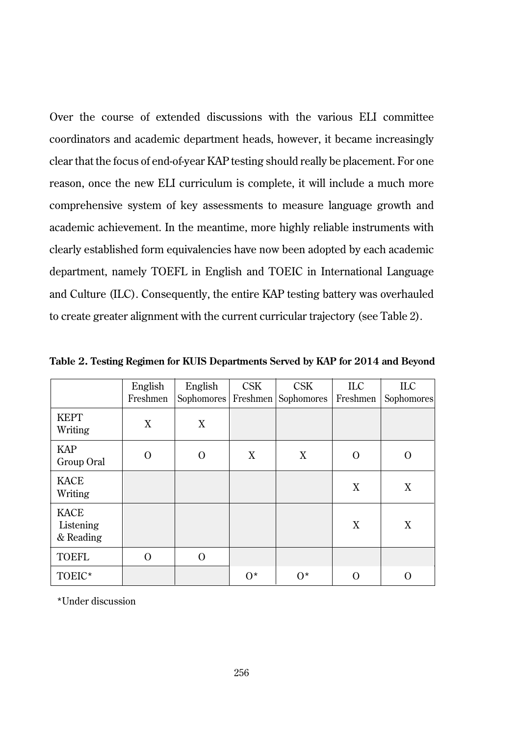Over the course of extended discussions with the various ELI committee coordinators and academic department heads, however, it became increasingly clear that the focus of end-of-year KAP testing should really be placement. For one reason, once the new ELI curriculum is complete, it will include a much more comprehensive system of key assessments to measure language growth and academic achievement. In the meantime, more highly reliable instruments with clearly established form equivalencies have now been adopted by each academic department, namely TOEFL in English and TOEIC in International Language and Culture (ILC). Consequently, the entire KAP testing battery was overhauled to create greater alignment with the current curricular trajectory (see Table 2).

**Table 2. Testing Regimen for KUIS Departments Served by KAP for 2014 and Beyond**

| | English Freshmen | English Sophomores | CSK Freshmen | CSK Sophomores | ILC Freshmen | ILC Sophomores |
|---|---|---|---|---|---|---|
| KEPT Writing | X | X | | | | |
| KAP Group Oral | O | O | X | X | O | O |
| KACE Writing | | | | | X | X |
| KACE Listening & Reading | | | | | X | X |
| TOEFL | O | O | | | | |
| TOEIC* | | | O* | O* | O | O |

*Under discussion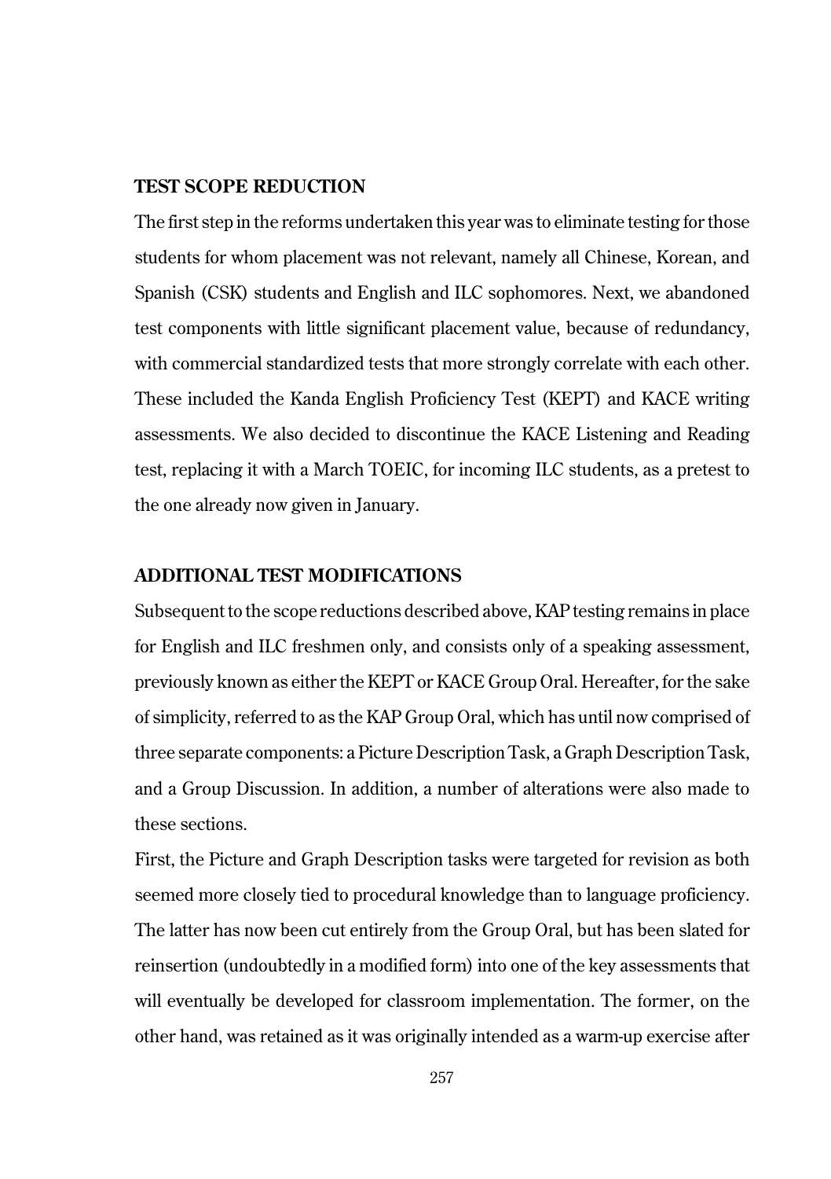## TEST SCOPE REDUCTION

The first step in the reforms undertaken this year was to eliminate testing for those students for whom placement was not relevant, namely all Chinese, Korean, and Spanish (CSK) students and English and ILC sophomores. Next, we abandoned test components with little significant placement value, because of redundancy, with commercial standardized tests that more strongly correlate with each other. These included the Kanda English Proficiency Test (KEPT) and KACE writing assessments. We also decided to discontinue the KACE Listening and Reading test, replacing it with a March TOEIC, for incoming ILC students, as a pretest to the one already now given in January.

## ADDITIONAL TEST MODIFICATIONS

Subsequent to the scope reductions described above, KAP testing remains in place for English and ILC freshmen only, and consists only of a speaking assessment, previously known as either the KEPT or KACE Group Oral. Hereafter, for the sake of simplicity, referred to as the KAP Group Oral, which has until now comprised of three separate components: a Picture Description Task, a Graph Description Task, and a Group Discussion. In addition, a number of alterations were also made to these sections.

First, the Picture and Graph Description tasks were targeted for revision as both seemed more closely tied to procedural knowledge than to language proficiency. The latter has now been cut entirely from the Group Oral, but has been slated for reinsertion (undoubtedly in a modified form) into one of the key assessments that will eventually be developed for classroom implementation. The former, on the other hand, was retained as it was originally intended as a warm-up exercise after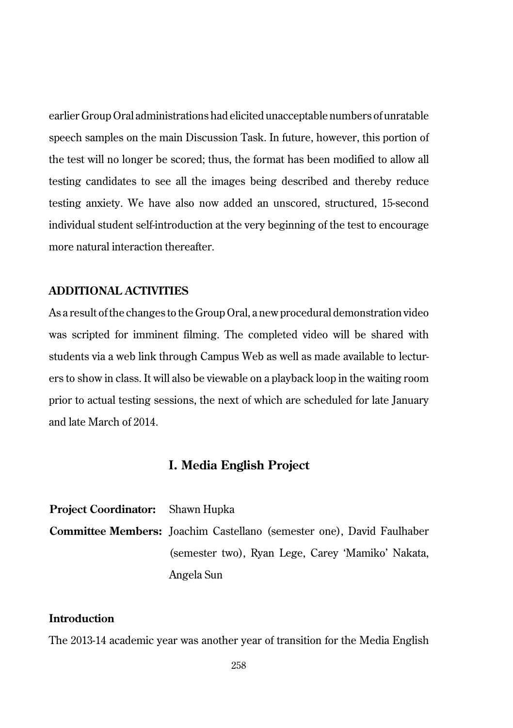earlier Group Oral administrations had elicited unacceptable numbers of unratable speech samples on the main Discussion Task. In future, however, this portion of the test will no longer be scored; thus, the format has been modified to allow all testing candidates to see all the images being described and thereby reduce testing anxiety. We have also now added an unscored, structured, 15-second individual student self-introduction at the very beginning of the test to encourage more natural interaction thereafter.

**ADDITIONAL ACTIVITIES**

As a result of the changes to the Group Oral, a new procedural demonstration video was scripted for imminent filming. The completed video will be shared with students via a web link through Campus Web as well as made available to lecturers to show in class. It will also be viewable on a playback loop in the waiting room prior to actual testing sessions, the next of which are scheduled for late January and late March of 2014.

## I. Media English Project

**Project Coordinator:** Shawn Hupka

**Committee Members:** Joachim Castellano (semester one), David Faulhaber (semester two), Ryan Lege, Carey 'Mamiko' Nakata, Angela Sun

### Introduction

The 2013-14 academic year was another year of transition for the Media English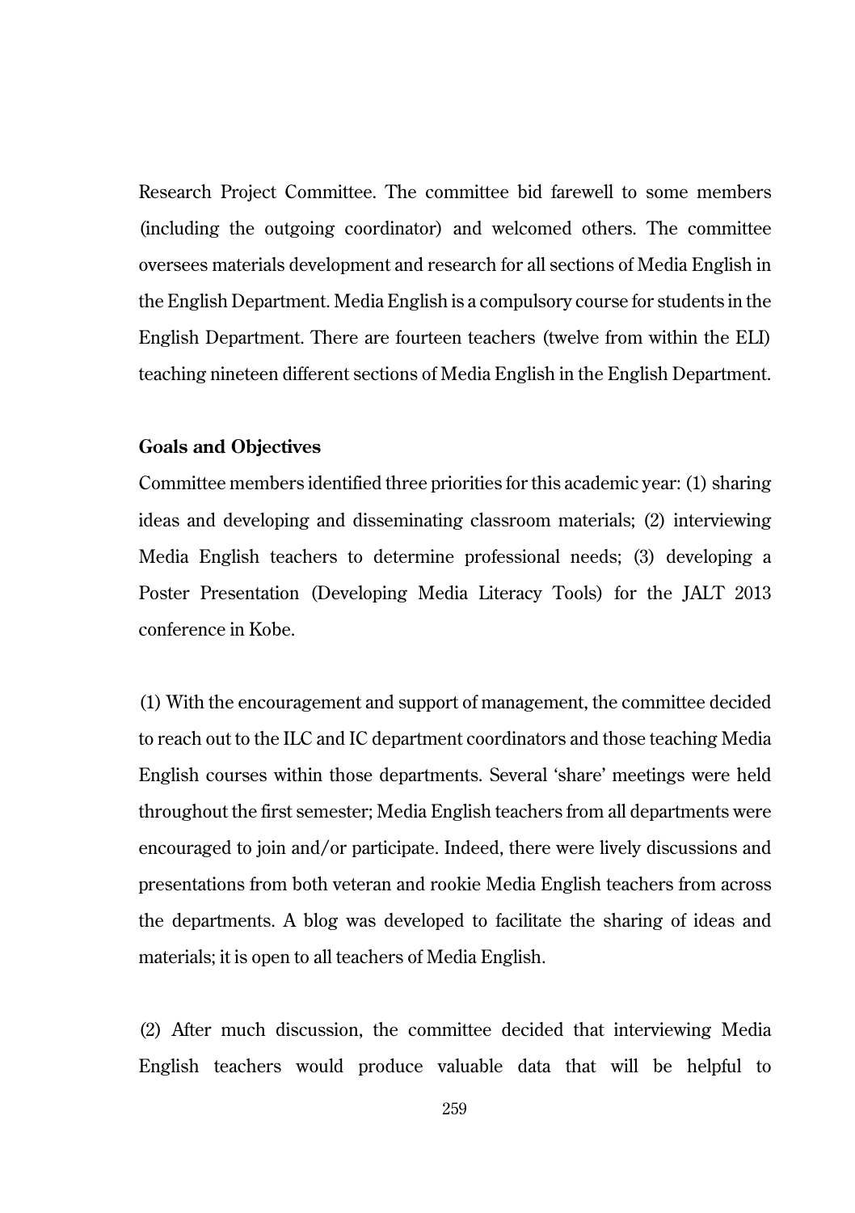Research Project Committee. The committee bid farewell to some members (including the outgoing coordinator) and welcomed others. The committee oversees materials development and research for all sections of Media English in the English Department. Media English is a compulsory course for students in the English Department. There are fourteen teachers (twelve from within the ELI) teaching nineteen different sections of Media English in the English Department.

**Goals and Objectives**

Committee members identified three priorities for this academic year: (1) sharing ideas and developing and disseminating classroom materials; (2) interviewing Media English teachers to determine professional needs; (3) developing a Poster Presentation (Developing Media Literacy Tools) for the JALT 2013 conference in Kobe.

(1) With the encouragement and support of management, the committee decided to reach out to the ILC and IC department coordinators and those teaching Media English courses within those departments. Several 'share' meetings were held throughout the first semester; Media English teachers from all departments were encouraged to join and/or participate. Indeed, there were lively discussions and presentations from both veteran and rookie Media English teachers from across the departments. A blog was developed to facilitate the sharing of ideas and materials; it is open to all teachers of Media English.

(2) After much discussion, the committee decided that interviewing Media English teachers would produce valuable data that will be helpful to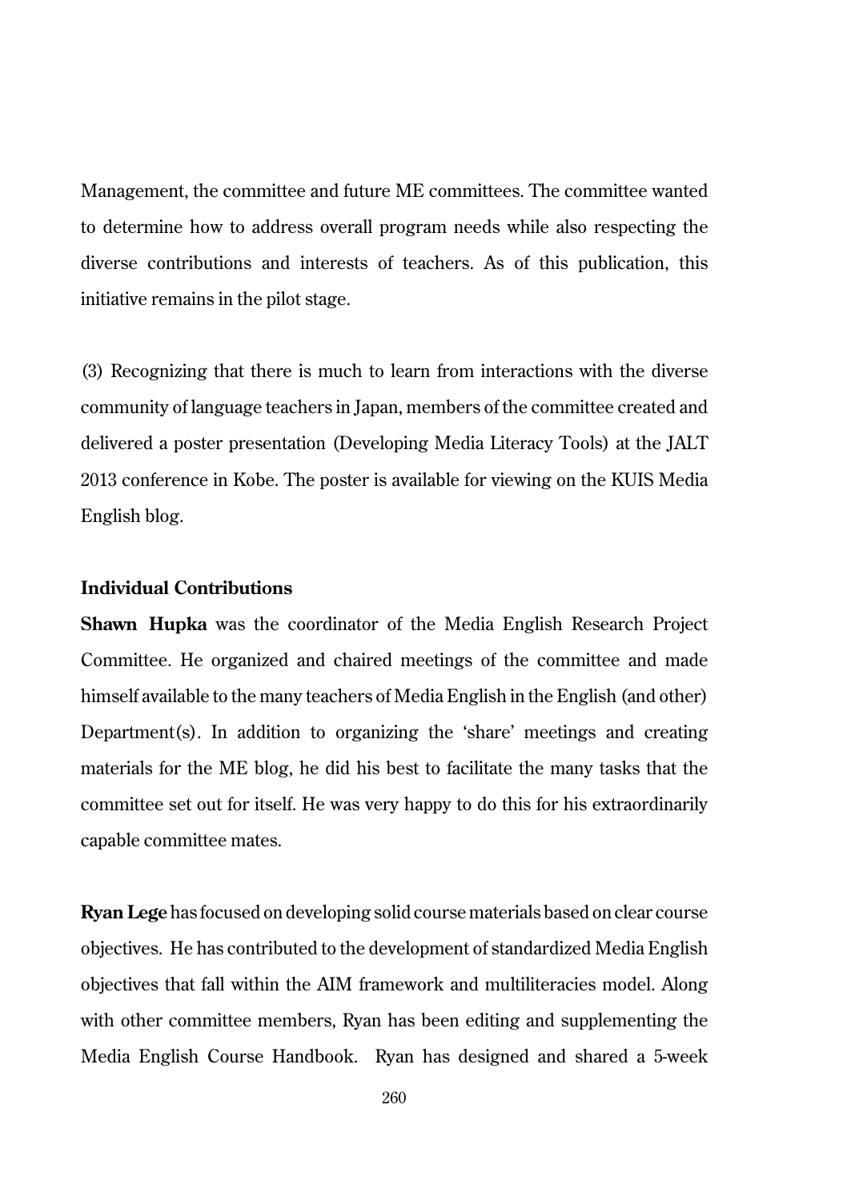Management, the committee and future ME committees. The committee wanted to determine how to address overall program needs while also respecting the diverse contributions and interests of teachers. As of this publication, this initiative remains in the pilot stage.

(3) Recognizing that there is much to learn from interactions with the diverse community of language teachers in Japan, members of the committee created and delivered a poster presentation (Developing Media Literacy Tools) at the JALT 2013 conference in Kobe. The poster is available for viewing on the KUIS Media English blog.

**Individual Contributions**

**Shawn Hupka** was the coordinator of the Media English Research Project Committee. He organized and chaired meetings of the committee and made himself available to the many teachers of Media English in the English (and other) Department(s). In addition to organizing the 'share' meetings and creating materials for the ME blog, he did his best to facilitate the many tasks that the committee set out for itself. He was very happy to do this for his extraordinarily capable committee mates.

**Ryan Lege** has focused on developing solid course materials based on clear course objectives. He has contributed to the development of standardized Media English objectives that fall within the AIM framework and multiliteracies model. Along with other committee members, Ryan has been editing and supplementing the Media English Course Handbook. Ryan has designed and shared a 5-week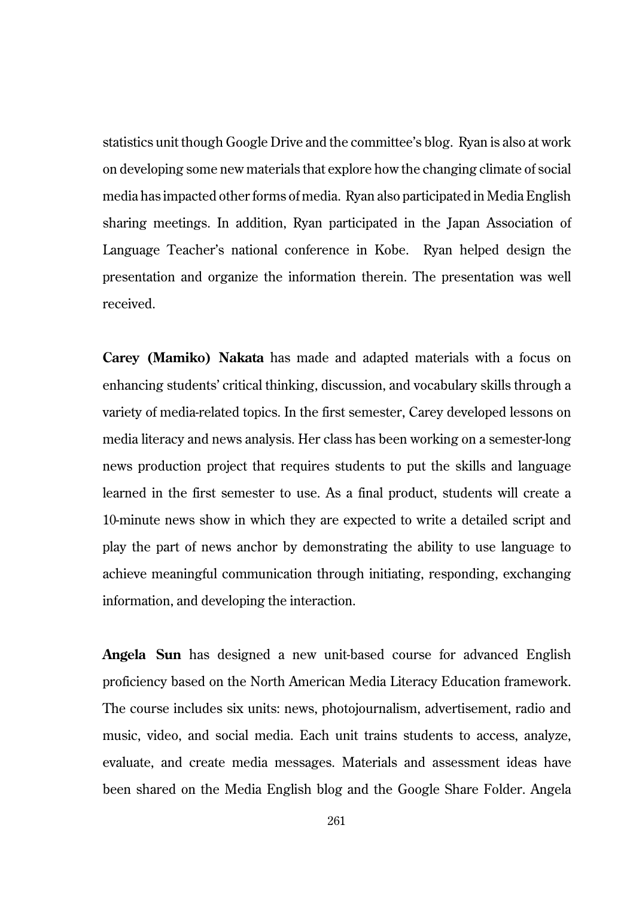statistics unit though Google Drive and the committee's blog. Ryan is also at work on developing some new materials that explore how the changing climate of social media has impacted other forms of media. Ryan also participated in Media English sharing meetings. In addition, Ryan participated in the Japan Association of Language Teacher's national conference in Kobe. Ryan helped design the presentation and organize the information therein. The presentation was well received.

**Carey (Mamiko) Nakata** has made and adapted materials with a focus on enhancing students' critical thinking, discussion, and vocabulary skills through a variety of media-related topics. In the first semester, Carey developed lessons on media literacy and news analysis. Her class has been working on a semester-long news production project that requires students to put the skills and language learned in the first semester to use. As a final product, students will create a 10-minute news show in which they are expected to write a detailed script and play the part of news anchor by demonstrating the ability to use language to achieve meaningful communication through initiating, responding, exchanging information, and developing the interaction.

**Angela Sun** has designed a new unit-based course for advanced English proficiency based on the North American Media Literacy Education framework. The course includes six units: news, photojournalism, advertisement, radio and music, video, and social media. Each unit trains students to access, analyze, evaluate, and create media messages. Materials and assessment ideas have been shared on the Media English blog and the Google Share Folder. Angela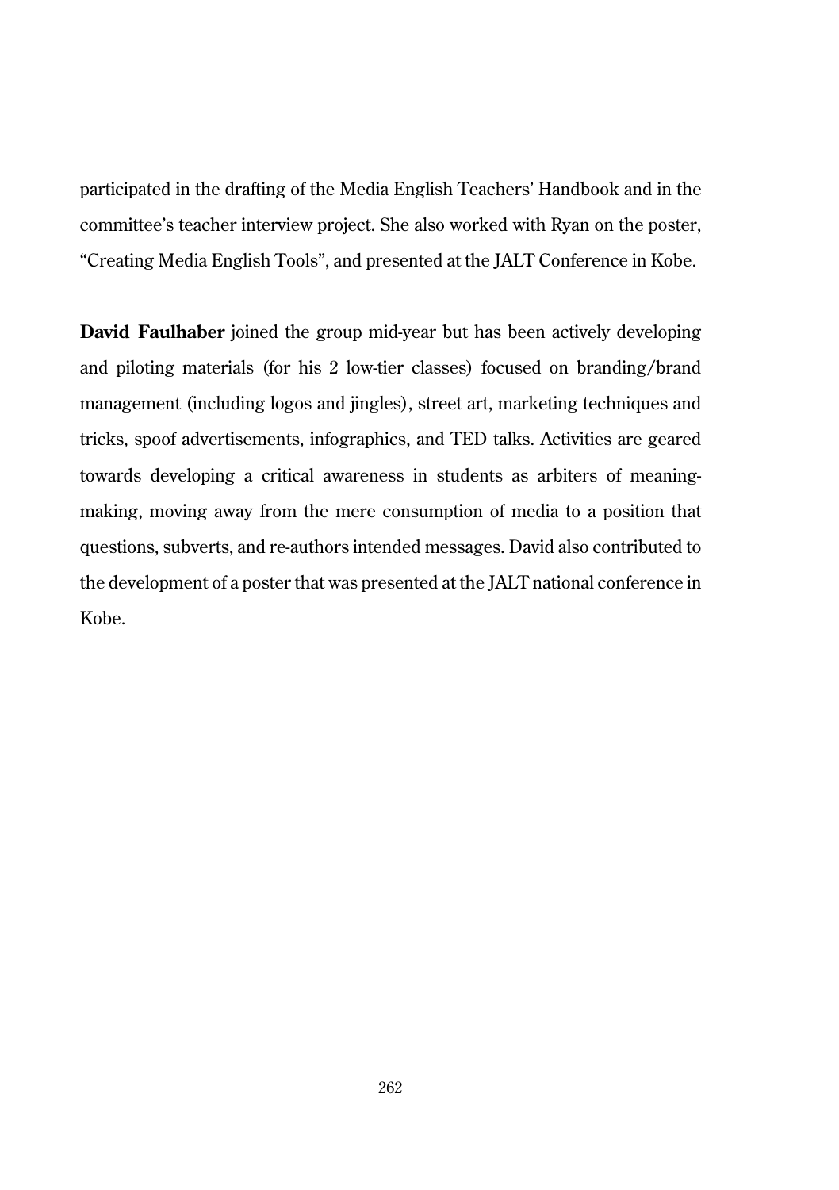participated in the drafting of the Media English Teachers' Handbook and in the committee's teacher interview project. She also worked with Ryan on the poster, "Creating Media English Tools", and presented at the JALT Conference in Kobe.

**David Faulhaber** joined the group mid-year but has been actively developing and piloting materials (for his 2 low-tier classes) focused on branding/brand management (including logos and jingles), street art, marketing techniques and tricks, spoof advertisements, infographics, and TED talks. Activities are geared towards developing a critical awareness in students as arbiters of meaning-making, moving away from the mere consumption of media to a position that questions, subverts, and re-authors intended messages. David also contributed to the development of a poster that was presented at the JALT national conference in Kobe.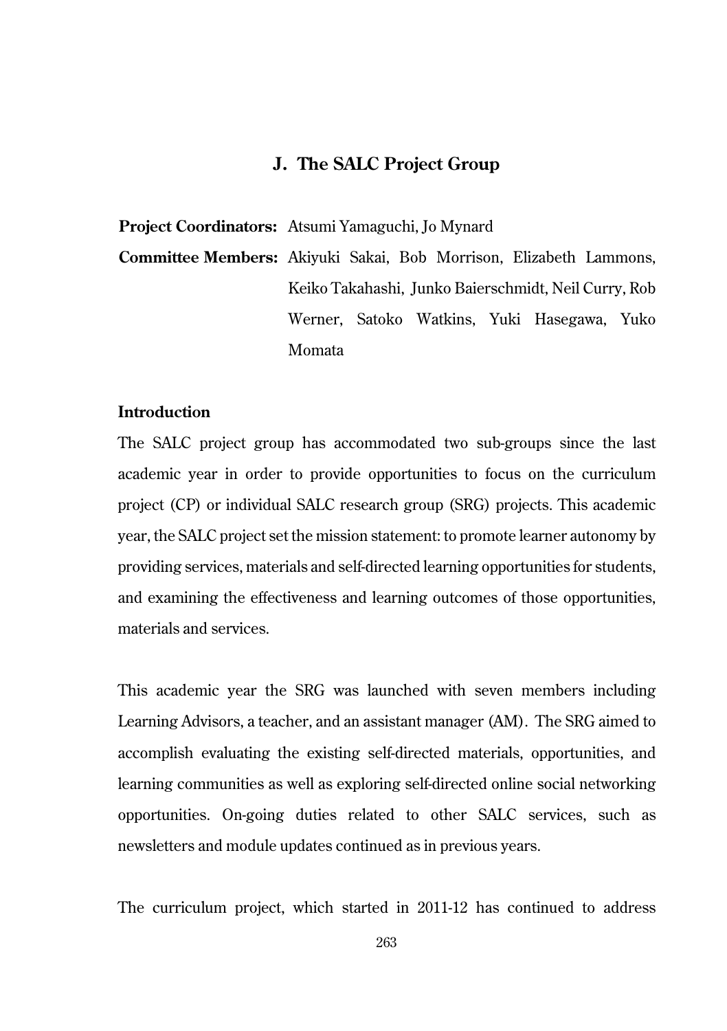## J. The SALC Project Group

**Project Coordinators:** Atsumi Yamaguchi, Jo Mynard

**Committee Members:** Akiyuki Sakai, Bob Morrison, Elizabeth Lammons, Keiko Takahashi, Junko Baierschmidt, Neil Curry, Rob Werner, Satoko Watkins, Yuki Hasegawa, Yuko Momata

### Introduction

The SALC project group has accommodated two sub-groups since the last academic year in order to provide opportunities to focus on the curriculum project (CP) or individual SALC research group (SRG) projects. This academic year, the SALC project set the mission statement: to promote learner autonomy by providing services, materials and self-directed learning opportunities for students, and examining the effectiveness and learning outcomes of those opportunities, materials and services.

This academic year the SRG was launched with seven members including Learning Advisors, a teacher, and an assistant manager (AM). The SRG aimed to accomplish evaluating the existing self-directed materials, opportunities, and learning communities as well as exploring self-directed online social networking opportunities. On-going duties related to other SALC services, such as newsletters and module updates continued as in previous years.

The curriculum project, which started in 2011-12 has continued to address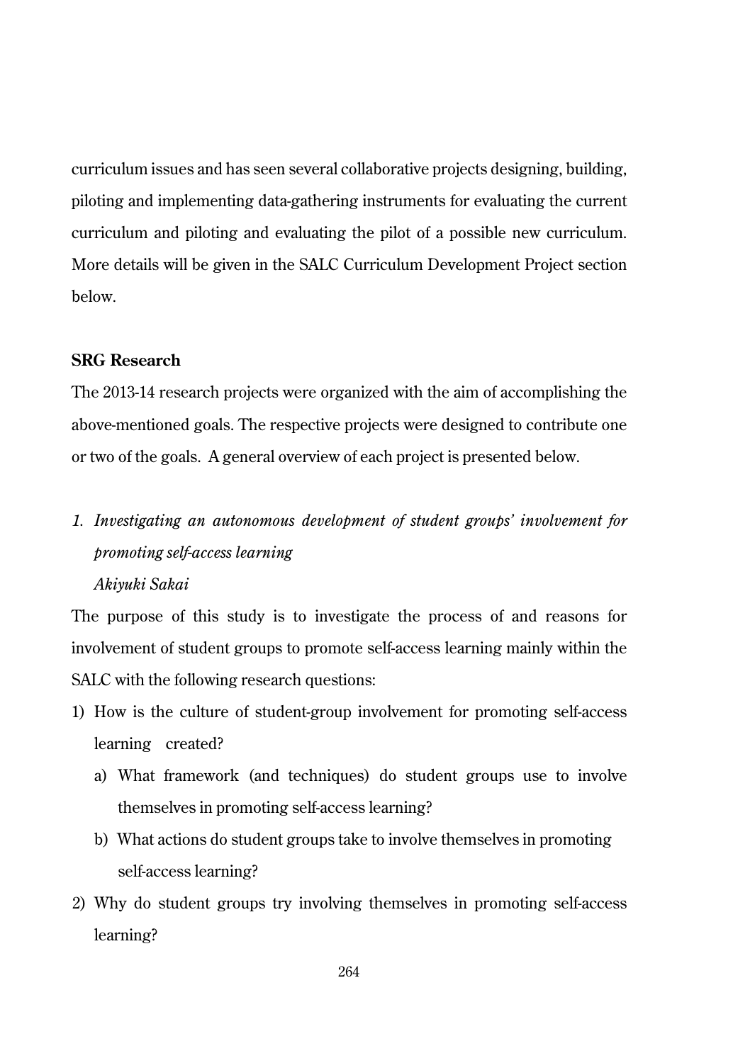curriculum issues and has seen several collaborative projects designing, building, piloting and implementing data-gathering instruments for evaluating the current curriculum and piloting and evaluating the pilot of a possible new curriculum. More details will be given in the SALC Curriculum Development Project section below.

**SRG Research**

The 2013-14 research projects were organized with the aim of accomplishing the above-mentioned goals. The respective projects were designed to contribute one or two of the goals. A general overview of each project is presented below.

1. *Investigating an autonomous development of student groups' involvement for promoting self-access learning*
   *Akiyuki Sakai*

The purpose of this study is to investigate the process of and reasons for involvement of student groups to promote self-access learning mainly within the SALC with the following research questions:

1) How is the culture of student-group involvement for promoting self-access learning created?
   a) What framework (and techniques) do student groups use to involve themselves in promoting self-access learning?
   b) What actions do student groups take to involve themselves in promoting self-access learning?
2) Why do student groups try involving themselves in promoting self-access learning?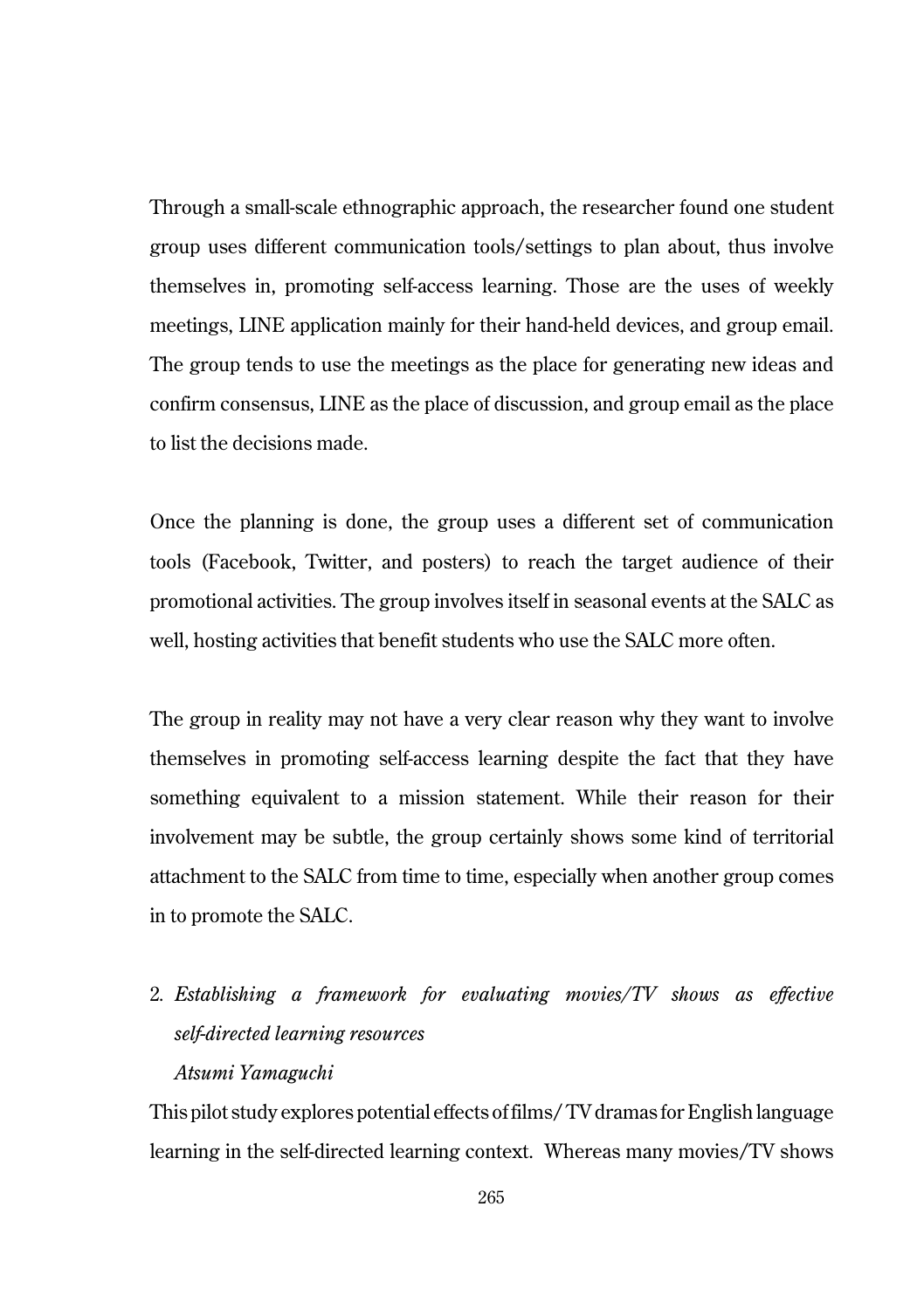Through a small-scale ethnographic approach, the researcher found one student group uses different communication tools/settings to plan about, thus involve themselves in, promoting self-access learning. Those are the uses of weekly meetings, LINE application mainly for their hand-held devices, and group email. The group tends to use the meetings as the place for generating new ideas and confirm consensus, LINE as the place of discussion, and group email as the place to list the decisions made.

Once the planning is done, the group uses a different set of communication tools (Facebook, Twitter, and posters) to reach the target audience of their promotional activities. The group involves itself in seasonal events at the SALC as well, hosting activities that benefit students who use the SALC more often.

The group in reality may not have a very clear reason why they want to involve themselves in promoting self-access learning despite the fact that they have something equivalent to a mission statement. While their reason for their involvement may be subtle, the group certainly shows some kind of territorial attachment to the SALC from time to time, especially when another group comes in to promote the SALC.

2. *Establishing a framework for evaluating movies/TV shows as effective self-directed learning resources*
   *Atsumi Yamaguchi*

This pilot study explores potential effects of films/ TV dramas for English language learning in the self-directed learning context. Whereas many movies/TV shows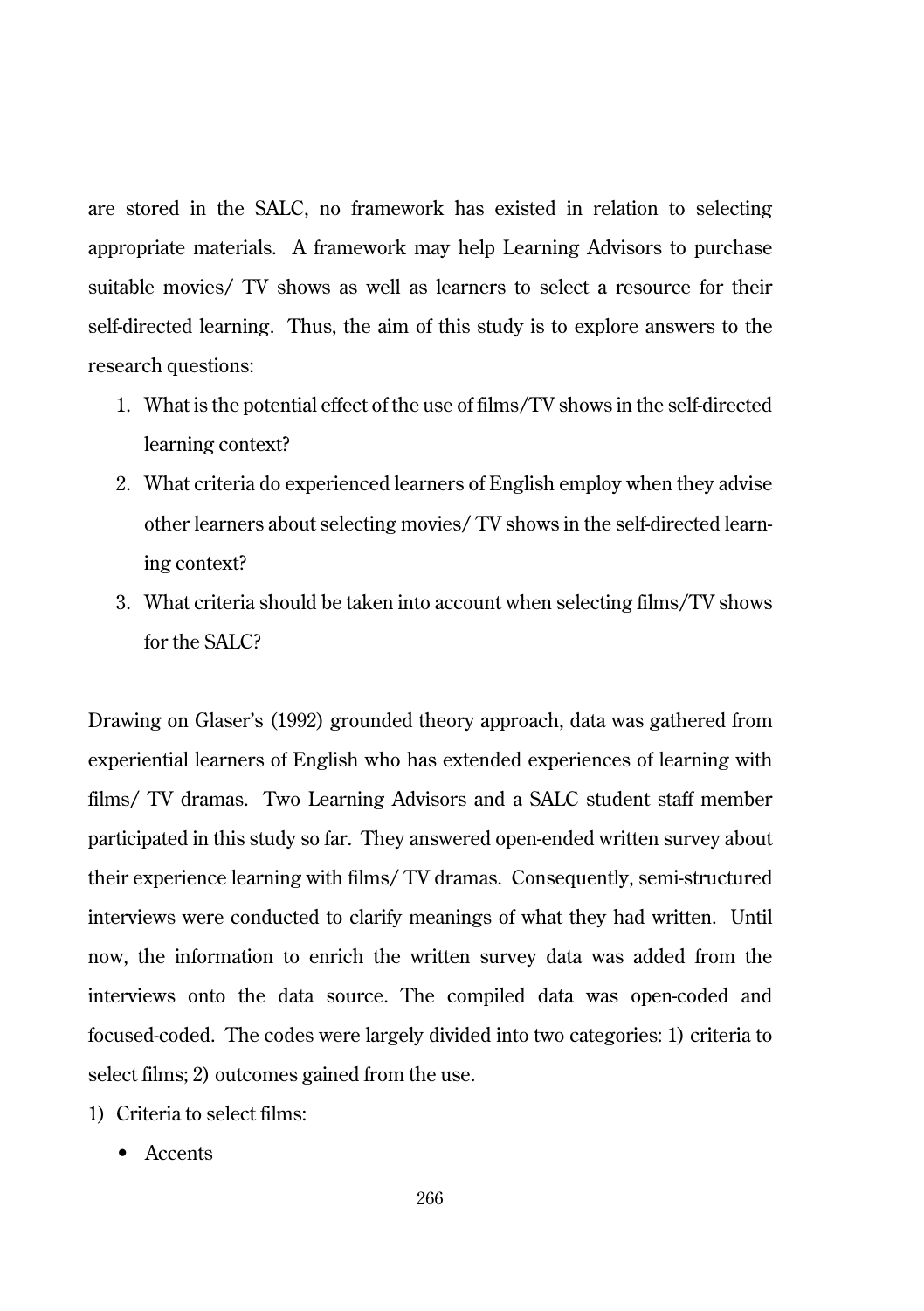are stored in the SALC, no framework has existed in relation to selecting appropriate materials. A framework may help Learning Advisors to purchase suitable movies/ TV shows as well as learners to select a resource for their self-directed learning. Thus, the aim of this study is to explore answers to the research questions:

1. What is the potential effect of the use of films/TV shows in the self-directed learning context?
2. What criteria do experienced learners of English employ when they advise other learners about selecting movies/ TV shows in the self-directed learning context?
3. What criteria should be taken into account when selecting films/TV shows for the SALC?

Drawing on Glaser's (1992) grounded theory approach, data was gathered from experiential learners of English who has extended experiences of learning with films/ TV dramas. Two Learning Advisors and a SALC student staff member participated in this study so far. They answered open-ended written survey about their experience learning with films/ TV dramas. Consequently, semi-structured interviews were conducted to clarify meanings of what they had written. Until now, the information to enrich the written survey data was added from the interviews onto the data source. The compiled data was open-coded and focused-coded. The codes were largely divided into two categories: 1) criteria to select films; 2) outcomes gained from the use.

1) Criteria to select films:
   - Accents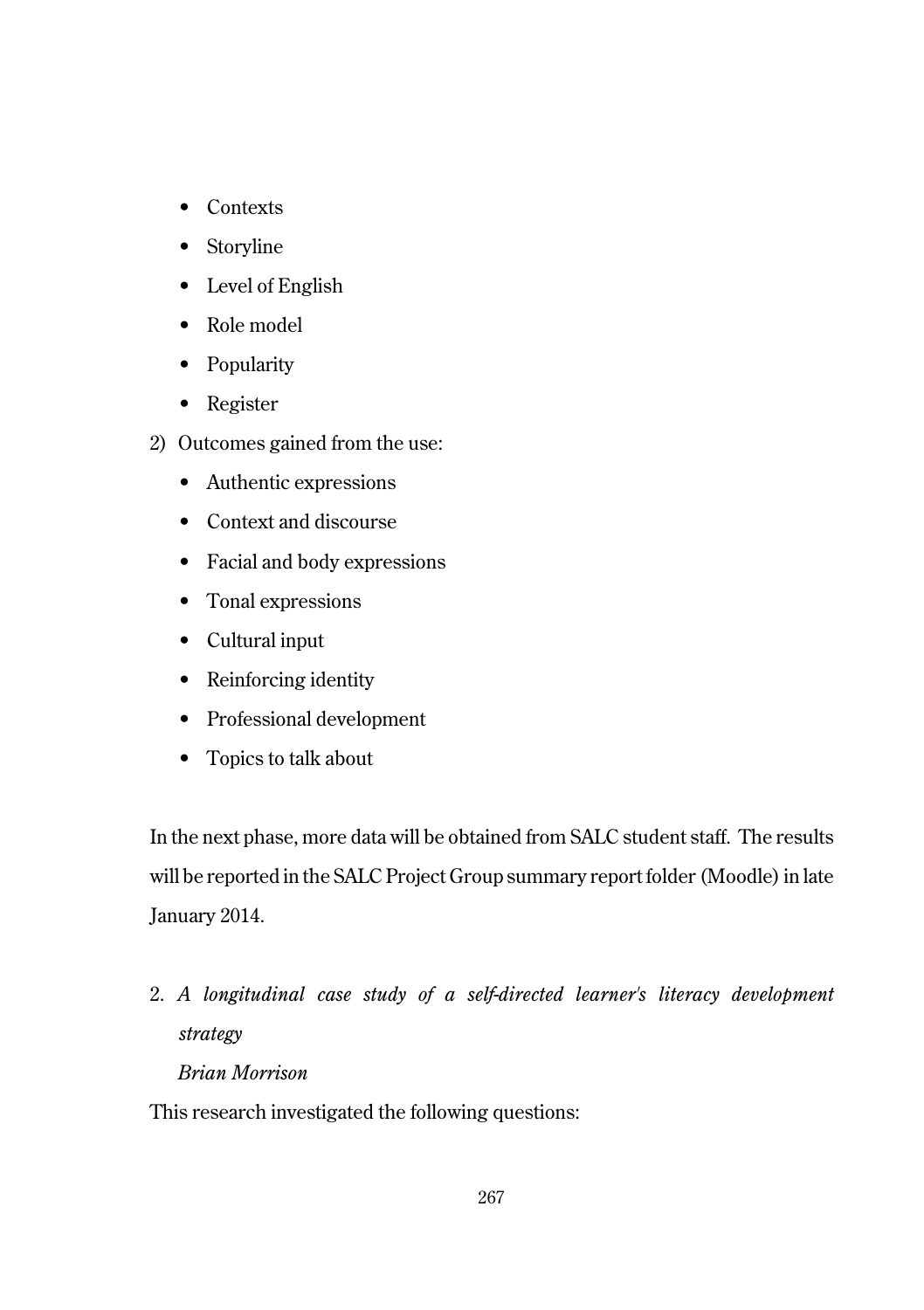- Contexts
- Storyline
- Level of English
- Role model
- Popularity
- Register

2) Outcomes gained from the use:
   - Authentic expressions
   - Context and discourse
   - Facial and body expressions
   - Tonal expressions
   - Cultural input
   - Reinforcing identity
   - Professional development
   - Topics to talk about

In the next phase, more data will be obtained from SALC student staff. The results will be reported in the SALC Project Group summary report folder (Moodle) in late January 2014.

2. *A longitudinal case study of a self-directed learner's literacy development strategy*

   *Brian Morrison*

This research investigated the following questions: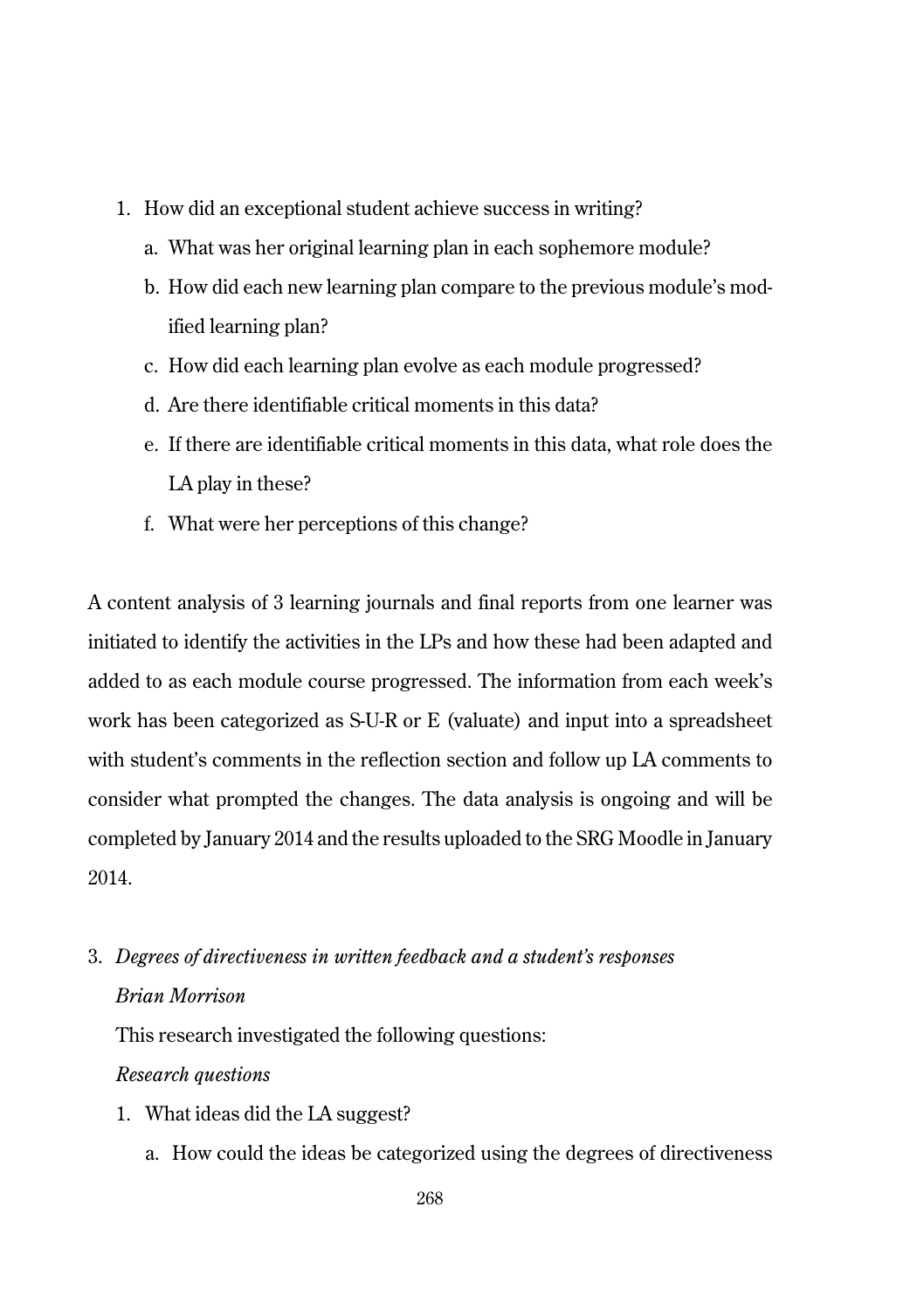1. How did an exceptional student achieve success in writing?
    a. What was her original learning plan in each sophemore module?
    b. How did each new learning plan compare to the previous module's modified learning plan?
    c. How did each learning plan evolve as each module progressed?
    d. Are there identifiable critical moments in this data?
    e. If there are identifiable critical moments in this data, what role does the LA play in these?
    f. What were her perceptions of this change?

A content analysis of 3 learning journals and final reports from one learner was initiated to identify the activities in the LPs and how these had been adapted and added to as each module course progressed. The information from each week's work has been categorized as S-U-R or E (valuate) and input into a spreadsheet with student's comments in the reflection section and follow up LA comments to consider what prompted the changes. The data analysis is ongoing and will be completed by January 2014 and the results uploaded to the SRG Moodle in January 2014.

3. *Degrees of directiveness in written feedback and a student's responses*

   *Brian Morrison*

   This research investigated the following questions:

   *Research questions*

   1. What ideas did the LA suggest?
       a. How could the ideas be categorized using the degrees of directiveness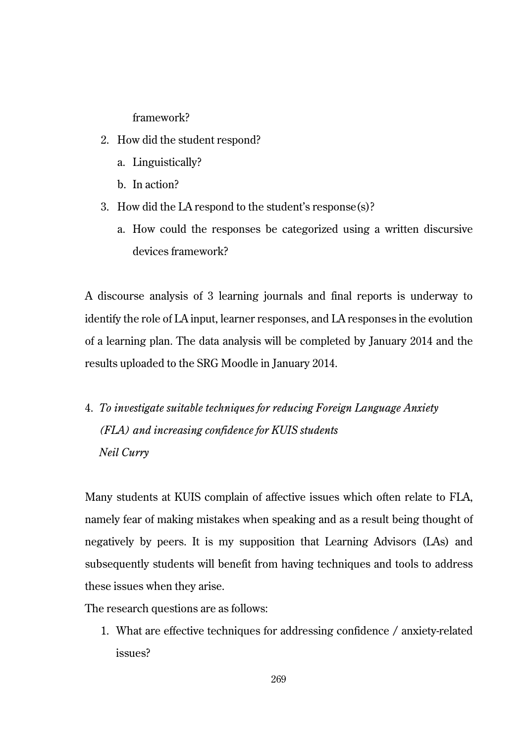framework?

2. How did the student respond?
    a. Linguistically?
    b. In action?
3. How did the LA respond to the student's response(s)?
    a. How could the responses be categorized using a written discursive devices framework?

A discourse analysis of 3 learning journals and final reports is underway to identify the role of LA input, learner responses, and LA responses in the evolution of a learning plan. The data analysis will be completed by January 2014 and the results uploaded to the SRG Moodle in January 2014.

4. *To investigate suitable techniques for reducing Foreign Language Anxiety (FLA) and increasing confidence for KUIS students*
   *Neil Curry*

Many students at KUIS complain of affective issues which often relate to FLA, namely fear of making mistakes when speaking and as a result being thought of negatively by peers. It is my supposition that Learning Advisors (LAs) and subsequently students will benefit from having techniques and tools to address these issues when they arise.

The research questions are as follows:

1. What are effective techniques for addressing confidence / anxiety-related issues?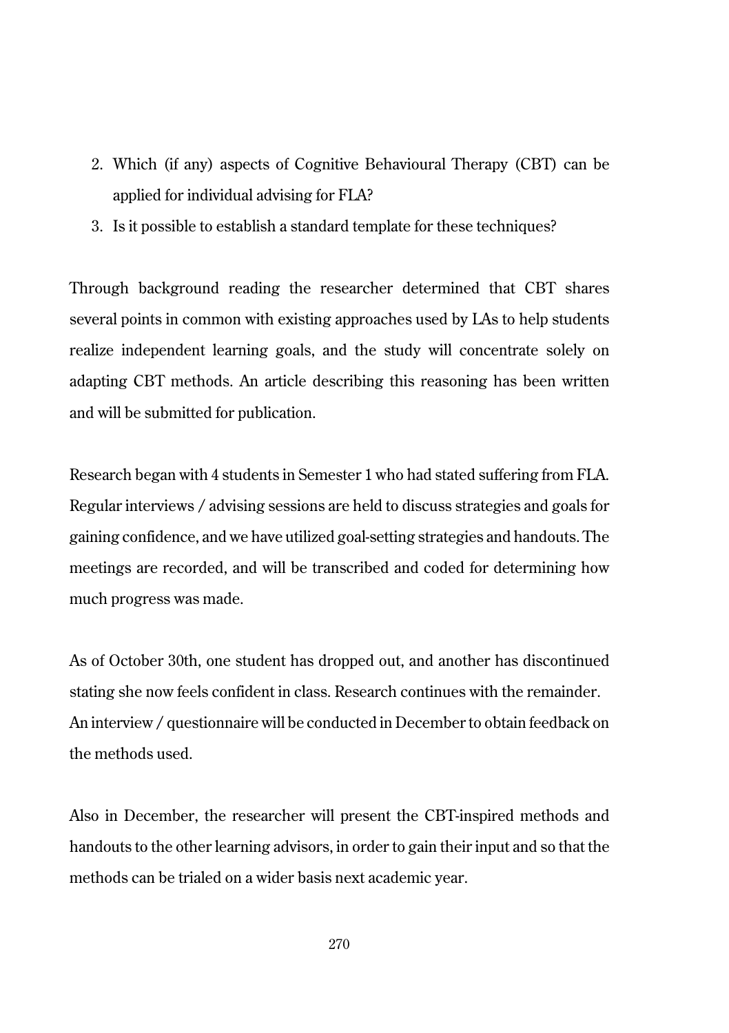2. Which (if any) aspects of Cognitive Behavioural Therapy (CBT) can be applied for individual advising for FLA?
3. Is it possible to establish a standard template for these techniques?

Through background reading the researcher determined that CBT shares several points in common with existing approaches used by LAs to help students realize independent learning goals, and the study will concentrate solely on adapting CBT methods. An article describing this reasoning has been written and will be submitted for publication.

Research began with 4 students in Semester 1 who had stated suffering from FLA. Regular interviews / advising sessions are held to discuss strategies and goals for gaining confidence, and we have utilized goal-setting strategies and handouts. The meetings are recorded, and will be transcribed and coded for determining how much progress was made.

As of October 30th, one student has dropped out, and another has discontinued stating she now feels confident in class. Research continues with the remainder. An interview / questionnaire will be conducted in December to obtain feedback on the methods used.

Also in December, the researcher will present the CBT-inspired methods and handouts to the other learning advisors, in order to gain their input and so that the methods can be trialed on a wider basis next academic year.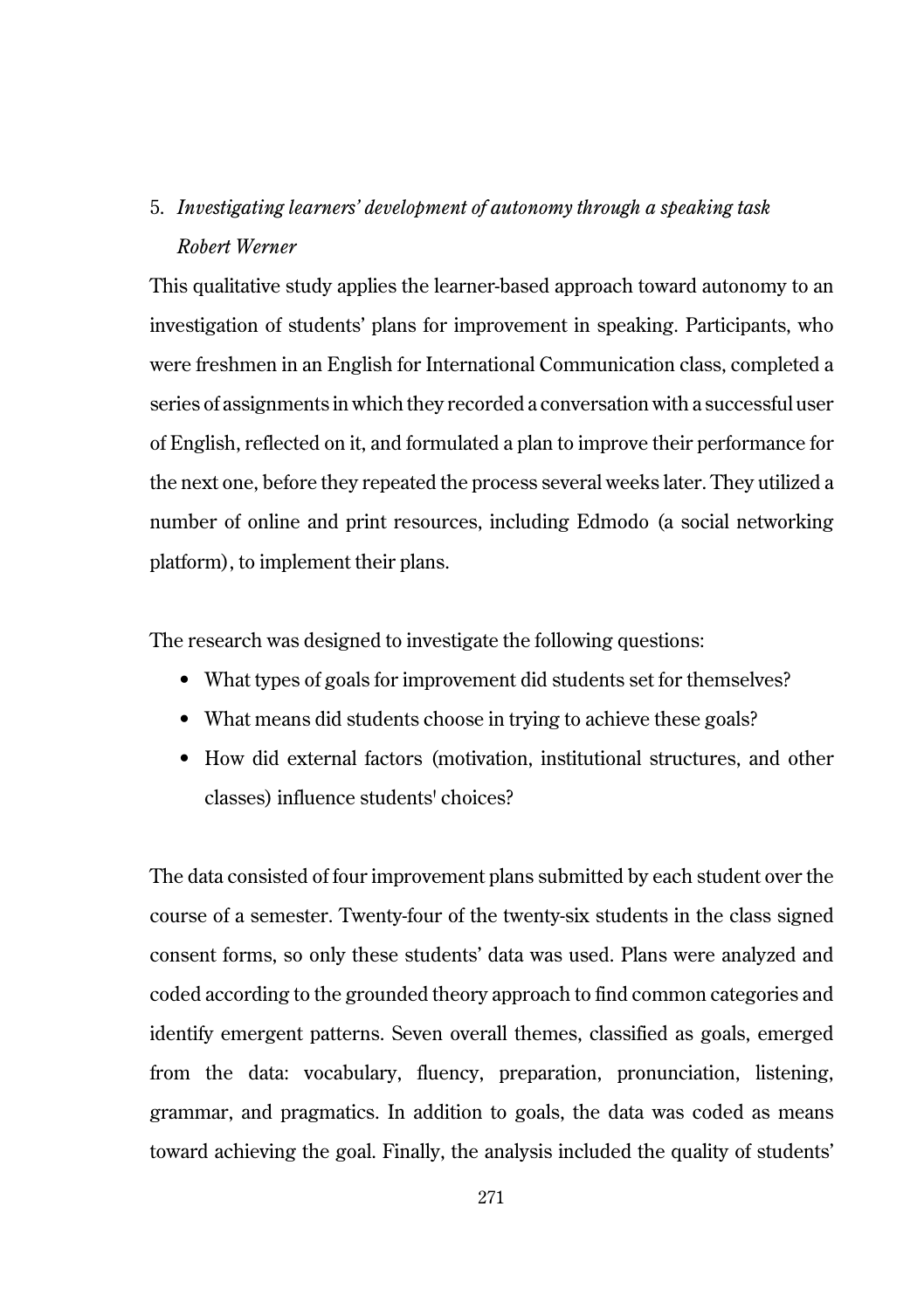### 5. *Investigating learners' development of autonomy through a speaking task*

*Robert Werner*

This qualitative study applies the learner-based approach toward autonomy to an investigation of students' plans for improvement in speaking. Participants, who were freshmen in an English for International Communication class, completed a series of assignments in which they recorded a conversation with a successful user of English, reflected on it, and formulated a plan to improve their performance for the next one, before they repeated the process several weeks later. They utilized a number of online and print resources, including Edmodo (a social networking platform), to implement their plans.

The research was designed to investigate the following questions:

- What types of goals for improvement did students set for themselves?
- What means did students choose in trying to achieve these goals?
- How did external factors (motivation, institutional structures, and other classes) influence students' choices?

The data consisted of four improvement plans submitted by each student over the course of a semester. Twenty-four of the twenty-six students in the class signed consent forms, so only these students' data was used. Plans were analyzed and coded according to the grounded theory approach to find common categories and identify emergent patterns. Seven overall themes, classified as goals, emerged from the data: vocabulary, fluency, preparation, pronunciation, listening, grammar, and pragmatics. In addition to goals, the data was coded as means toward achieving the goal. Finally, the analysis included the quality of students'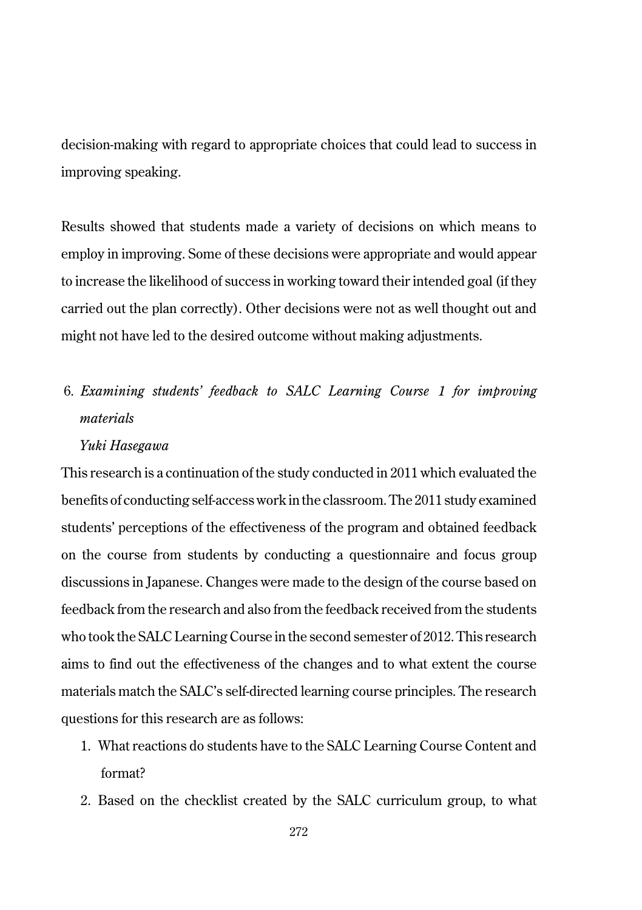decision-making with regard to appropriate choices that could lead to success in improving speaking.

Results showed that students made a variety of decisions on which means to employ in improving. Some of these decisions were appropriate and would appear to increase the likelihood of success in working toward their intended goal (if they carried out the plan correctly). Other decisions were not as well thought out and might not have led to the desired outcome without making adjustments.

### 6. *Examining students' feedback to SALC Learning Course 1 for improving materials*

*Yuki Hasegawa*

This research is a continuation of the study conducted in 2011 which evaluated the benefits of conducting self-access work in the classroom. The 2011 study examined students' perceptions of the effectiveness of the program and obtained feedback on the course from students by conducting a questionnaire and focus group discussions in Japanese. Changes were made to the design of the course based on feedback from the research and also from the feedback received from the students who took the SALC Learning Course in the second semester of 2012. This research aims to find out the effectiveness of the changes and to what extent the course materials match the SALC's self-directed learning course principles. The research questions for this research are as follows:

1. What reactions do students have to the SALC Learning Course Content and format?
2. Based on the checklist created by the SALC curriculum group, to what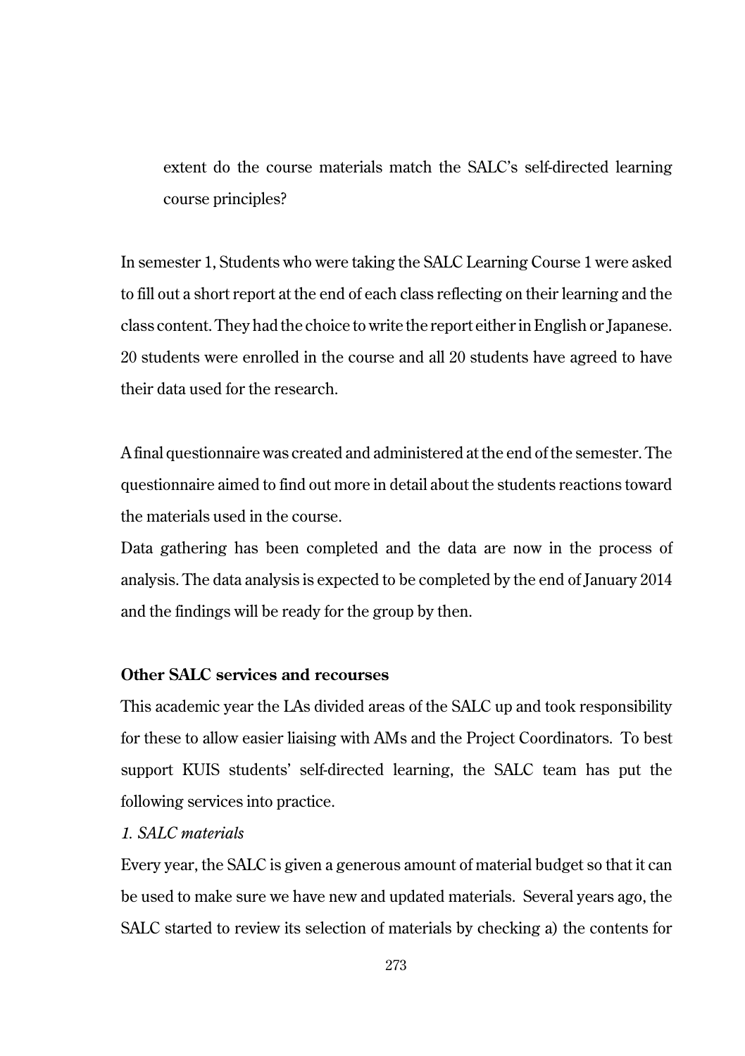extent do the course materials match the SALC's self-directed learning course principles?

In semester 1, Students who were taking the SALC Learning Course 1 were asked to fill out a short report at the end of each class reflecting on their learning and the class content. They had the choice to write the report either in English or Japanese. 20 students were enrolled in the course and all 20 students have agreed to have their data used for the research.

A final questionnaire was created and administered at the end of the semester. The questionnaire aimed to find out more in detail about the students reactions toward the materials used in the course.

Data gathering has been completed and the data are now in the process of analysis. The data analysis is expected to be completed by the end of January 2014 and the findings will be ready for the group by then.

**Other SALC services and recourses**

This academic year the LAs divided areas of the SALC up and took responsibility for these to allow easier liaising with AMs and the Project Coordinators. To best support KUIS students' self-directed learning, the SALC team has put the following services into practice.

*1. SALC materials*

Every year, the SALC is given a generous amount of material budget so that it can be used to make sure we have new and updated materials. Several years ago, the SALC started to review its selection of materials by checking a) the contents for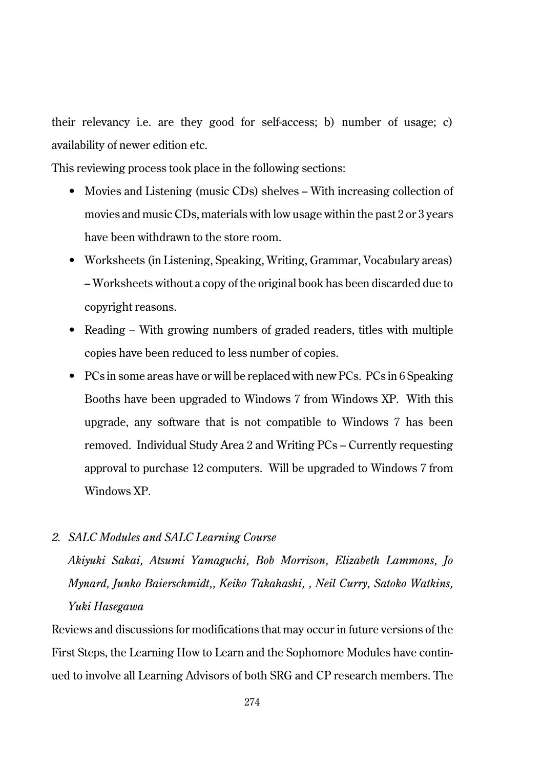their relevancy i.e. are they good for self-access; b) number of usage; c) availability of newer edition etc.

This reviewing process took place in the following sections:

- Movies and Listening (music CDs) shelves – With increasing collection of movies and music CDs, materials with low usage within the past 2 or 3 years have been withdrawn to the store room.
- Worksheets (in Listening, Speaking, Writing, Grammar, Vocabulary areas) – Worksheets without a copy of the original book has been discarded due to copyright reasons.
- Reading – With growing numbers of graded readers, titles with multiple copies have been reduced to less number of copies.
- PCs in some areas have or will be replaced with new PCs. PCs in 6 Speaking Booths have been upgraded to Windows 7 from Windows XP. With this upgrade, any software that is not compatible to Windows 7 has been removed. Individual Study Area 2 and Writing PCs – Currently requesting approval to purchase 12 computers. Will be upgraded to Windows 7 from Windows XP.

*2. SALC Modules and SALC Learning Course*

*Akiyuki Sakai, Atsumi Yamaguchi, Bob Morrison, Elizabeth Lammons, Jo Mynard, Junko Baierschmidt,, Keiko Takahashi, , Neil Curry, Satoko Watkins, Yuki Hasegawa*

Reviews and discussions for modifications that may occur in future versions of the First Steps, the Learning How to Learn and the Sophomore Modules have continued to involve all Learning Advisors of both SRG and CP research members. The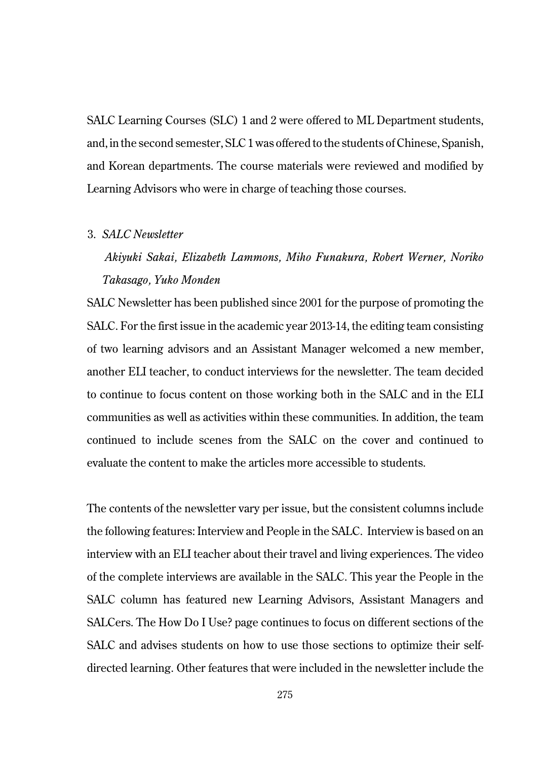SALC Learning Courses (SLC) 1 and 2 were offered to ML Department students, and, in the second semester, SLC 1 was offered to the students of Chinese, Spanish, and Korean departments. The course materials were reviewed and modified by Learning Advisors who were in charge of teaching those courses.

3. *SALC Newsletter*

*Akiyuki Sakai, Elizabeth Lammons, Miho Funakura, Robert Werner, Noriko Takasago, Yuko Monden*

SALC Newsletter has been published since 2001 for the purpose of promoting the SALC. For the first issue in the academic year 2013-14, the editing team consisting of two learning advisors and an Assistant Manager welcomed a new member, another ELI teacher, to conduct interviews for the newsletter. The team decided to continue to focus content on those working both in the SALC and in the ELI communities as well as activities within these communities. In addition, the team continued to include scenes from the SALC on the cover and continued to evaluate the content to make the articles more accessible to students.

The contents of the newsletter vary per issue, but the consistent columns include the following features: Interview and People in the SALC. Interview is based on an interview with an ELI teacher about their travel and living experiences. The video of the complete interviews are available in the SALC. This year the People in the SALC column has featured new Learning Advisors, Assistant Managers and SALCers. The How Do I Use? page continues to focus on different sections of the SALC and advises students on how to use those sections to optimize their self-directed learning. Other features that were included in the newsletter include the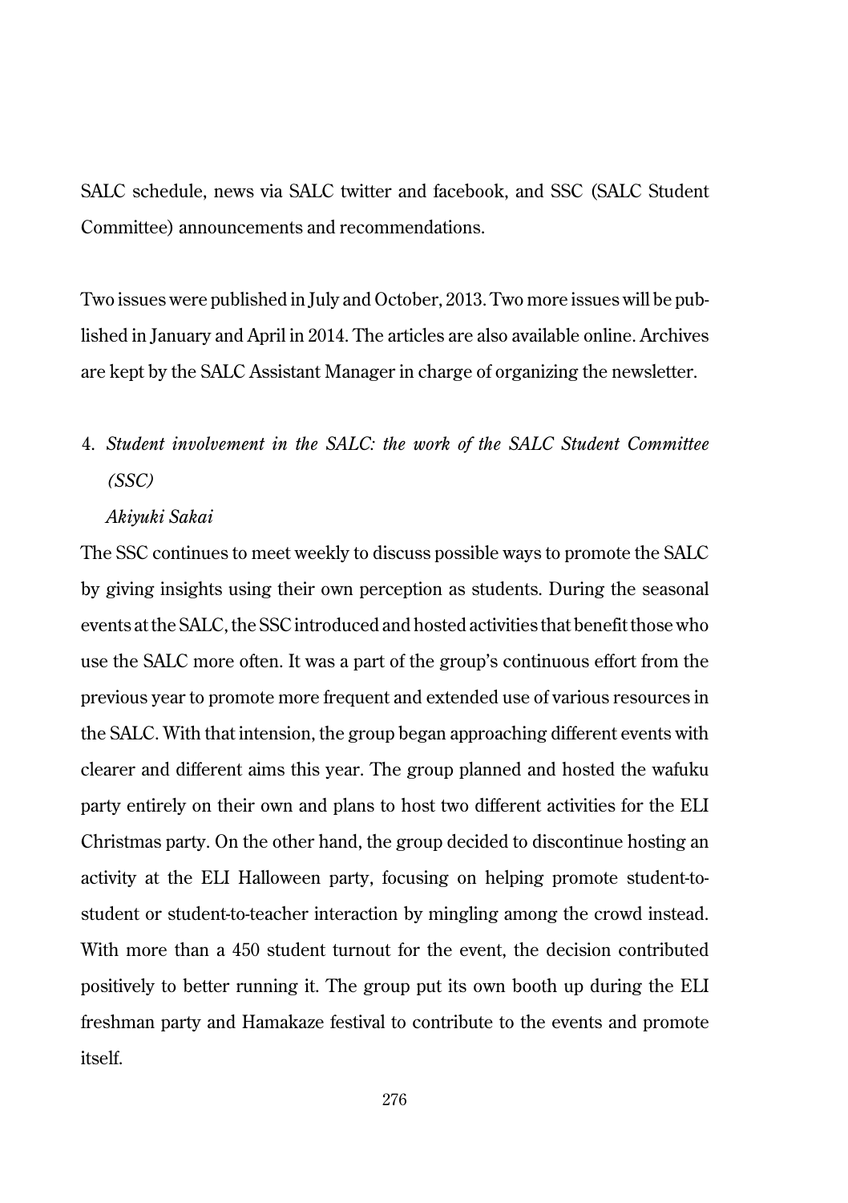SALC schedule, news via SALC twitter and facebook, and SSC (SALC Student Committee) announcements and recommendations.

Two issues were published in July and October, 2013. Two more issues will be published in January and April in 2014. The articles are also available online. Archives are kept by the SALC Assistant Manager in charge of organizing the newsletter.

4. *Student involvement in the SALC: the work of the SALC Student Committee (SSC)*

   *Akiyuki Sakai*

The SSC continues to meet weekly to discuss possible ways to promote the SALC by giving insights using their own perception as students. During the seasonal events at the SALC, the SSC introduced and hosted activities that benefit those who use the SALC more often. It was a part of the group's continuous effort from the previous year to promote more frequent and extended use of various resources in the SALC. With that intension, the group began approaching different events with clearer and different aims this year. The group planned and hosted the wafuku party entirely on their own and plans to host two different activities for the ELI Christmas party. On the other hand, the group decided to discontinue hosting an activity at the ELI Halloween party, focusing on helping promote student-to-student or student-to-teacher interaction by mingling among the crowd instead. With more than a 450 student turnout for the event, the decision contributed positively to better running it. The group put its own booth up during the ELI freshman party and Hamakaze festival to contribute to the events and promote itself.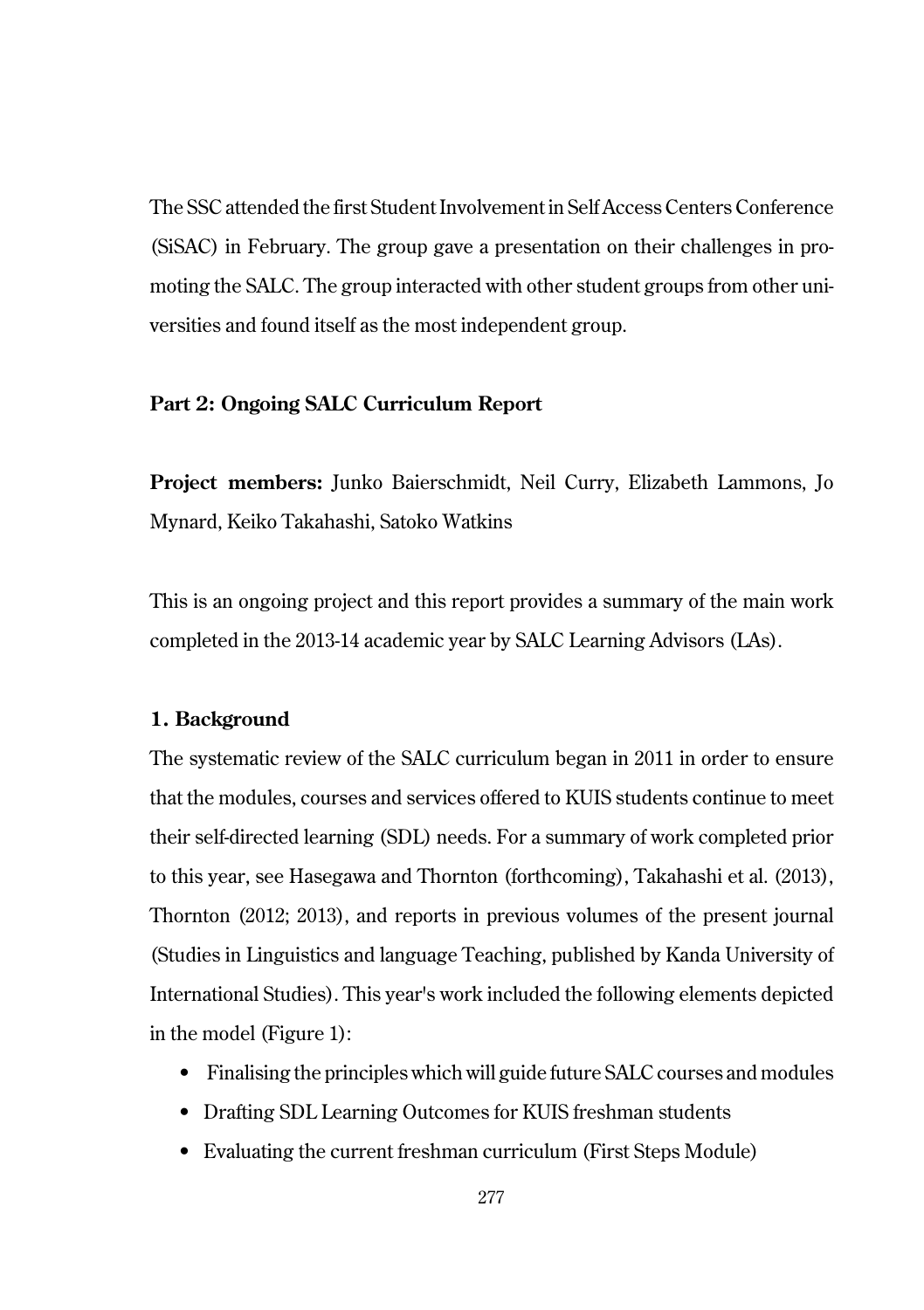The SSC attended the first Student Involvement in Self Access Centers Conference (SiSAC) in February. The group gave a presentation on their challenges in promoting the SALC. The group interacted with other student groups from other universities and found itself as the most independent group.

## Part 2: Ongoing SALC Curriculum Report

**Project members:** Junko Baierschmidt, Neil Curry, Elizabeth Lammons, Jo Mynard, Keiko Takahashi, Satoko Watkins

This is an ongoing project and this report provides a summary of the main work completed in the 2013-14 academic year by SALC Learning Advisors (LAs).

### 1. Background

The systematic review of the SALC curriculum began in 2011 in order to ensure that the modules, courses and services offered to KUIS students continue to meet their self-directed learning (SDL) needs. For a summary of work completed prior to this year, see Hasegawa and Thornton (forthcoming), Takahashi et al. (2013), Thornton (2012; 2013), and reports in previous volumes of the present journal (Studies in Linguistics and language Teaching, published by Kanda University of International Studies). This year's work included the following elements depicted in the model (Figure 1):

- Finalising the principles which will guide future SALC courses and modules
- Drafting SDL Learning Outcomes for KUIS freshman students
- Evaluating the current freshman curriculum (First Steps Module)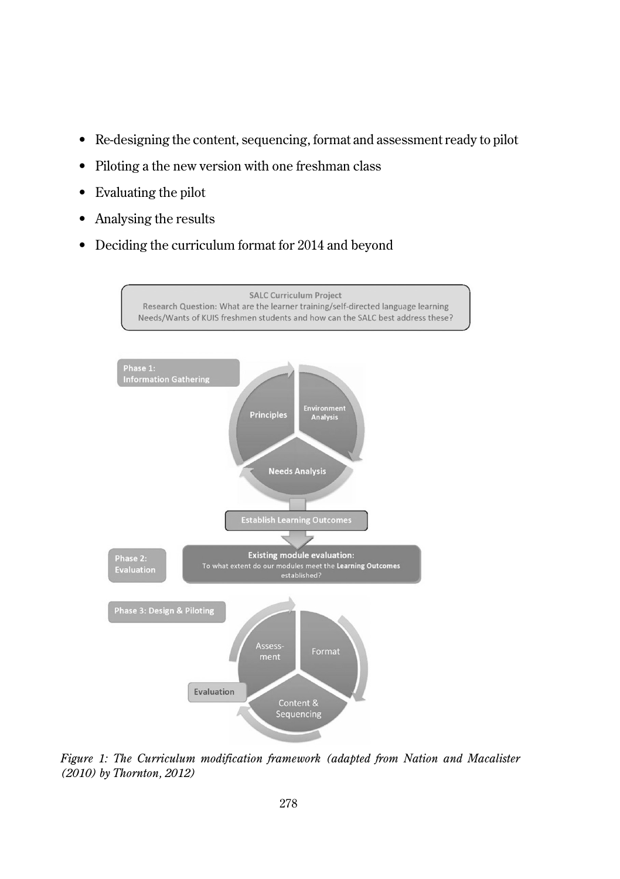- Re-designing the content, sequencing, format and assessment ready to pilot
- Piloting a the new version with one freshman class
- Evaluating the pilot
- Analysing the results
- Deciding the curriculum format for 2014 and beyond

*Figure 1: The Curriculum modification framework (adapted from Nation and Macalister (2010) by Thornton, 2012)*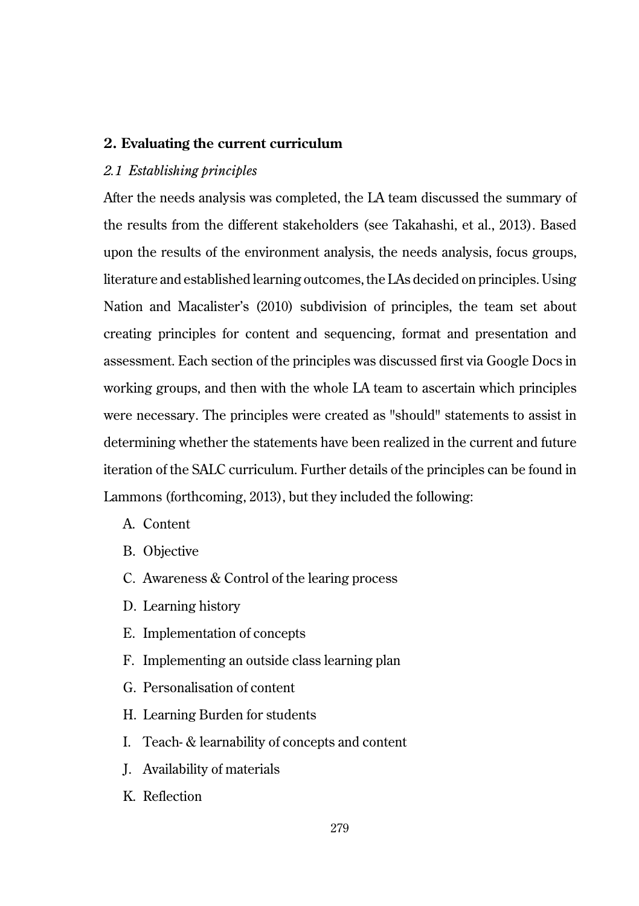## 2. Evaluating the current curriculum

### *2.1 Establishing principles*

After the needs analysis was completed, the LA team discussed the summary of the results from the different stakeholders (see Takahashi, et al., 2013). Based upon the results of the environment analysis, the needs analysis, focus groups, literature and established learning outcomes, the LAs decided on principles. Using Nation and Macalister's (2010) subdivision of principles, the team set about creating principles for content and sequencing, format and presentation and assessment. Each section of the principles was discussed first via Google Docs in working groups, and then with the whole LA team to ascertain which principles were necessary. The principles were created as "should" statements to assist in determining whether the statements have been realized in the current and future iteration of the SALC curriculum. Further details of the principles can be found in Lammons (forthcoming, 2013), but they included the following:

A. Content
B. Objective
C. Awareness & Control of the learing process
D. Learning history
E. Implementation of concepts
F. Implementing an outside class learning plan
G. Personalisation of content
H. Learning Burden for students
I. Teach- & learnability of concepts and content
J. Availability of materials
K. Reflection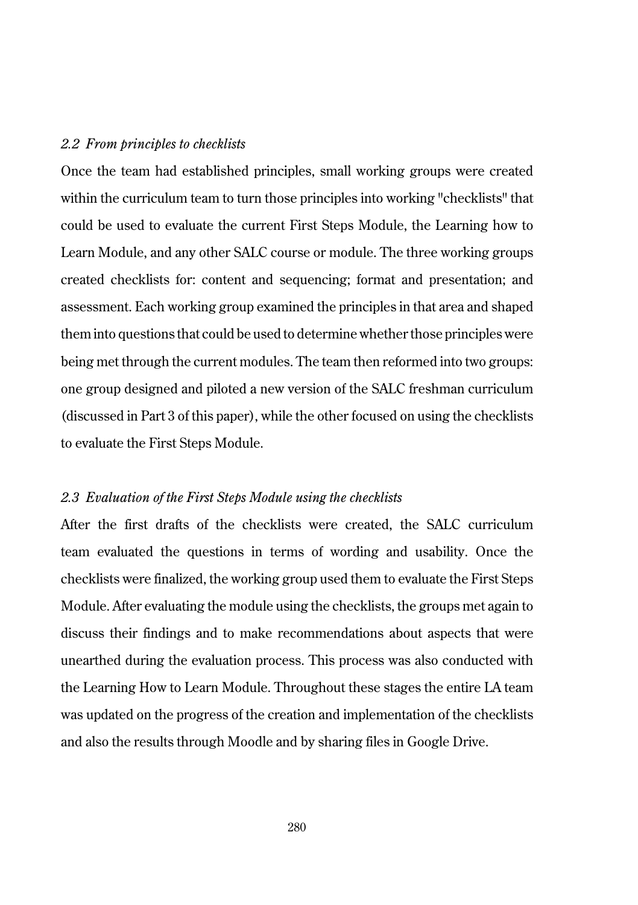### *2.2 From principles to checklists*

Once the team had established principles, small working groups were created within the curriculum team to turn those principles into working "checklists" that could be used to evaluate the current First Steps Module, the Learning how to Learn Module, and any other SALC course or module. The three working groups created checklists for: content and sequencing; format and presentation; and assessment. Each working group examined the principles in that area and shaped them into questions that could be used to determine whether those principles were being met through the current modules. The team then reformed into two groups: one group designed and piloted a new version of the SALC freshman curriculum (discussed in Part 3 of this paper), while the other focused on using the checklists to evaluate the First Steps Module.

### *2.3 Evaluation of the First Steps Module using the checklists*

After the first drafts of the checklists were created, the SALC curriculum team evaluated the questions in terms of wording and usability. Once the checklists were finalized, the working group used them to evaluate the First Steps Module. After evaluating the module using the checklists, the groups met again to discuss their findings and to make recommendations about aspects that were unearthed during the evaluation process. This process was also conducted with the Learning How to Learn Module. Throughout these stages the entire LA team was updated on the progress of the creation and implementation of the checklists and also the results through Moodle and by sharing files in Google Drive.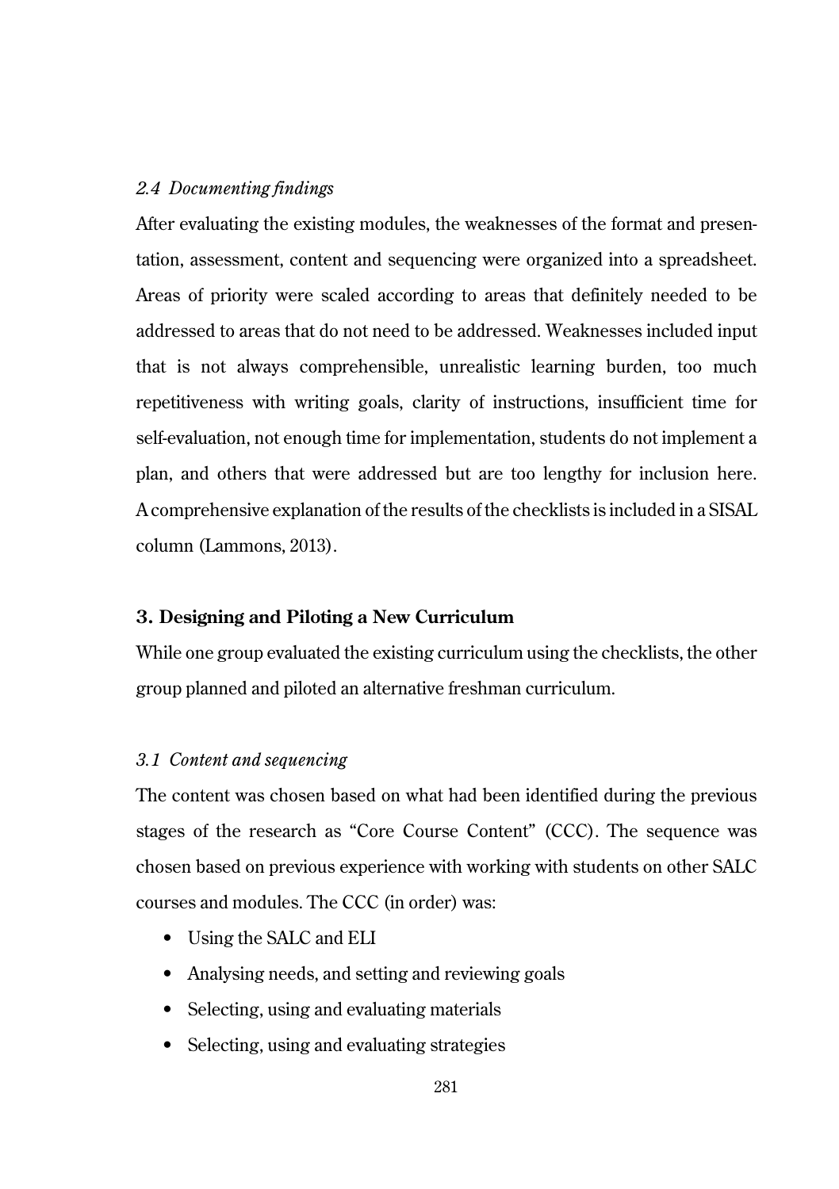### *2.4 Documenting findings*

After evaluating the existing modules, the weaknesses of the format and presentation, assessment, content and sequencing were organized into a spreadsheet. Areas of priority were scaled according to areas that definitely needed to be addressed to areas that do not need to be addressed. Weaknesses included input that is not always comprehensible, unrealistic learning burden, too much repetitiveness with writing goals, clarity of instructions, insufficient time for self-evaluation, not enough time for implementation, students do not implement a plan, and others that were addressed but are too lengthy for inclusion here. A comprehensive explanation of the results of the checklists is included in a SISAL column (Lammons, 2013).

## 3. Designing and Piloting a New Curriculum

While one group evaluated the existing curriculum using the checklists, the other group planned and piloted an alternative freshman curriculum.

### *3.1 Content and sequencing*

The content was chosen based on what had been identified during the previous stages of the research as "Core Course Content" (CCC). The sequence was chosen based on previous experience with working with students on other SALC courses and modules. The CCC (in order) was:

- Using the SALC and ELI
- Analysing needs, and setting and reviewing goals
- Selecting, using and evaluating materials
- Selecting, using and evaluating strategies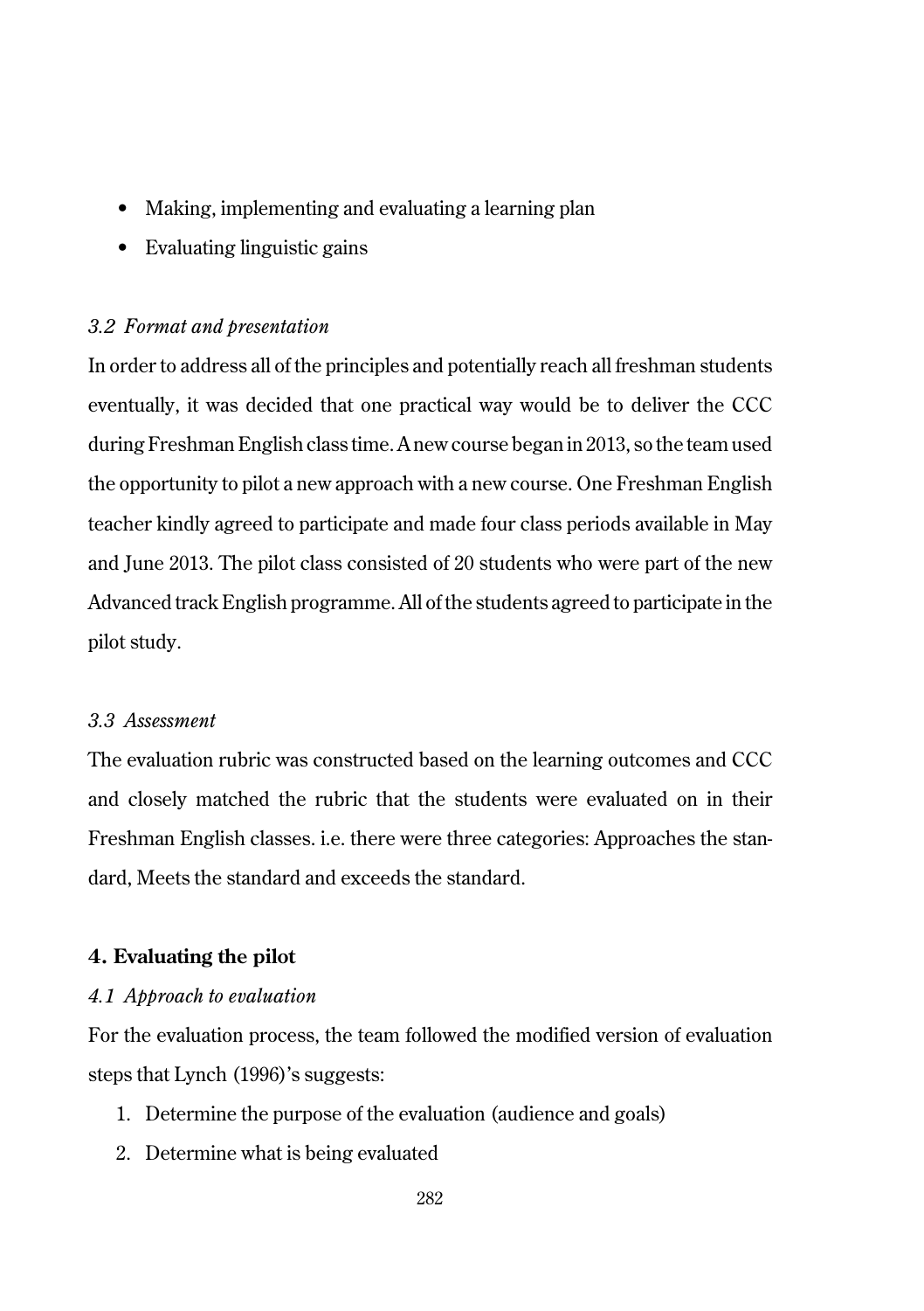- Making, implementing and evaluating a learning plan
- Evaluating linguistic gains

### *3.2 Format and presentation*

In order to address all of the principles and potentially reach all freshman students eventually, it was decided that one practical way would be to deliver the CCC during Freshman English class time. A new course began in 2013, so the team used the opportunity to pilot a new approach with a new course. One Freshman English teacher kindly agreed to participate and made four class periods available in May and June 2013. The pilot class consisted of 20 students who were part of the new Advanced track English programme. All of the students agreed to participate in the pilot study.

### *3.3 Assessment*

The evaluation rubric was constructed based on the learning outcomes and CCC and closely matched the rubric that the students were evaluated on in their Freshman English classes. i.e. there were three categories: Approaches the standard, Meets the standard and exceeds the standard.

## **4. Evaluating the pilot**

### *4.1 Approach to evaluation*

For the evaluation process, the team followed the modified version of evaluation steps that Lynch (1996)'s suggests:

1. Determine the purpose of the evaluation (audience and goals)
2. Determine what is being evaluated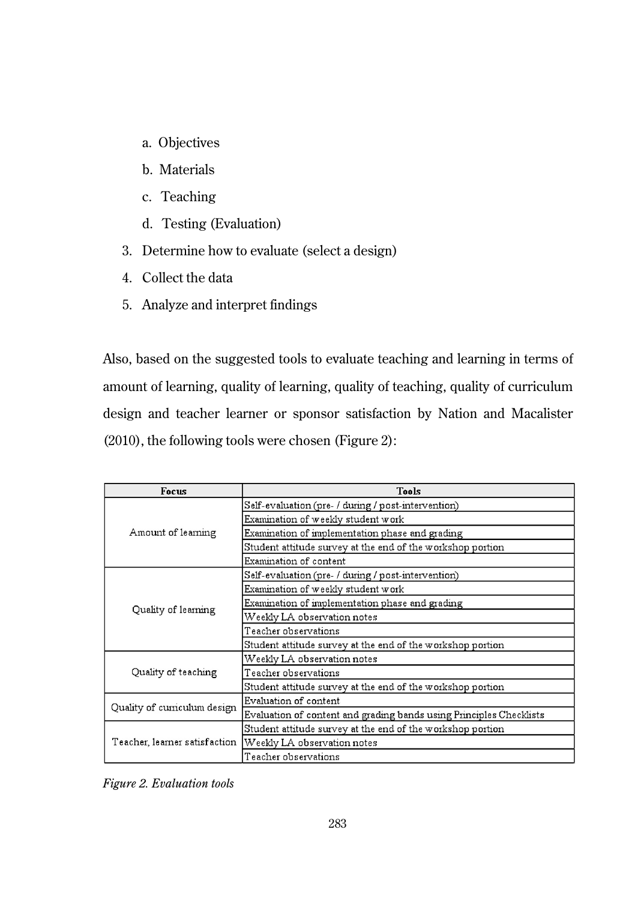a. Objectives
   b. Materials
   c. Teaching
   d. Testing (Evaluation)
3. Determine how to evaluate (select a design)
4. Collect the data
5. Analyze and interpret findings

Also, based on the suggested tools to evaluate teaching and learning in terms of amount of learning, quality of learning, quality of teaching, quality of curriculum design and teacher learner or sponsor satisfaction by Nation and Macalister (2010), the following tools were chosen (Figure 2):

| Focus | Tools |
|---|---|
| Amount of learning | Self-evaluation (pre- / during / post-intervention) |
| | Examination of weekly student work |
| | Examination of implementation phase and grading |
| | Student attitude survey at the end of the workshop portion |
| | Examination of content |
| Quality of learning | Self-evaluation (pre- / during / post-intervention) |
| | Examination of weekly student work |
| | Examination of implementation phase and grading |
| | Weekly LA observation notes |
| | Teacher observations |
| | Student attitude survey at the end of the workshop portion |
| Quality of teaching | Weekly LA observation notes |
| | Teacher observations |
| | Student attitude survey at the end of the workshop portion |
| Quality of curriculum design | Evaluation of content |
| | Evaluation of content and grading bands using Principles Checklists |
| Teacher, learner satisfaction | Student attitude survey at the end of the workshop portion |
| | Weekly LA observation notes |
| | Teacher observations |

*Figure 2. Evaluation tools*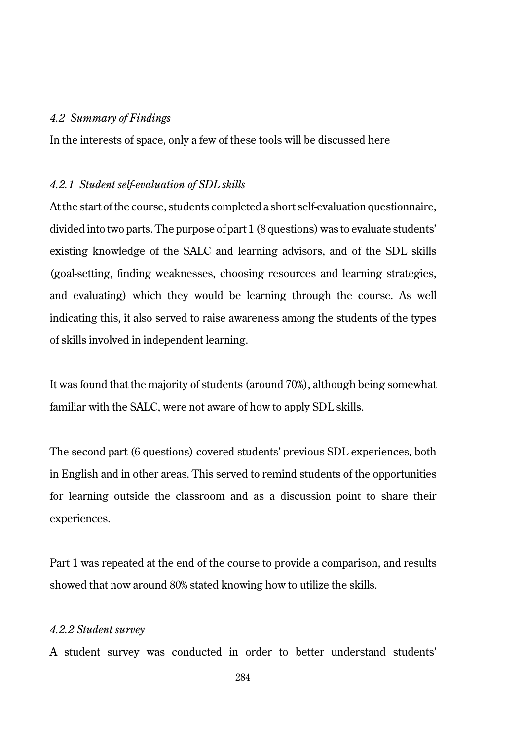### *4.2 Summary of Findings*

In the interests of space, only a few of these tools will be discussed here

#### *4.2.1 Student self-evaluation of SDL skills*

At the start of the course, students completed a short self-evaluation questionnaire, divided into two parts. The purpose of part 1 (8 questions) was to evaluate students' existing knowledge of the SALC and learning advisors, and of the SDL skills (goal-setting, finding weaknesses, choosing resources and learning strategies, and evaluating) which they would be learning through the course. As well indicating this, it also served to raise awareness among the students of the types of skills involved in independent learning.

It was found that the majority of students (around 70%), although being somewhat familiar with the SALC, were not aware of how to apply SDL skills.

The second part (6 questions) covered students' previous SDL experiences, both in English and in other areas. This served to remind students of the opportunities for learning outside the classroom and as a discussion point to share their experiences.

Part 1 was repeated at the end of the course to provide a comparison, and results showed that now around 80% stated knowing how to utilize the skills.

#### *4.2.2 Student survey*

A student survey was conducted in order to better understand students'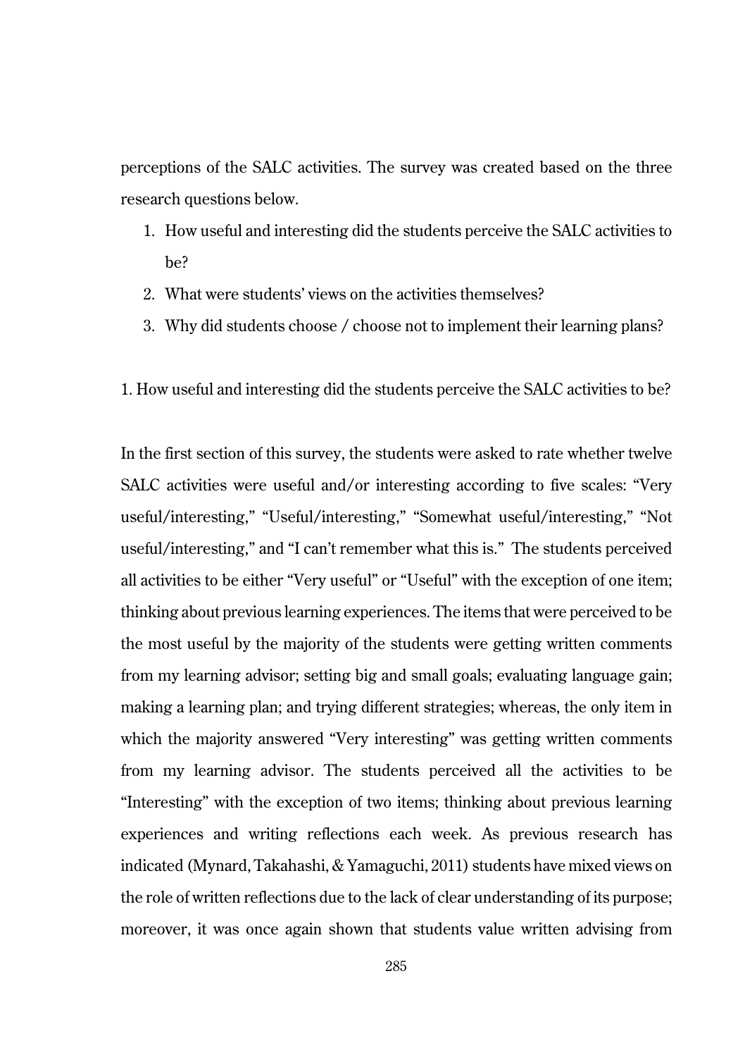perceptions of the SALC activities. The survey was created based on the three research questions below.

1. How useful and interesting did the students perceive the SALC activities to be?
2. What were students' views on the activities themselves?
3. Why did students choose / choose not to implement their learning plans?

1. How useful and interesting did the students perceive the SALC activities to be?

In the first section of this survey, the students were asked to rate whether twelve SALC activities were useful and/or interesting according to five scales: "Very useful/interesting," "Useful/interesting," "Somewhat useful/interesting," "Not useful/interesting," and "I can't remember what this is." The students perceived all activities to be either "Very useful" or "Useful" with the exception of one item; thinking about previous learning experiences. The items that were perceived to be the most useful by the majority of the students were getting written comments from my learning advisor; setting big and small goals; evaluating language gain; making a learning plan; and trying different strategies; whereas, the only item in which the majority answered "Very interesting" was getting written comments from my learning advisor. The students perceived all the activities to be "Interesting" with the exception of two items; thinking about previous learning experiences and writing reflections each week. As previous research has indicated (Mynard, Takahashi, & Yamaguchi, 2011) students have mixed views on the role of written reflections due to the lack of clear understanding of its purpose; moreover, it was once again shown that students value written advising from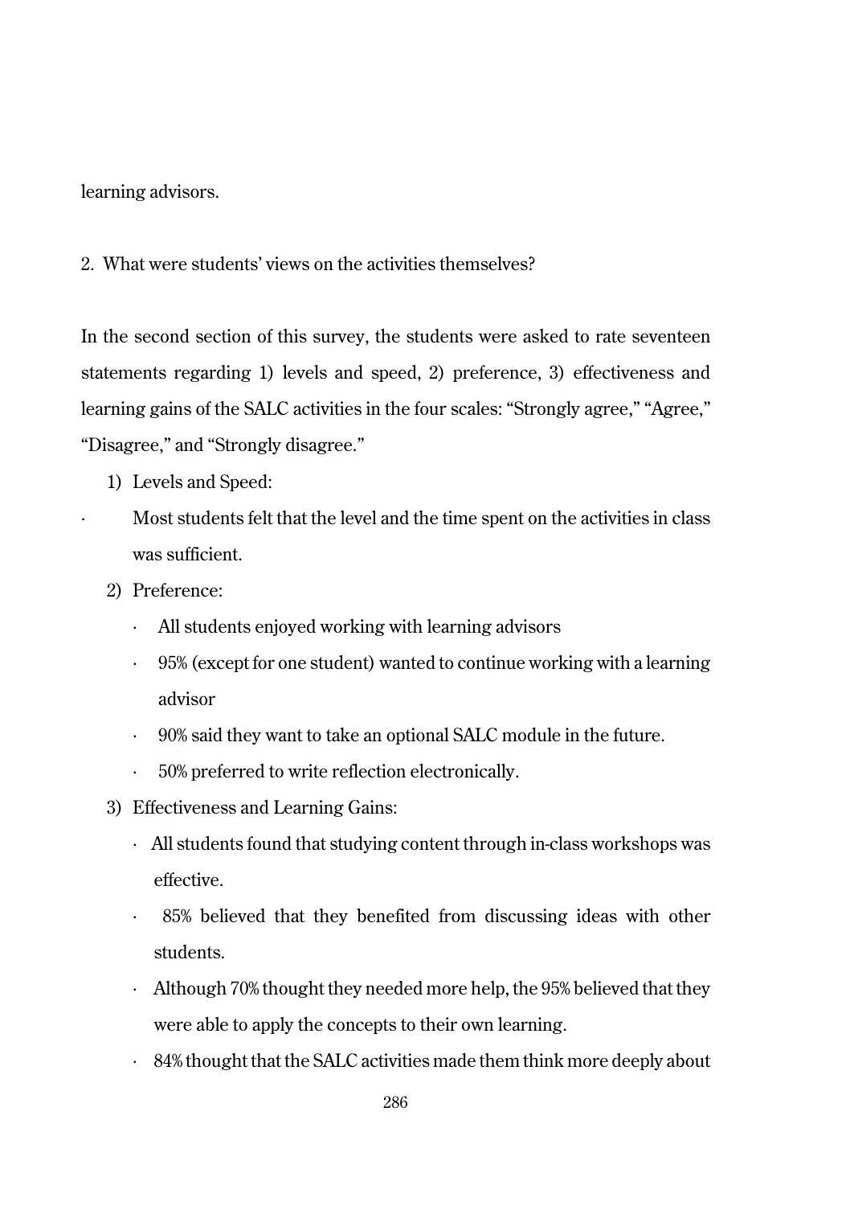learning advisors.

2. What were students' views on the activities themselves?

In the second section of this survey, the students were asked to rate seventeen statements regarding 1) levels and speed, 2) preference, 3) effectiveness and learning gains of the SALC activities in the four scales: "Strongly agree," "Agree," "Disagree," and "Strongly disagree."

1) Levels and Speed:
   - Most students felt that the level and the time spent on the activities in class was sufficient.
2) Preference:
   - All students enjoyed working with learning advisors
   - 95% (except for one student) wanted to continue working with a learning advisor
   - 90% said they want to take an optional SALC module in the future.
   - 50% preferred to write reflection electronically.
3) Effectiveness and Learning Gains:
   - All students found that studying content through in-class workshops was effective.
   - 85% believed that they benefited from discussing ideas with other students.
   - Although 70% thought they needed more help, the 95% believed that they were able to apply the concepts to their own learning.
   - 84% thought that the SALC activities made them think more deeply about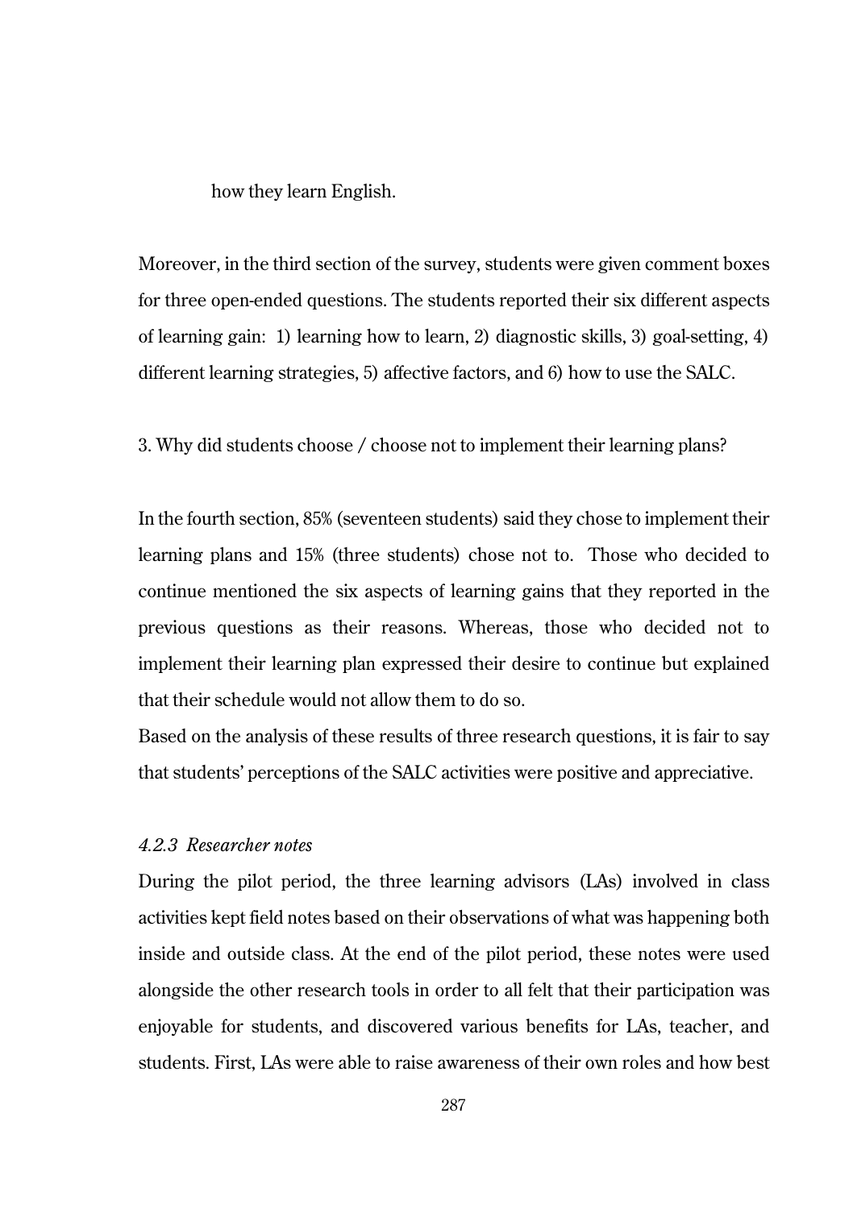how they learn English.

Moreover, in the third section of the survey, students were given comment boxes for three open-ended questions. The students reported their six different aspects of learning gain: 1) learning how to learn, 2) diagnostic skills, 3) goal-setting, 4) different learning strategies, 5) affective factors, and 6) how to use the SALC.

3. Why did students choose / choose not to implement their learning plans?

In the fourth section, 85% (seventeen students) said they chose to implement their learning plans and 15% (three students) chose not to. Those who decided to continue mentioned the six aspects of learning gains that they reported in the previous questions as their reasons. Whereas, those who decided not to implement their learning plan expressed their desire to continue but explained that their schedule would not allow them to do so.

Based on the analysis of these results of three research questions, it is fair to say that students' perceptions of the SALC activities were positive and appreciative.

*4.2.3 Researcher notes*

During the pilot period, the three learning advisors (LAs) involved in class activities kept field notes based on their observations of what was happening both inside and outside class. At the end of the pilot period, these notes were used alongside the other research tools in order to all felt that their participation was enjoyable for students, and discovered various benefits for LAs, teacher, and students. First, LAs were able to raise awareness of their own roles and how best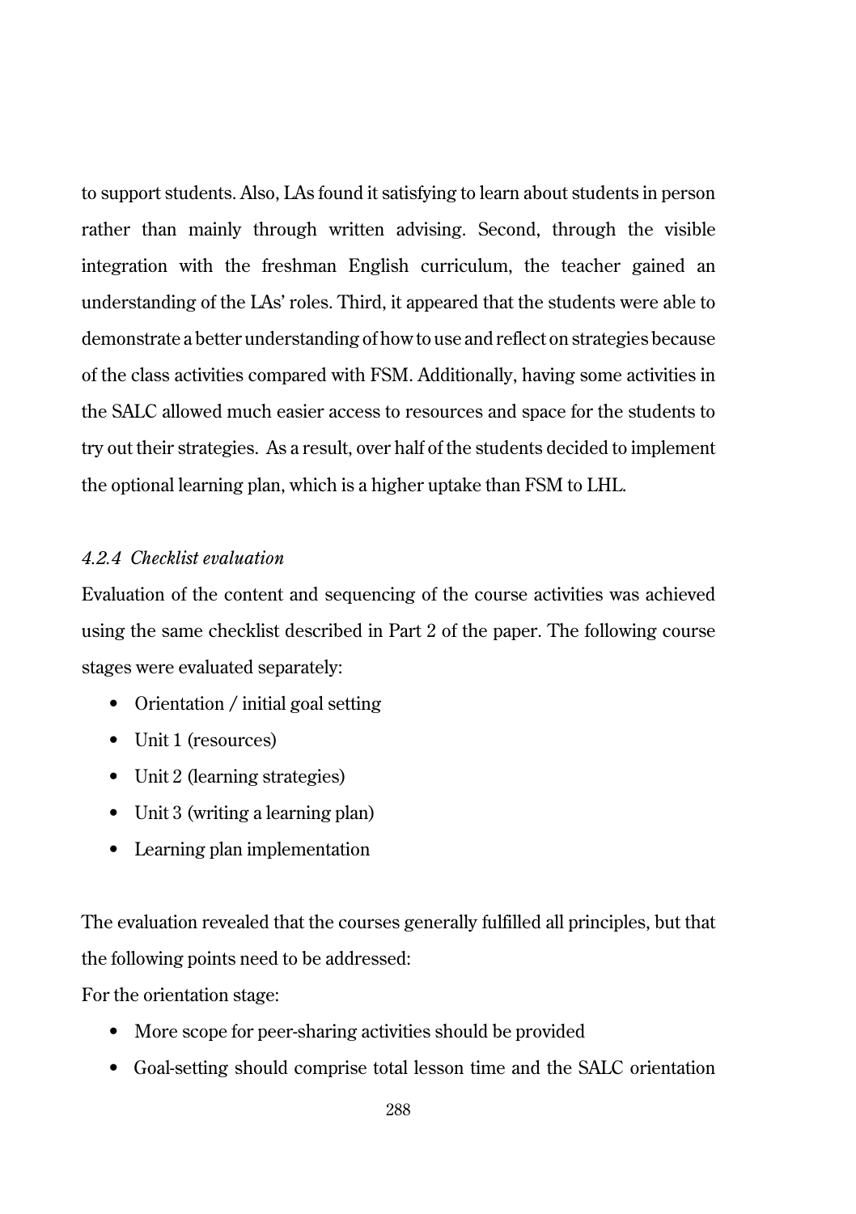to support students. Also, LAs found it satisfying to learn about students in person rather than mainly through written advising. Second, through the visible integration with the freshman English curriculum, the teacher gained an understanding of the LAs' roles. Third, it appeared that the students were able to demonstrate a better understanding of how to use and reflect on strategies because of the class activities compared with FSM. Additionally, having some activities in the SALC allowed much easier access to resources and space for the students to try out their strategies. As a result, over half of the students decided to implement the optional learning plan, which is a higher uptake than FSM to LHL.

#### *4.2.4 Checklist evaluation*

Evaluation of the content and sequencing of the course activities was achieved using the same checklist described in Part 2 of the paper. The following course stages were evaluated separately:

- Orientation / initial goal setting
- Unit 1 (resources)
- Unit 2 (learning strategies)
- Unit 3 (writing a learning plan)
- Learning plan implementation

The evaluation revealed that the courses generally fulfilled all principles, but that the following points need to be addressed:

For the orientation stage:

- More scope for peer-sharing activities should be provided
- Goal-setting should comprise total lesson time and the SALC orientation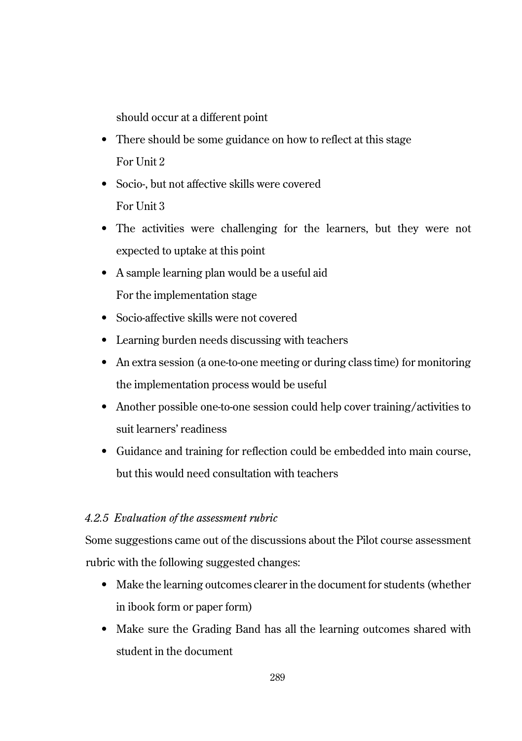should occur at a different point

- There should be some guidance on how to reflect at this stage

  For Unit 2

- Socio-, but not affective skills were covered

  For Unit 3

- The activities were challenging for the learners, but they were not expected to uptake at this point
- A sample learning plan would be a useful aid

  For the implementation stage

- Socio-affective skills were not covered
- Learning burden needs discussing with teachers
- An extra session (a one-to-one meeting or during class time) for monitoring the implementation process would be useful
- Another possible one-to-one session could help cover training/activities to suit learners' readiness
- Guidance and training for reflection could be embedded into main course, but this would need consultation with teachers

*4.2.5 Evaluation of the assessment rubric*

Some suggestions came out of the discussions about the Pilot course assessment rubric with the following suggested changes:

- Make the learning outcomes clearer in the document for students (whether in ibook form or paper form)
- Make sure the Grading Band has all the learning outcomes shared with student in the document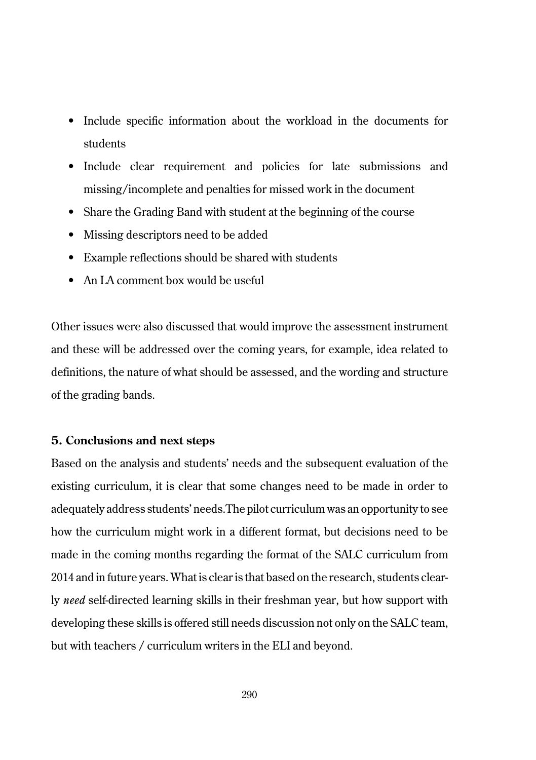- Include specific information about the workload in the documents for students
- Include clear requirement and policies for late submissions and missing/incomplete and penalties for missed work in the document
- Share the Grading Band with student at the beginning of the course
- Missing descriptors need to be added
- Example reflections should be shared with students
- An LA comment box would be useful

Other issues were also discussed that would improve the assessment instrument and these will be addressed over the coming years, for example, idea related to definitions, the nature of what should be assessed, and the wording and structure of the grading bands.

### 5. Conclusions and next steps

Based on the analysis and students' needs and the subsequent evaluation of the existing curriculum, it is clear that some changes need to be made in order to adequately address students' needs.The pilot curriculum was an opportunity to see how the curriculum might work in a different format, but decisions need to be made in the coming months regarding the format of the SALC curriculum from 2014 and in future years. What is clear is that based on the research, students clearly *need* self-directed learning skills in their freshman year, but how support with developing these skills is offered still needs discussion not only on the SALC team, but with teachers / curriculum writers in the ELI and beyond.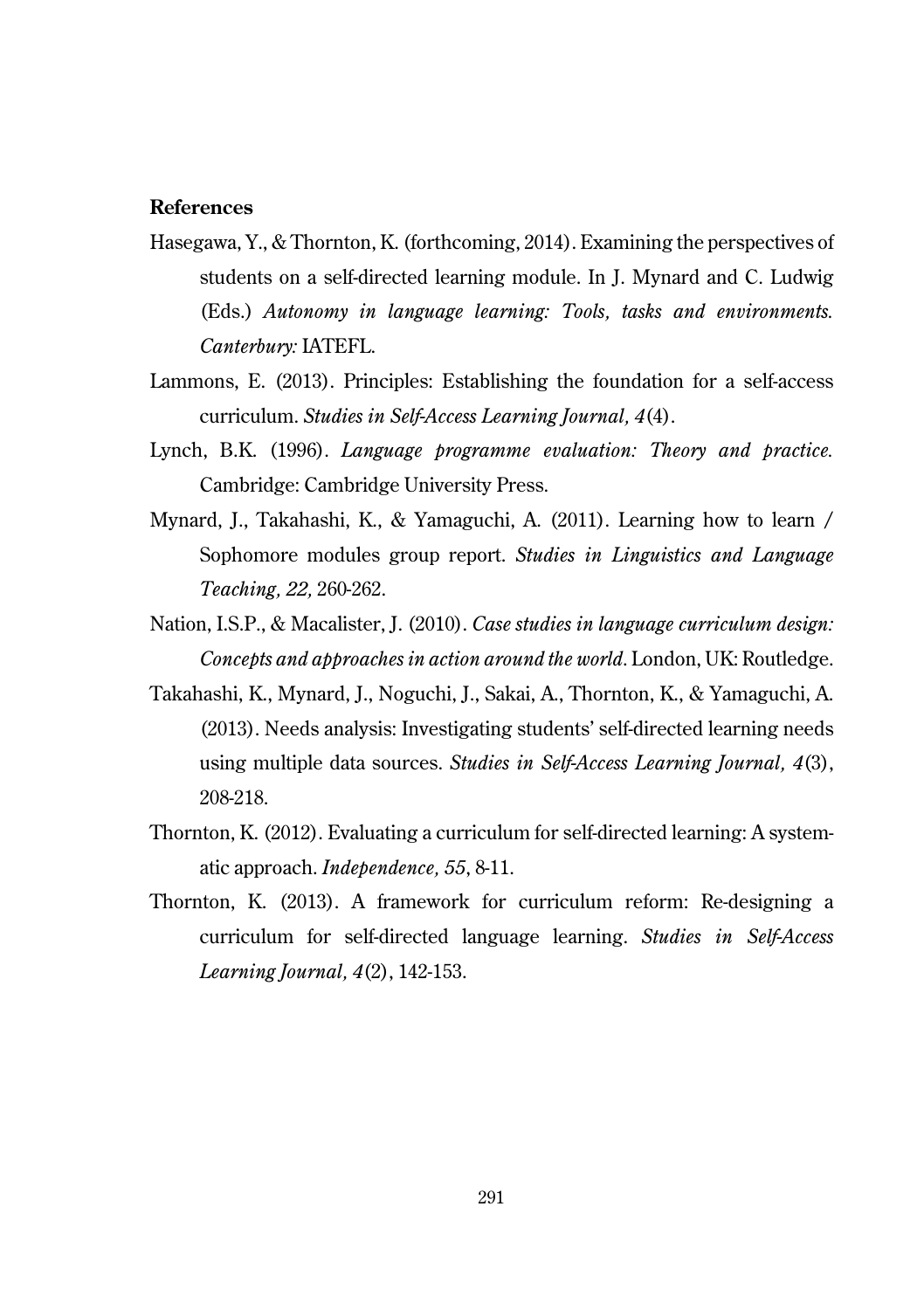**References**

Hasegawa, Y., & Thornton, K. (forthcoming, 2014). Examining the perspectives of students on a self-directed learning module. In J. Mynard and C. Ludwig (Eds.) *Autonomy in language learning: Tools, tasks and environments. Canterbury:* IATEFL.

Lammons, E. (2013). Principles: Establishing the foundation for a self-access curriculum. *Studies in Self-Access Learning Journal, 4*(4).

Lynch, B.K. (1996). *Language programme evaluation: Theory and practice.* Cambridge: Cambridge University Press.

Mynard, J., Takahashi, K., & Yamaguchi, A. (2011). Learning how to learn / Sophomore modules group report. *Studies in Linguistics and Language Teaching, 22,* 260-262.

Nation, I.S.P., & Macalister, J. (2010). *Case studies in language curriculum design: Concepts and approaches in action around the world*. London, UK: Routledge.

Takahashi, K., Mynard, J., Noguchi, J., Sakai, A., Thornton, K., & Yamaguchi, A. (2013). Needs analysis: Investigating students' self-directed learning needs using multiple data sources. *Studies in Self-Access Learning Journal, 4*(3), 208-218.

Thornton, K. (2012). Evaluating a curriculum for self-directed learning: A systematic approach. *Independence, 55*, 8-11.

Thornton, K. (2013). A framework for curriculum reform: Re-designing a curriculum for self-directed language learning. *Studies in Self-Access Learning Journal, 4*(2), 142-153.